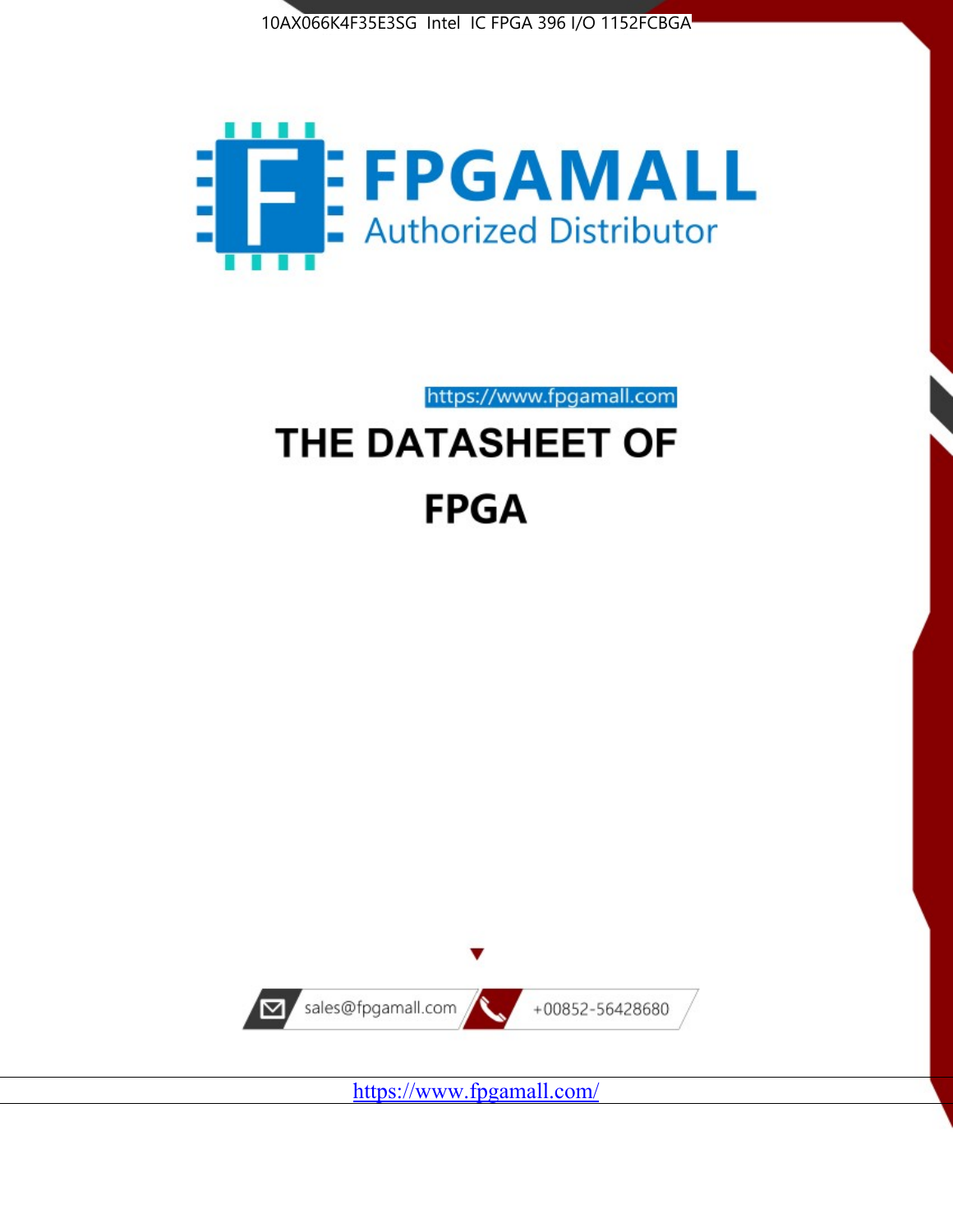10AX066K4F35E3SG Intel IC FPGA 396 I/O 1152FCBGA

FPGAMALL

Authorized Distributor

https://www.fpgamall.com

# THE DATASHEET OF

# FPGA

sales@fpgamall.com

+00852-56428680

https://www.fpgamall.com/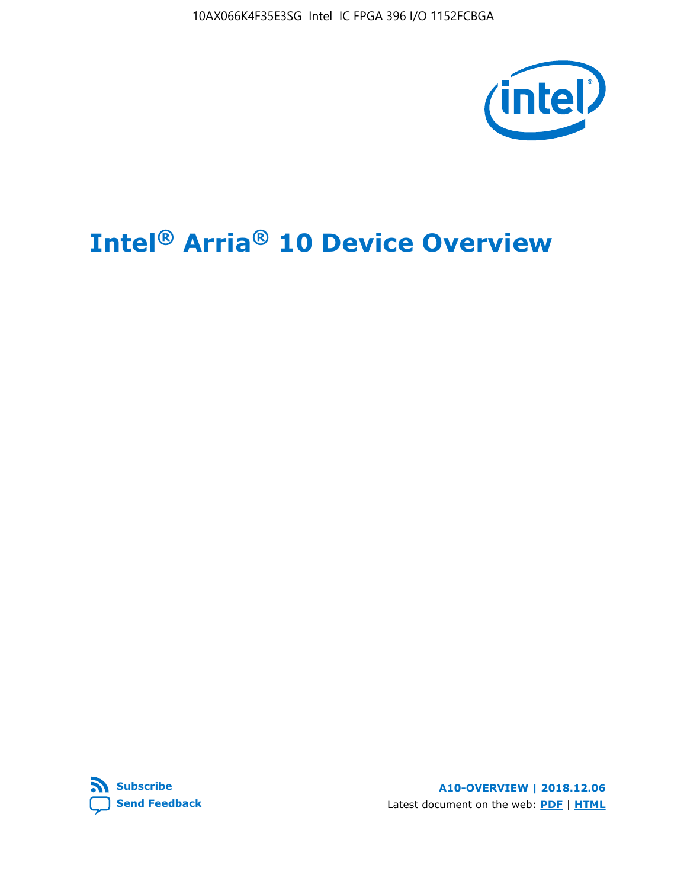# Intel® Arria® 10 Device Overview

Subscribe

Send Feedback

A10-OVERVIEW | 2018.12.06

Latest document on the web: PDF | HTML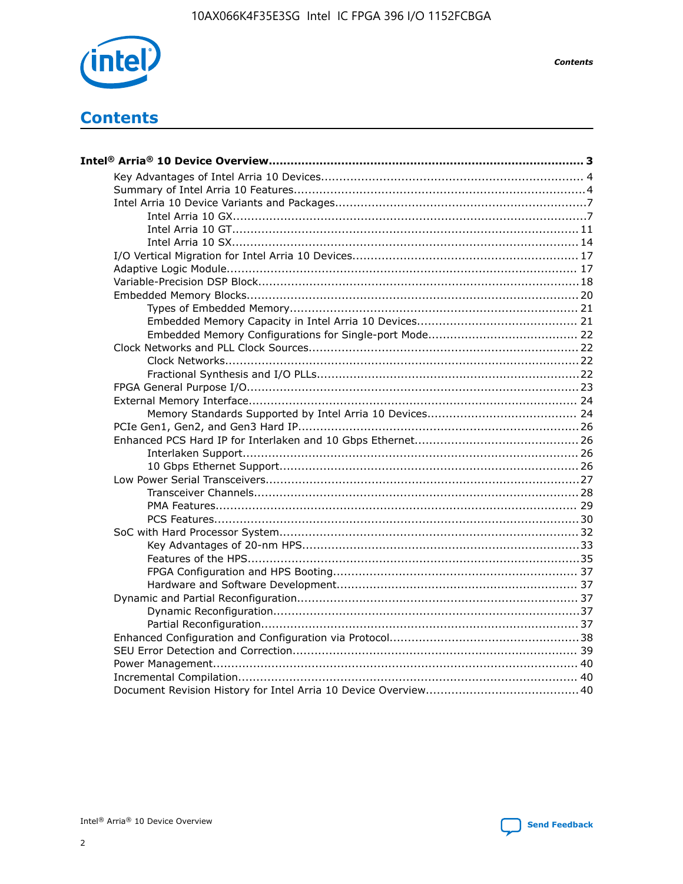# Contents

**Intel® Arria® 10 Device Overview....................................................................................... 3**

- Key Advantages of Intel Arria 10 Devices....................................................................... 4
- Summary of Intel Arria 10 Features................................................................................4
- Intel Arria 10 Device Variants and Packages.....................................................................7
    - Intel Arria 10 GX................................................................................................7
    - Intel Arria 10 GT.............................................................................................. 11
    - Intel Arria 10 SX.............................................................................................. 14
- I/O Vertical Migration for Intel Arria 10 Devices.............................................................. 17
- Adaptive Logic Module................................................................................................ 17
- Variable-Precision DSP Block.......................................................................................18
- Embedded Memory Blocks........................................................................................... 20
    - Types of Embedded Memory............................................................................... 21
    - Embedded Memory Capacity in Intel Arria 10 Devices............................................ 21
    - Embedded Memory Configurations for Single-port Mode......................................... 22
- Clock Networks and PLL Clock Sources.........................................................................22
    - Clock Networks.................................................................................................22
    - Fractional Synthesis and I/O PLLs........................................................................22
- FPGA General Purpose I/O.......................................................................................... 23
- External Memory Interface.......................................................................................... 24
    - Memory Standards Supported by Intel Arria 10 Devices......................................... 24
- PCIe Gen1, Gen2, and Gen3 Hard IP.............................................................................26
- Enhanced PCS Hard IP for Interlaken and 10 Gbps Ethernet.............................................26
    - Interlaken Support............................................................................................ 26
    - 10 Gbps Ethernet Support.................................................................................. 26
- Low Power Serial Transceivers.....................................................................................27
    - Transceiver Channels.........................................................................................28
    - PMA Features................................................................................................... 29
    - PCS Features....................................................................................................30
- SoC with Hard Processor System.................................................................................. 32
    - Key Advantages of 20-nm HPS............................................................................33
    - Features of the HPS...........................................................................................35
    - FPGA Configuration and HPS Booting................................................................... 37
    - Hardware and Software Development.................................................................. 37
- Dynamic and Partial Reconfiguration.............................................................................37
    - Dynamic Reconfiguration....................................................................................37
    - Partial Reconfiguration.......................................................................................37
- Enhanced Configuration and Configuration via Protocol....................................................38
- SEU Error Detection and Correction.............................................................................. 39
- Power Management.................................................................................................... 40
- Incremental Compilation............................................................................................. 40
- Document Revision History for Intel Arria 10 Device Overview.......................................... 40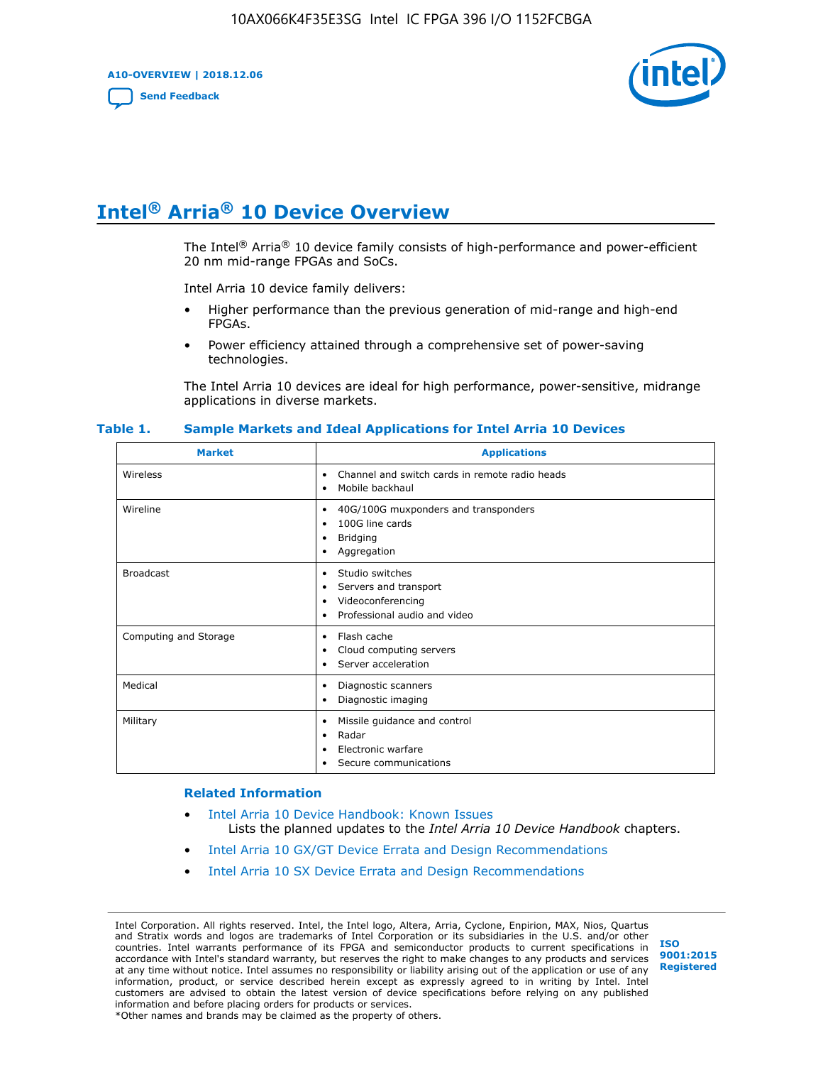# Intel® Arria® 10 Device Overview

The Intel® Arria® 10 device family consists of high-performance and power-efficient 20 nm mid-range FPGAs and SoCs.

Intel Arria 10 device family delivers:

- Higher performance than the previous generation of mid-range and high-end FPGAs.
- Power efficiency attained through a comprehensive set of power-saving technologies.

The Intel Arria 10 devices are ideal for high performance, power-sensitive, midrange applications in diverse markets.

**Table 1. Sample Markets and Ideal Applications for Intel Arria 10 Devices**

| Market | Applications |
|---|---|
| Wireless | • Channel and switch cards in remote radio heads<br>• Mobile backhaul |
| Wireline | • 40G/100G muxponders and transponders<br>• 100G line cards<br>• Bridging<br>• Aggregation |
| Broadcast | • Studio switches<br>• Servers and transport<br>• Videoconferencing<br>• Professional audio and video |
| Computing and Storage | • Flash cache<br>• Cloud computing servers<br>• Server acceleration |
| Medical | • Diagnostic scanners<br>• Diagnostic imaging |
| Military | • Missile guidance and control<br>• Radar<br>• Electronic warfare<br>• Secure communications |

### Related Information

- Intel Arria 10 Device Handbook: Known Issues
  Lists the planned updates to the *Intel Arria 10 Device Handbook* chapters.
- Intel Arria 10 GX/GT Device Errata and Design Recommendations
- Intel Arria 10 SX Device Errata and Design Recommendations

Intel Corporation. All rights reserved. Intel, the Intel logo, Altera, Arria, Cyclone, Enpirion, MAX, Nios, Quartus and Stratix words and logos are trademarks of Intel Corporation or its subsidiaries in the U.S. and/or other countries. Intel warrants performance of its FPGA and semiconductor products to current specifications in accordance with Intel's standard warranty, but reserves the right to make changes to any products and services at any time without notice. Intel assumes no responsibility or liability arising out of the application or use of any information, product, or service described herein except as expressly agreed to in writing by Intel. Intel customers are advised to obtain the latest version of device specifications before relying on any published information and before placing orders for products or services.
*Other names and brands may be claimed as the property of others.

ISO 9001:2015 Registered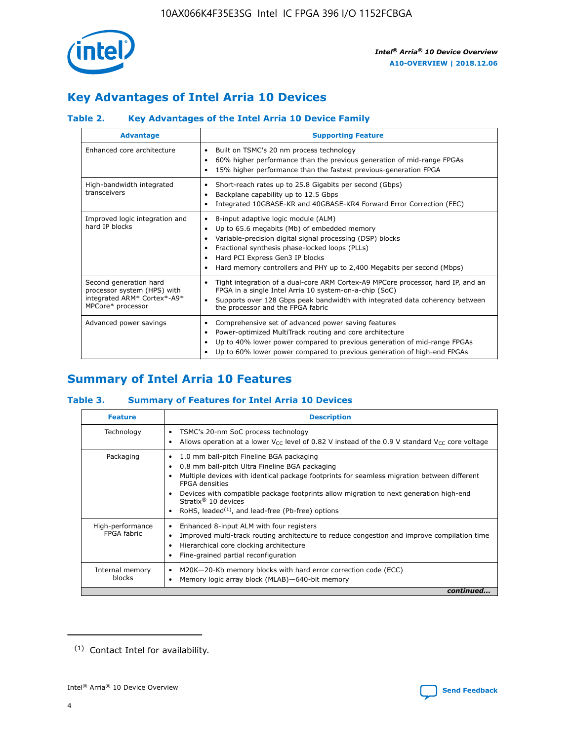## Key Advantages of Intel Arria 10 Devices

### Table 2. Key Advantages of the Intel Arria 10 Device Family

| Advantage | Supporting Feature |
| --- | --- |
| Enhanced core architecture | • Built on TSMC's 20 nm process technology<br>• 60% higher performance than the previous generation of mid-range FPGAs<br>• 15% higher performance than the fastest previous-generation FPGA |
| High-bandwidth integrated transceivers | • Short-reach rates up to 25.8 Gigabits per second (Gbps)<br>• Backplane capability up to 12.5 Gbps<br>• Integrated 10GBASE-KR and 40GBASE-KR4 Forward Error Correction (FEC) |
| Improved logic integration and hard IP blocks | • 8-input adaptive logic module (ALM)<br>• Up to 65.6 megabits (Mb) of embedded memory<br>• Variable-precision digital signal processing (DSP) blocks<br>• Fractional synthesis phase-locked loops (PLLs)<br>• Hard PCI Express Gen3 IP blocks<br>• Hard memory controllers and PHY up to 2,400 Megabits per second (Mbps) |
| Second generation hard processor system (HPS) with integrated ARM* Cortex*-A9* MPCore* processor | • Tight integration of a dual-core ARM Cortex-A9 MPCore processor, hard IP, and an FPGA in a single Intel Arria 10 system-on-a-chip (SoC)<br>• Supports over 128 Gbps peak bandwidth with integrated data coherency between the processor and the FPGA fabric |
| Advanced power savings | • Comprehensive set of advanced power saving features<br>• Power-optimized MultiTrack routing and core architecture<br>• Up to 40% lower power compared to previous generation of mid-range FPGAs<br>• Up to 60% lower power compared to previous generation of high-end FPGAs |

## Summary of Intel Arria 10 Features

### Table 3. Summary of Features for Intel Arria 10 Devices

| Feature | Description |
| --- | --- |
| Technology | • TSMC's 20-nm SoC process technology<br>• Allows operation at a lower $V_{CC}$ level of 0.82 V instead of the 0.9 V standard $V_{CC}$ core voltage |
| Packaging | • 1.0 mm ball-pitch Fineline BGA packaging<br>• 0.8 mm ball-pitch Ultra Fineline BGA packaging<br>• Multiple devices with identical package footprints for seamless migration between different FPGA densities<br>• Devices with compatible package footprints allow migration to next generation high-end Stratix® 10 devices<br>• RoHS, leaded[(1)], and lead-free (Pb-free) options |
| High-performance FPGA fabric | • Enhanced 8-input ALM with four registers<br>• Improved multi-track routing architecture to reduce congestion and improve compilation time<br>• Hierarchical core clocking architecture<br>• Fine-grained partial reconfiguration |
| Internal memory blocks | • M20K—20-Kb memory blocks with hard error correction code (ECC)<br>• Memory logic array block (MLAB)—640-bit memory |

*continued...*

(1) Contact Intel for availability.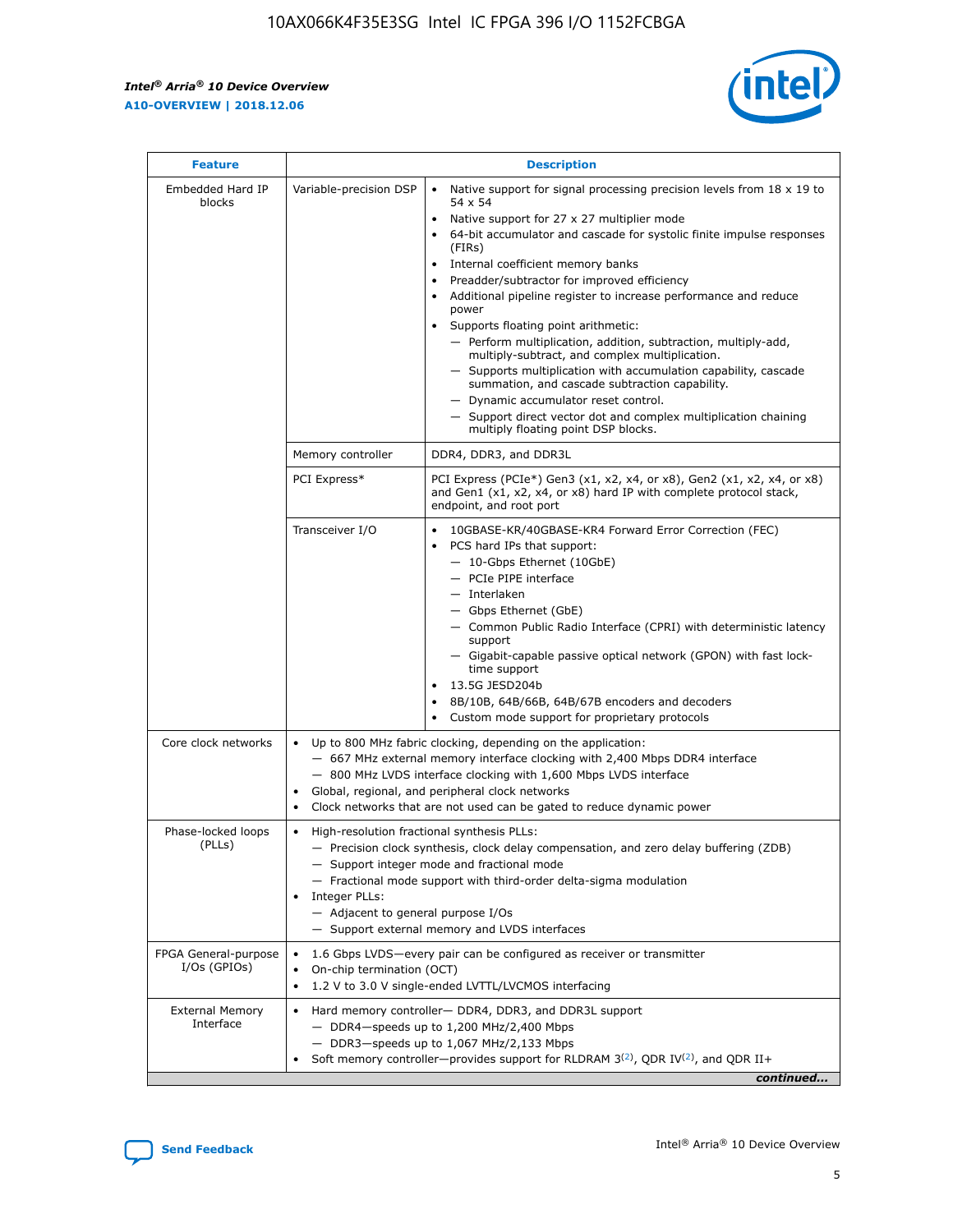| Feature | Description | |
|---|---|---|
| Embedded Hard IP blocks | Variable-precision DSP | • Native support for signal processing precision levels from 18 x 19 to 54 x 54<br>• Native support for 27 x 27 multiplier mode<br>• 64-bit accumulator and cascade for systolic finite impulse responses (FIRs)<br>• Internal coefficient memory banks<br>• Preadder/subtractor for improved efficiency<br>• Additional pipeline register to increase performance and reduce power<br>• Supports floating point arithmetic:<br>— Perform multiplication, addition, subtraction, multiply-add, multiply-subtract, and complex multiplication.<br>— Supports multiplication with accumulation capability, cascade summation, and cascade subtraction capability.<br>— Dynamic accumulator reset control.<br>— Support direct vector dot and complex multiplication chaining multiply floating point DSP blocks. |
| | Memory controller | DDR4, DDR3, and DDR3L |
| | PCI Express* | PCI Express (PCIe*) Gen3 (x1, x2, x4, or x8), Gen2 (x1, x2, x4, or x8) and Gen1 (x1, x2, x4, or x8) hard IP with complete protocol stack, endpoint, and root port |
| | Transceiver I/O | • 10GBASE-KR/40GBASE-KR4 Forward Error Correction (FEC)<br>• PCS hard IPs that support:<br>— 10-Gbps Ethernet (10GbE)<br>— PCIe PIPE interface<br>— Interlaken<br>— Gbps Ethernet (GbE)<br>— Common Public Radio Interface (CPRI) with deterministic latency support<br>— Gigabit-capable passive optical network (GPON) with fast lock-time support<br>• 13.5G JESD204b<br>• 8B/10B, 64B/66B, 64B/67B encoders and decoders<br>• Custom mode support for proprietary protocols |
| Core clock networks | • Up to 800 MHz fabric clocking, depending on the application:<br>— 667 MHz external memory interface clocking with 2,400 Mbps DDR4 interface<br>— 800 MHz LVDS interface clocking with 1,600 Mbps LVDS interface<br>• Global, regional, and peripheral clock networks<br>• Clock networks that are not used can be gated to reduce dynamic power | |
| Phase-locked loops (PLLs) | • High-resolution fractional synthesis PLLs:<br>— Precision clock synthesis, clock delay compensation, and zero delay buffering (ZDB)<br>— Support integer mode and fractional mode<br>— Fractional mode support with third-order delta-sigma modulation<br>• Integer PLLs:<br>— Adjacent to general purpose I/Os<br>— Support external memory and LVDS interfaces | |
| FPGA General-purpose I/Os (GPIOs) | • 1.6 Gbps LVDS—every pair can be configured as receiver or transmitter<br>• On-chip termination (OCT)<br>• 1.2 V to 3.0 V single-ended LVTTL/LVCMOS interfacing | |
| External Memory Interface | • Hard memory controller— DDR4, DDR3, and DDR3L support<br>— DDR4—speeds up to 1,200 MHz/2,400 Mbps<br>— DDR3—speeds up to 1,067 MHz/2,133 Mbps<br>• Soft memory controller—provides support for RLDRAM 3[(2)], QDR IV[(2)], and QDR II+ | |

*continued...*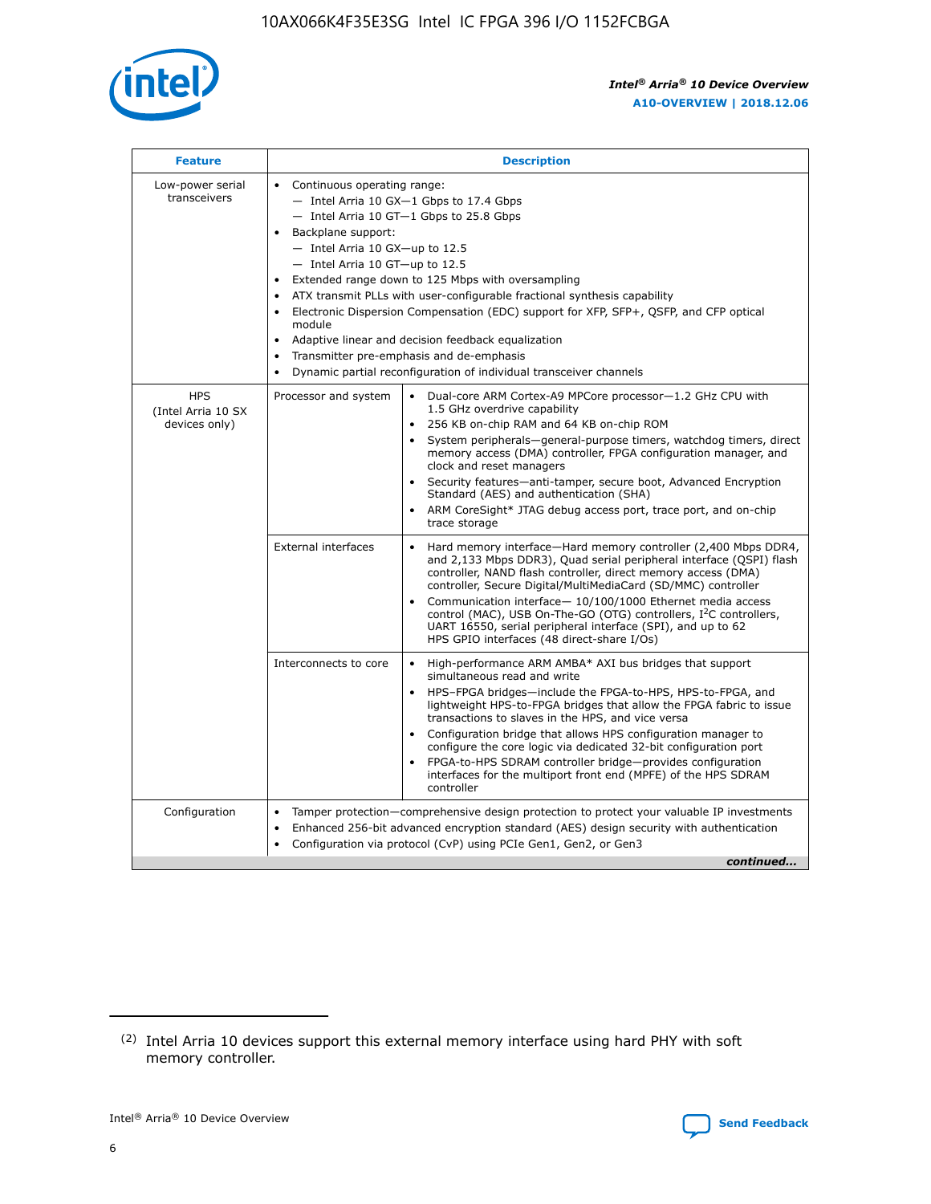| Feature | Description | |
|---|---|---|
| Low-power serial transceivers | • Continuous operating range:<br>— Intel Arria 10 GX—1 Gbps to 17.4 Gbps<br>— Intel Arria 10 GT—1 Gbps to 25.8 Gbps<br>• Backplane support:<br>— Intel Arria 10 GX—up to 12.5<br>— Intel Arria 10 GT—up to 12.5<br>• Extended range down to 125 Mbps with oversampling<br>• ATX transmit PLLs with user-configurable fractional synthesis capability<br>• Electronic Dispersion Compensation (EDC) support for XFP, SFP+, QSFP, and CFP optical module<br>• Adaptive linear and decision feedback equalization<br>• Transmitter pre-emphasis and de-emphasis<br>• Dynamic partial reconfiguration of individual transceiver channels | |
| HPS (Intel Arria 10 SX devices only) | Processor and system | • Dual-core ARM Cortex-A9 MPCore processor—1.2 GHz CPU with 1.5 GHz overdrive capability<br>• 256 KB on-chip RAM and 64 KB on-chip ROM<br>• System peripherals—general-purpose timers, watchdog timers, direct memory access (DMA) controller, FPGA configuration manager, and clock and reset managers<br>• Security features—anti-tamper, secure boot, Advanced Encryption Standard (AES) and authentication (SHA)<br>• ARM CoreSight* JTAG debug access port, trace port, and on-chip trace storage |
| | External interfaces | • Hard memory interface—Hard memory controller (2,400 Mbps DDR4, and 2,133 Mbps DDR3), Quad serial peripheral interface (QSPI) flash controller, NAND flash controller, direct memory access (DMA) controller, Secure Digital/MultiMediaCard (SD/MMC) controller<br>• Communication interface— 10/100/1000 Ethernet media access control (MAC), USB On-The-GO (OTG) controllers, I²C controllers, UART 16550, serial peripheral interface (SPI), and up to 62 HPS GPIO interfaces (48 direct-share I/Os) |
| | Interconnects to core | • High-performance ARM AMBA* AXI bus bridges that support simultaneous read and write<br>• HPS–FPGA bridges—include the FPGA-to-HPS, HPS-to-FPGA, and lightweight HPS-to-FPGA bridges that allow the FPGA fabric to issue transactions to slaves in the HPS, and vice versa<br>• Configuration bridge that allows HPS configuration manager to configure the core logic via dedicated 32-bit configuration port<br>• FPGA-to-HPS SDRAM controller bridge—provides configuration interfaces for the multiport front end (MPFE) of the HPS SDRAM controller |
| Configuration | • Tamper protection—comprehensive design protection to protect your valuable IP investments<br>• Enhanced 256-bit advanced encryption standard (AES) design security with authentication<br>• Configuration via protocol (CvP) using PCIe Gen1, Gen2, or Gen3 | |

*continued...*

(2) Intel Arria 10 devices support this external memory interface using hard PHY with soft memory controller.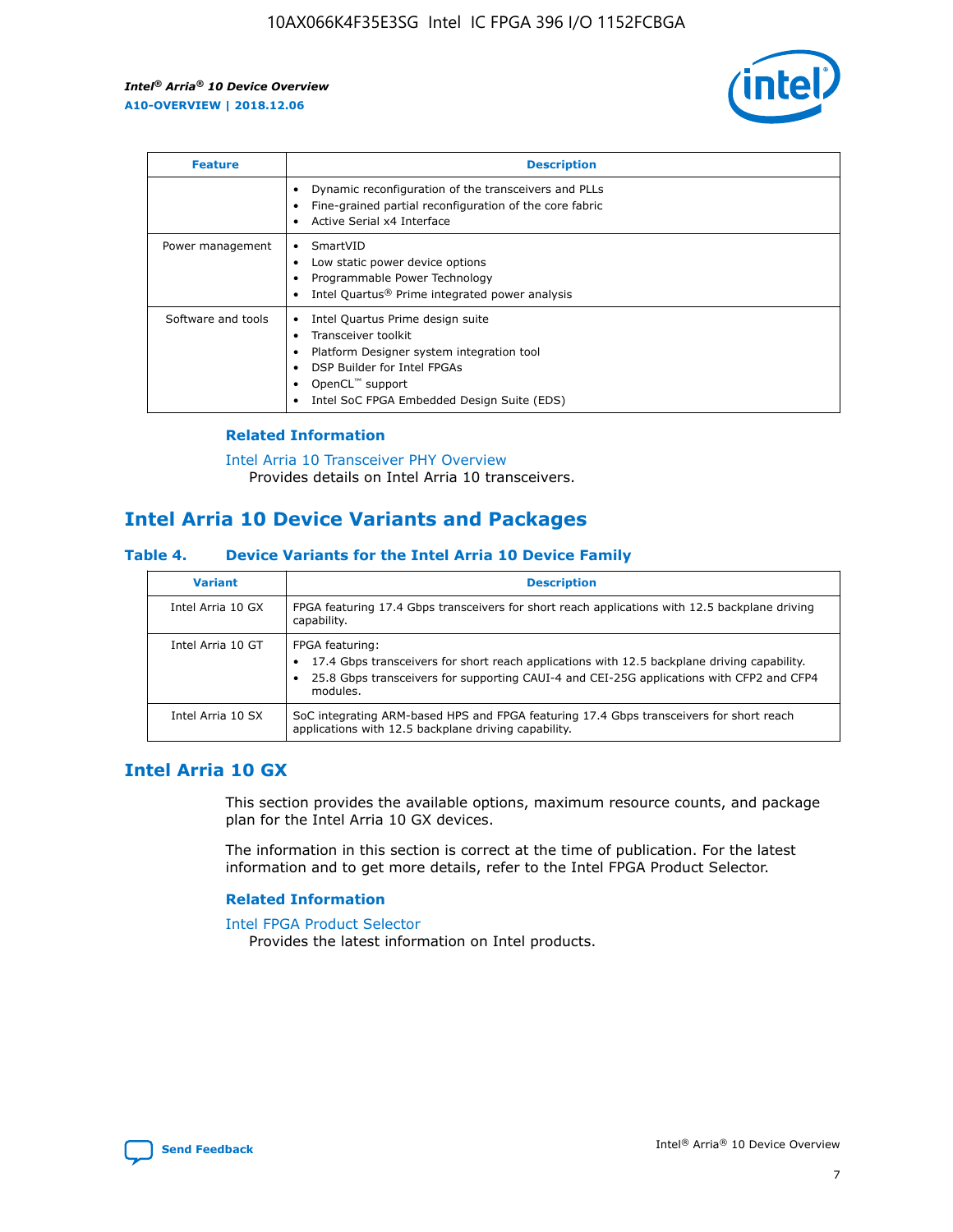| Feature | Description |
| --- | --- |
| | • Dynamic reconfiguration of the transceivers and PLLs<br>• Fine-grained partial reconfiguration of the core fabric<br>• Active Serial x4 Interface |
| Power management | • SmartVID<br>• Low static power device options<br>• Programmable Power Technology<br>• Intel Quartus® Prime integrated power analysis |
| Software and tools | • Intel Quartus Prime design suite<br>• Transceiver toolkit<br>• Platform Designer system integration tool<br>• DSP Builder for Intel FPGAs<br>• OpenCL™ support<br>• Intel SoC FPGA Embedded Design Suite (EDS) |

### Related Information

Intel Arria 10 Transceiver PHY Overview
Provides details on Intel Arria 10 transceivers.

## Intel Arria 10 Device Variants and Packages

### Table 4. Device Variants for the Intel Arria 10 Device Family

| Variant | Description |
| --- | --- |
| Intel Arria 10 GX | FPGA featuring 17.4 Gbps transceivers for short reach applications with 12.5 backplane driving capability. |
| Intel Arria 10 GT | FPGA featuring:<br>• 17.4 Gbps transceivers for short reach applications with 12.5 backplane driving capability.<br>• 25.8 Gbps transceivers for supporting CAUI-4 and CEI-25G applications with CFP2 and CFP4 modules. |
| Intel Arria 10 SX | SoC integrating ARM-based HPS and FPGA featuring 17.4 Gbps transceivers for short reach applications with 12.5 backplane driving capability. |

## Intel Arria 10 GX

This section provides the available options, maximum resource counts, and package plan for the Intel Arria 10 GX devices.

The information in this section is correct at the time of publication. For the latest information and to get more details, refer to the Intel FPGA Product Selector.

### Related Information

Intel FPGA Product Selector
Provides the latest information on Intel products.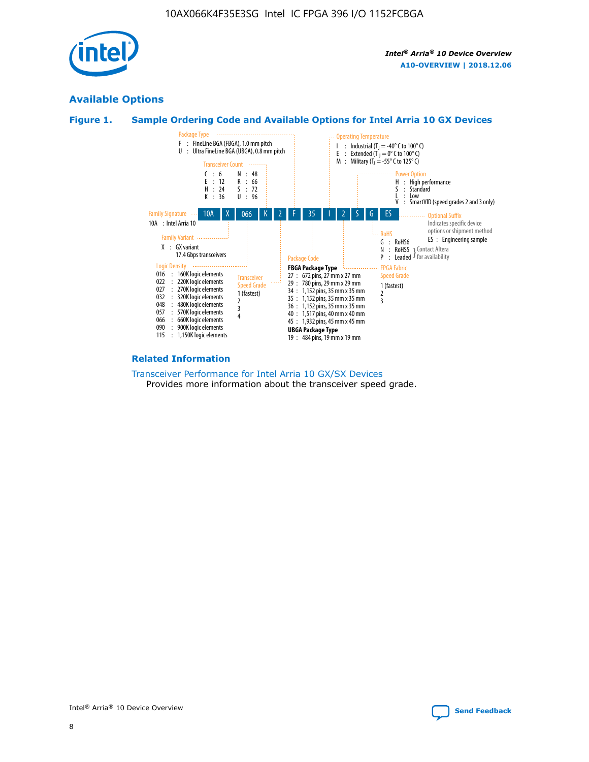## Available Options

### Figure 1. Sample Ordering Code and Available Options for Intel Arria 10 GX Devices

**Sample ordering code:** 10A X 066 K 2 F 35 I 2 S G ES

**Family Signature**
- 10A : Intel Arria 10

**Family Variant**
- X : GX variant 17.4 Gbps transceivers

**Logic Density**
- 016 : 160K logic elements
- 022 : 220K logic elements
- 027 : 270K logic elements
- 032 : 320K logic elements
- 048 : 480K logic elements
- 057 : 570K logic elements
- 066 : 660K logic elements
- 090 : 900K logic elements
- 115 : 1,150K logic elements

**Transceiver Count**
- C : 6
- E : 12
- H : 24
- K : 36
- N : 48
- R : 66
- S : 72
- U : 96

**Transceiver Speed Grade**
- 1 (fastest)
- 2
- 3
- 4

**Package Type**
- F : FineLine BGA (FBGA), 1.0 mm pitch
- U : Ultra FineLine BGA (UBGA), 0.8 mm pitch

**Package Code**

FBGA Package Type
- 27 : 672 pins, 27 mm x 27 mm
- 29 : 780 pins, 29 mm x 29 mm
- 34 : 1,152 pins, 35 mm x 35 mm
- 35 : 1,152 pins, 35 mm x 35 mm
- 36 : 1,152 pins, 35 mm x 35 mm
- 40 : 1,517 pins, 40 mm x 40 mm
- 45 : 1,932 pins, 45 mm x 45 mm

UBGA Package Type
- 19 : 484 pins, 19 mm x 19 mm

**Operating Temperature**
- I : Industrial ($T_J$ = -40° C to 100° C)
- E : Extended ($T_J$ = 0° C to 100° C)
- M : Military ($T_J$ = -55° C to 125° C)

**FPGA Fabric Speed Grade**
- 1 (fastest)
- 2
- 3

**Power Option**
- H : High performance
- S : Standard
- L : Low
- V : SmartVID (speed grades 2 and 3 only)

**RoHS**
- G : RoHS6
- N : RoHS5 (Contact Altera for availability)
- P : Leaded (Contact Altera for availability)

**Optional Suffix**

Indicates specific device options or shipment method
- ES : Engineering sample

### Related Information

Transceiver Performance for Intel Arria 10 GX/SX Devices

Provides more information about the transceiver speed grade.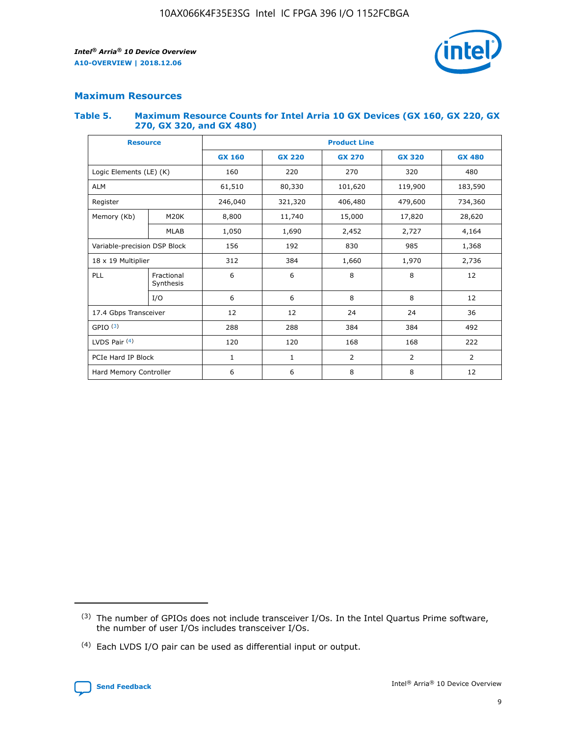## Maximum Resources

### Table 5. Maximum Resource Counts for Intel Arria 10 GX Devices (GX 160, GX 220, GX 270, GX 320, and GX 480)

| Resource | | Product Line | | | | |
|---|---|---|---|---|---|---|
| | | GX 160 | GX 220 | GX 270 | GX 320 | GX 480 |
| Logic Elements (LE) (K) | | 160 | 220 | 270 | 320 | 480 |
| ALM | | 61,510 | 80,330 | 101,620 | 119,900 | 183,590 |
| Register | | 246,040 | 321,320 | 406,480 | 479,600 | 734,360 |
| Memory (Kb) | M20K | 8,800 | 11,740 | 15,000 | 17,820 | 28,620 |
| | MLAB | 1,050 | 1,690 | 2,452 | 2,727 | 4,164 |
| Variable-precision DSP Block | | 156 | 192 | 830 | 985 | 1,368 |
| 18 x 19 Multiplier | | 312 | 384 | 1,660 | 1,970 | 2,736 |
| PLL | Fractional Synthesis | 6 | 6 | 8 | 8 | 12 |
| | I/O | 6 | 6 | 8 | 8 | 12 |
| 17.4 Gbps Transceiver | | 12 | 12 | 24 | 24 | 36 |
| GPIO [3] | | 288 | 288 | 384 | 384 | 492 |
| LVDS Pair [4] | | 120 | 120 | 168 | 168 | 222 |
| PCIe Hard IP Block | | 1 | 1 | 2 | 2 | 2 |
| Hard Memory Controller | | 6 | 6 | 8 | 8 | 12 |

(3) The number of GPIOs does not include transceiver I/Os. In the Intel Quartus Prime software, the number of user I/Os includes transceiver I/Os.

(4) Each LVDS I/O pair can be used as differential input or output.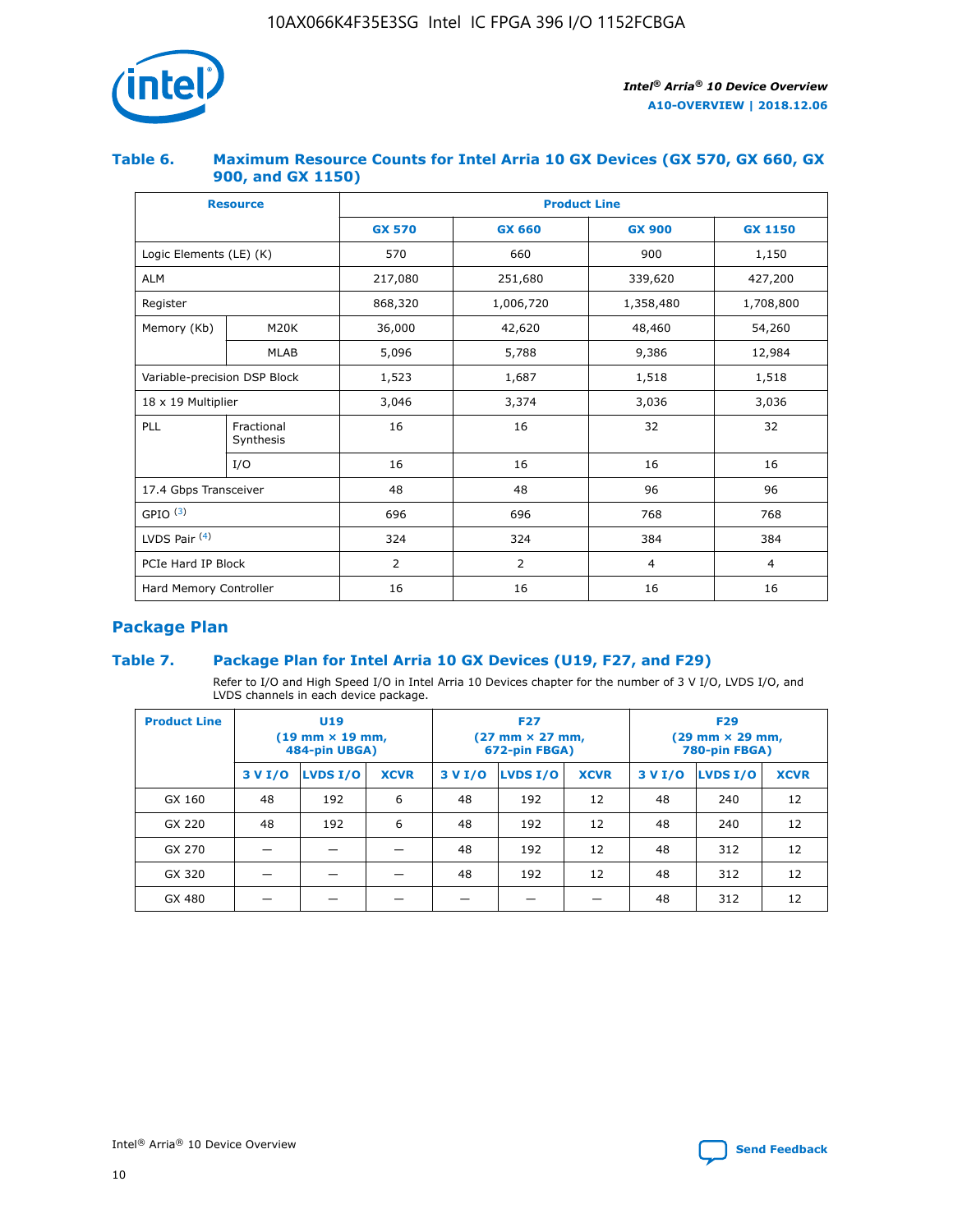## Table 6. Maximum Resource Counts for Intel Arria 10 GX Devices (GX 570, GX 660, GX 900, and GX 1150)

| Resource | | Product Line | | | |
|---|---|---|---|---|---|
| | | GX 570 | GX 660 | GX 900 | GX 1150 |
| Logic Elements (LE) (K) | | 570 | 660 | 900 | 1,150 |
| ALM | | 217,080 | 251,680 | 339,620 | 427,200 |
| Register | | 868,320 | 1,006,720 | 1,358,480 | 1,708,800 |
| Memory (Kb) | M20K | 36,000 | 42,620 | 48,460 | 54,260 |
| | MLAB | 5,096 | 5,788 | 9,386 | 12,984 |
| Variable-precision DSP Block | | 1,523 | 1,687 | 1,518 | 1,518 |
| 18 x 19 Multiplier | | 3,046 | 3,374 | 3,036 | 3,036 |
| PLL | Fractional Synthesis | 16 | 16 | 32 | 32 |
| | I/O | 16 | 16 | 16 | 16 |
| 17.4 Gbps Transceiver | | 48 | 48 | 96 | 96 |
| GPIO [(3)] | | 696 | 696 | 768 | 768 |
| LVDS Pair [(4)] | | 324 | 324 | 384 | 384 |
| PCIe Hard IP Block | | 2 | 2 | 4 | 4 |
| Hard Memory Controller | | 16 | 16 | 16 | 16 |

## Package Plan

## Table 7. Package Plan for Intel Arria 10 GX Devices (U19, F27, and F29)

Refer to I/O and High Speed I/O in Intel Arria 10 Devices chapter for the number of 3 V I/O, LVDS I/O, and LVDS channels in each device package.

| Product Line | U19 (19 mm × 19 mm, 484-pin UBGA) | | | F27 (27 mm × 27 mm, 672-pin FBGA) | | | F29 (29 mm × 29 mm, 780-pin FBGA) | | |
|---|---|---|---|---|---|---|---|---|---|
| | 3 V I/O | LVDS I/O | XCVR | 3 V I/O | LVDS I/O | XCVR | 3 V I/O | LVDS I/O | XCVR |
| GX 160 | 48 | 192 | 6 | 48 | 192 | 12 | 48 | 240 | 12 |
| GX 220 | 48 | 192 | 6 | 48 | 192 | 12 | 48 | 240 | 12 |
| GX 270 | — | — | — | 48 | 192 | 12 | 48 | 312 | 12 |
| GX 320 | — | — | — | 48 | 192 | 12 | 48 | 312 | 12 |
| GX 480 | — | — | — | — | — | — | 48 | 312 | 12 |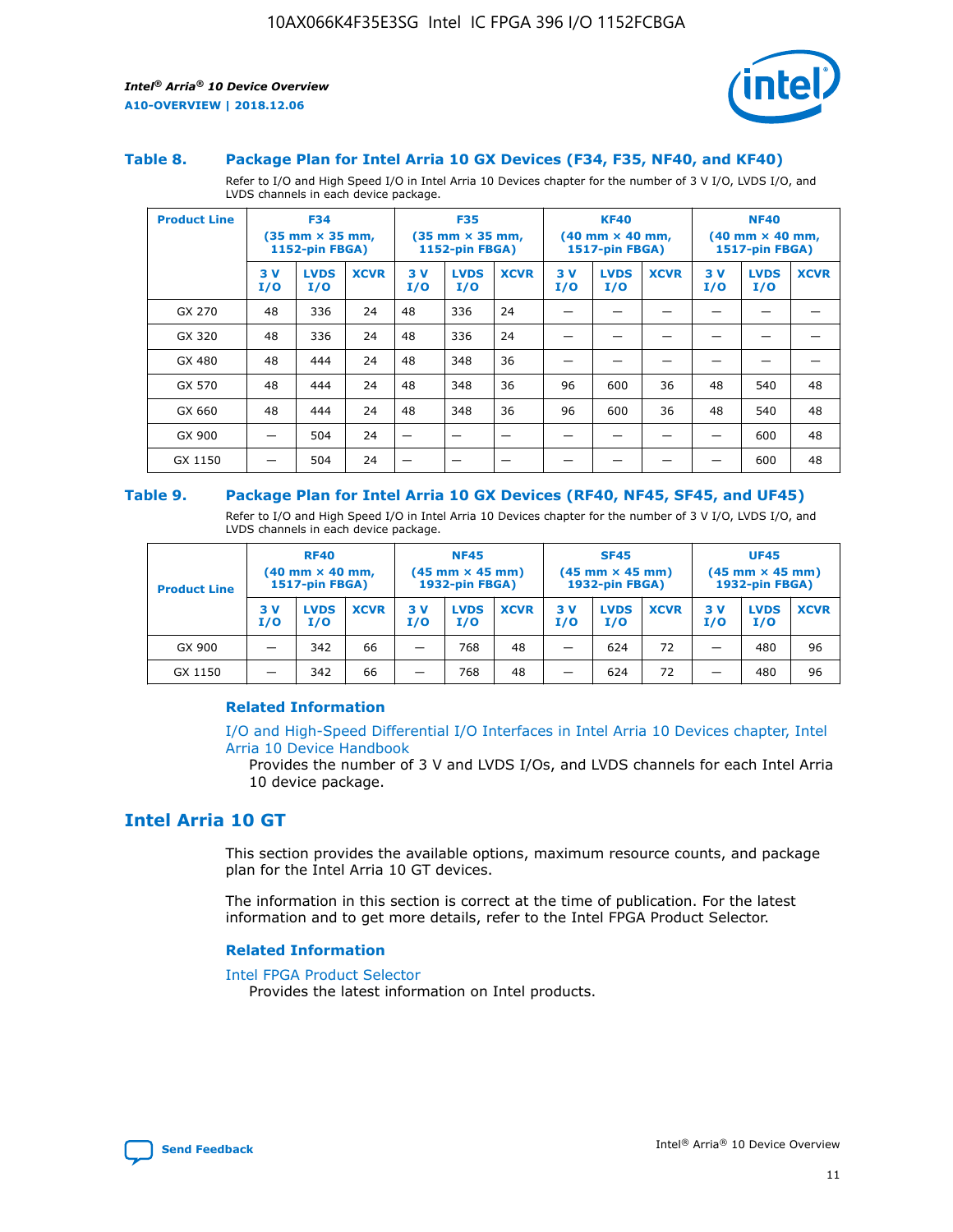### Table 8. Package Plan for Intel Arria 10 GX Devices (F34, F35, NF40, and KF40)

Refer to I/O and High Speed I/O in Intel Arria 10 Devices chapter for the number of 3 V I/O, LVDS I/O, and LVDS channels in each device package.

| Product Line | F34 (35 mm × 35 mm, 1152-pin FBGA) | | | F35 (35 mm × 35 mm, 1152-pin FBGA) | | | KF40 (40 mm × 40 mm, 1517-pin FBGA) | | | NF40 (40 mm × 40 mm, 1517-pin FBGA) | | |
|---|---|---|---|---|---|---|---|---|---|---|---|---|
| | 3 V I/O | LVDS I/O | XCVR | 3 V I/O | LVDS I/O | XCVR | 3 V I/O | LVDS I/O | XCVR | 3 V I/O | LVDS I/O | XCVR |
| GX 270 | 48 | 336 | 24 | 48 | 336 | 24 | — | — | — | — | — | — |
| GX 320 | 48 | 336 | 24 | 48 | 336 | 24 | — | — | — | — | — | — |
| GX 480 | 48 | 444 | 24 | 48 | 348 | 36 | — | — | — | — | — | — |
| GX 570 | 48 | 444 | 24 | 48 | 348 | 36 | 96 | 600 | 36 | 48 | 540 | 48 |
| GX 660 | 48 | 444 | 24 | 48 | 348 | 36 | 96 | 600 | 36 | 48 | 540 | 48 |
| GX 900 | — | 504 | 24 | — | — | — | — | — | — | — | 600 | 48 |
| GX 1150 | — | 504 | 24 | — | — | — | — | — | — | — | 600 | 48 |

### Table 9. Package Plan for Intel Arria 10 GX Devices (RF40, NF45, SF45, and UF45)

Refer to I/O and High Speed I/O in Intel Arria 10 Devices chapter for the number of 3 V I/O, LVDS I/O, and LVDS channels in each device package.

| Product Line | RF40 (40 mm × 40 mm, 1517-pin FBGA) | | | NF45 (45 mm × 45 mm) 1932-pin FBGA) | | | SF45 (45 mm × 45 mm) 1932-pin FBGA) | | | UF45 (45 mm × 45 mm) 1932-pin FBGA) | | |
|---|---|---|---|---|---|---|---|---|---|---|---|---|
| | 3 V I/O | LVDS I/O | XCVR | 3 V I/O | LVDS I/O | XCVR | 3 V I/O | LVDS I/O | XCVR | 3 V I/O | LVDS I/O | XCVR |
| GX 900 | — | 342 | 66 | — | 768 | 48 | — | 624 | 72 | — | 480 | 96 |
| GX 1150 | — | 342 | 66 | — | 768 | 48 | — | 624 | 72 | — | 480 | 96 |

#### Related Information

I/O and High-Speed Differential I/O Interfaces in Intel Arria 10 Devices chapter, Intel Arria 10 Device Handbook

Provides the number of 3 V and LVDS I/Os, and LVDS channels for each Intel Arria 10 device package.

## Intel Arria 10 GT

This section provides the available options, maximum resource counts, and package plan for the Intel Arria 10 GT devices.

The information in this section is correct at the time of publication. For the latest information and to get more details, refer to the Intel FPGA Product Selector.

#### Related Information

Intel FPGA Product Selector

Provides the latest information on Intel products.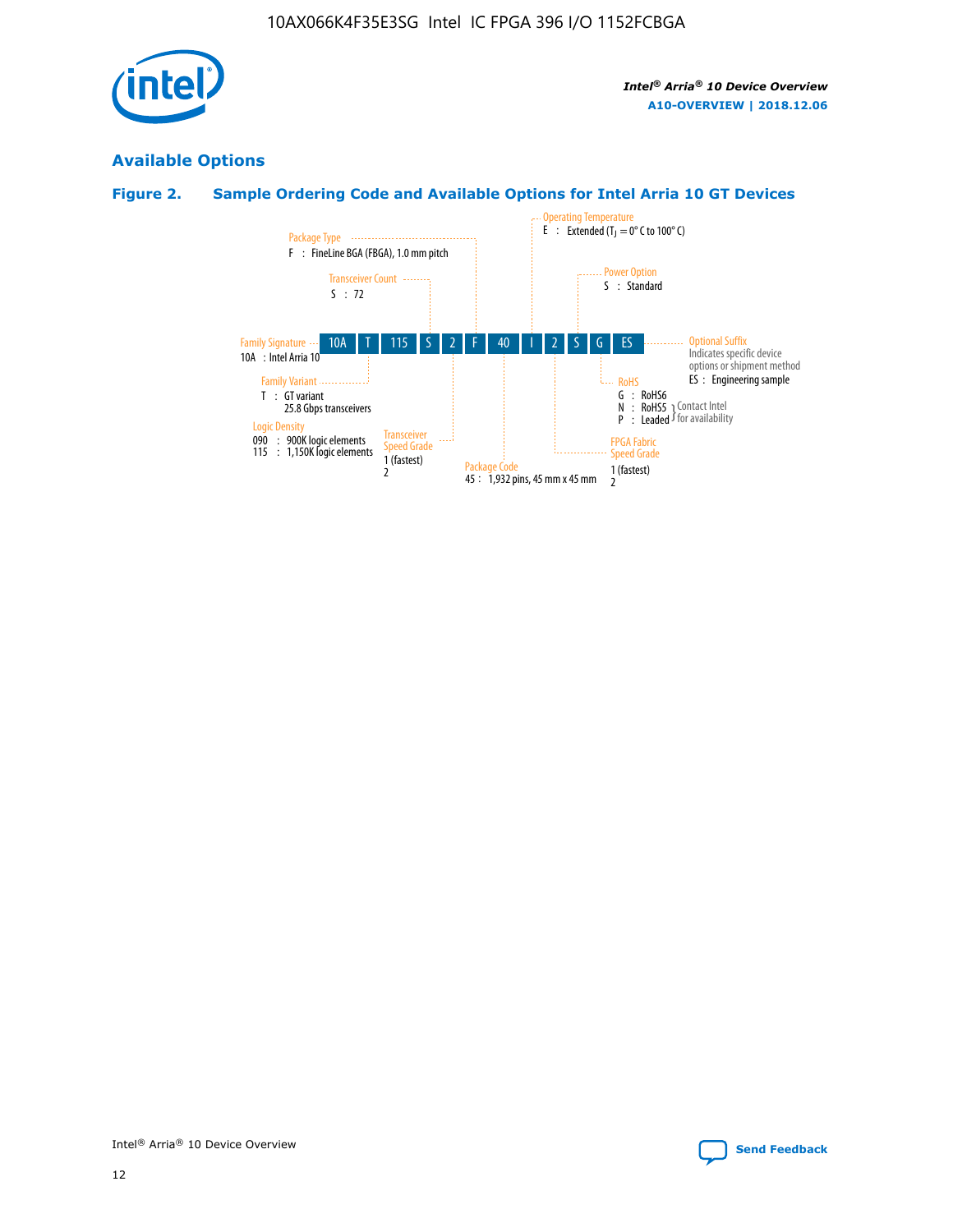## Available Options

### Figure 2. Sample Ordering Code and Available Options for Intel Arria 10 GT Devices

10A T 115 S 2 F 40 I 2 S G ES

- **Family Signature**
  - 10A : Intel Arria 10
- **Family Variant**
  - T : GT variant 25.8 Gbps transceivers
- **Logic Density**
  - 090 : 900K logic elements
  - 115 : 1,150K logic elements
- **Transceiver Count**
  - S : 72
- **Transceiver Speed Grade**
  - 1 (fastest)
  - 2
- **Package Type**
  - F : FineLine BGA (FBGA), 1.0 mm pitch
- **Package Code**
  - 45 : 1,932 pins, 45 mm x 45 mm
- **Operating Temperature**
  - E : Extended ($T_J$ = 0° C to 100° C)
- **FPGA Fabric Speed Grade**
  - 1 (fastest)
  - 2
- **Power Option**
  - S : Standard
- **RoHS**
  - G : RoHS6
  - N : RoHS5 (Contact Intel for availability)
  - P : Leaded (Contact Intel for availability)
- **Optional Suffix**
  - Indicates specific device options or shipment method
  - ES : Engineering sample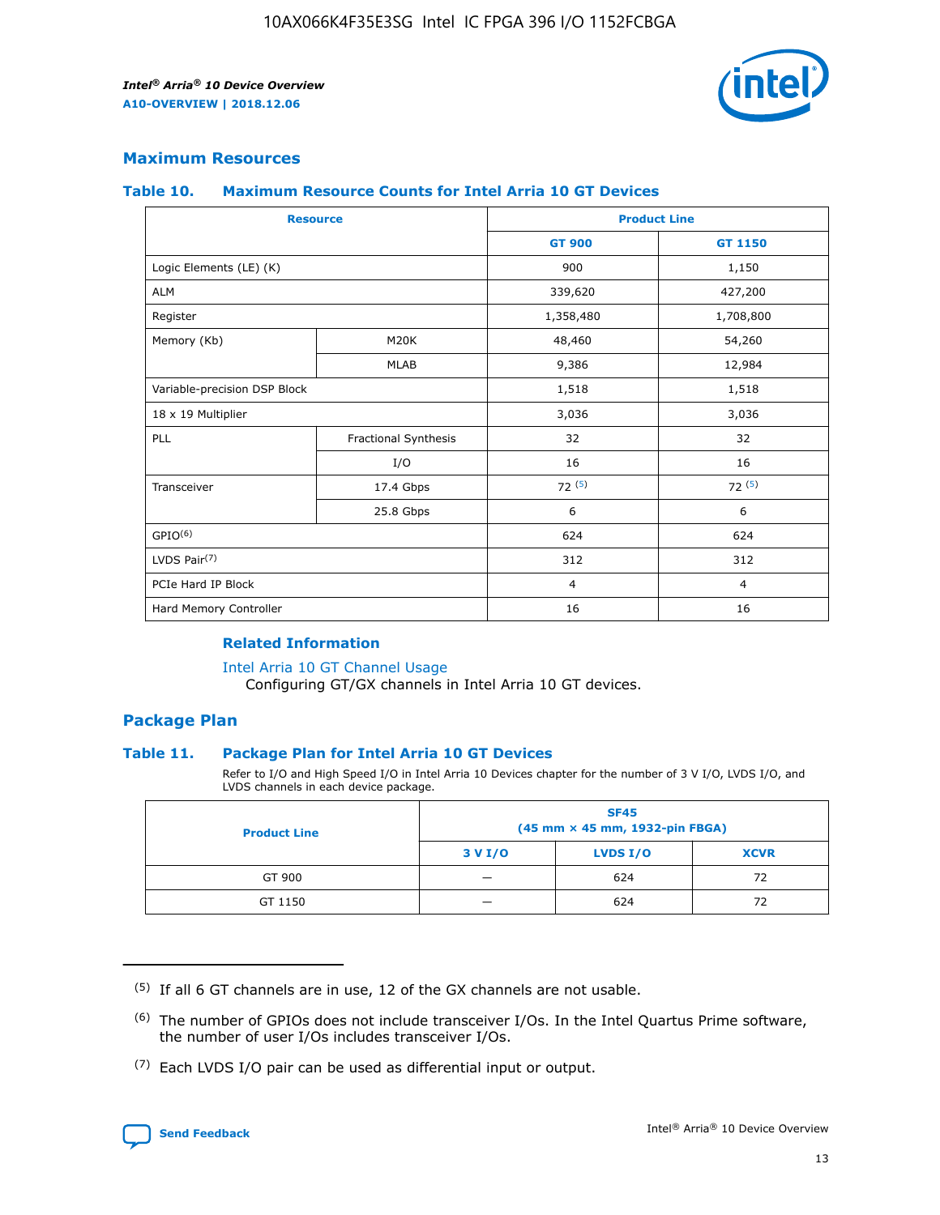## Maximum Resources

### Table 10. Maximum Resource Counts for Intel Arria 10 GT Devices

| Resource | | Product Line | |
|---|---|---|---|
| | | GT 900 | GT 1150 |
| Logic Elements (LE) (K) | | 900 | 1,150 |
| ALM | | 339,620 | 427,200 |
| Register | | 1,358,480 | 1,708,800 |
| Memory (Kb) | M20K | 48,460 | 54,260 |
| | MLAB | 9,386 | 12,984 |
| Variable-precision DSP Block | | 1,518 | 1,518 |
| 18 x 19 Multiplier | | 3,036 | 3,036 |
| PLL | Fractional Synthesis | 32 | 32 |
| | I/O | 16 | 16 |
| Transceiver | 17.4 Gbps | 72 (5) | 72 (5) |
| | 25.8 Gbps | 6 | 6 |
| GPIO(6) | | 624 | 624 |
| LVDS Pair(7) | | 312 | 312 |
| PCIe Hard IP Block | | 4 | 4 |
| Hard Memory Controller | | 16 | 16 |

#### Related Information

Intel Arria 10 GT Channel Usage
Configuring GT/GX channels in Intel Arria 10 GT devices.

## Package Plan

### Table 11. Package Plan for Intel Arria 10 GT Devices

Refer to I/O and High Speed I/O in Intel Arria 10 Devices chapter for the number of 3 V I/O, LVDS I/O, and LVDS channels in each device package.

| Product Line | SF45 (45 mm × 45 mm, 1932-pin FBGA) | | |
|---|---|---|---|
| | 3 V I/O | LVDS I/O | XCVR |
| GT 900 | — | 624 | 72 |
| GT 1150 | — | 624 | 72 |

(5) If all 6 GT channels are in use, 12 of the GX channels are not usable.

(6) The number of GPIOs does not include transceiver I/Os. In the Intel Quartus Prime software, the number of user I/Os includes transceiver I/Os.

(7) Each LVDS I/O pair can be used as differential input or output.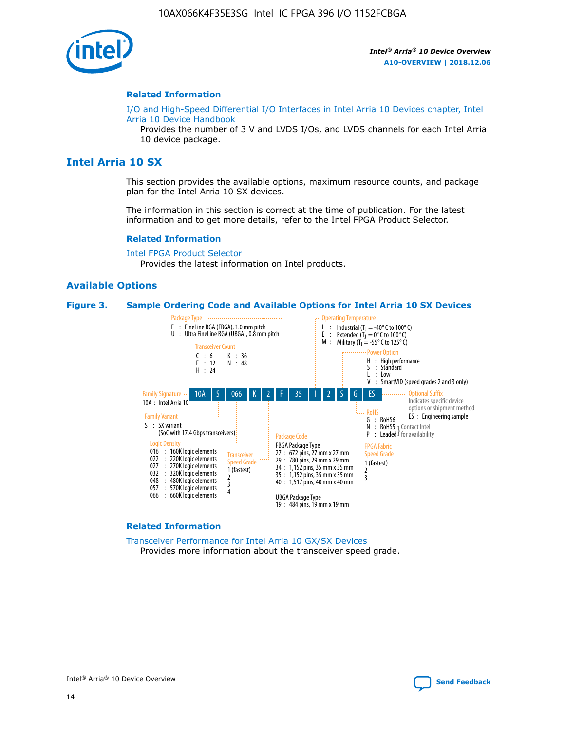## Related Information

I/O and High-Speed Differential I/O Interfaces in Intel Arria 10 Devices chapter, Intel Arria 10 Device Handbook

Provides the number of 3 V and LVDS I/Os, and LVDS channels for each Intel Arria 10 device package.

# Intel Arria 10 SX

This section provides the available options, maximum resource counts, and package plan for the Intel Arria 10 SX devices.

The information in this section is correct at the time of publication. For the latest information and to get more details, refer to the Intel FPGA Product Selector.

## Related Information

Intel FPGA Product Selector

Provides the latest information on Intel products.

## Available Options

**Figure 3. Sample Ordering Code and Available Options for Intel Arria 10 SX Devices**

10A S 066 K 2 F 35 I 2 S G ES

- Family Signature
  - 10A : Intel Arria 10
- Family Variant
  - S : SX variant (SoC with 17.4 Gbps transceivers)
- Logic Density
  - 016 : 160K logic elements
  - 022 : 220K logic elements
  - 027 : 270K logic elements
  - 032 : 320K logic elements
  - 048 : 480K logic elements
  - 057 : 570K logic elements
  - 066 : 660K logic elements
- Transceiver Count
  - C : 6
  - E : 12
  - H : 24
  - K : 36
  - N : 48
- Transceiver Speed Grade
  - 1 (fastest)
  - 2
  - 3
  - 4
- Package Type
  - F : FineLine BGA (FBGA), 1.0 mm pitch
  - U : Ultra FineLine BGA (UBGA), 0.8 mm pitch
- Package Code
  - FBGA Package Type
    - 27 : 672 pins, 27 mm x 27 mm
    - 29 : 780 pins, 29 mm x 29 mm
    - 34 : 1,152 pins, 35 mm x 35 mm
    - 35 : 1,152 pins, 35 mm x 35 mm
    - 40 : 1,517 pins, 40 mm x 40 mm
  - UBGA Package Type
    - 19 : 484 pins, 19 mm x 19 mm
- Operating Temperature
  - I : Industrial ($T_J$ = -40° C to 100° C)
  - E : Extended ($T_J$ = 0° C to 100° C)
  - M : Military ($T_J$ = -55° C to 125° C)
- FPGA Fabric Speed Grade
  - 1 (fastest)
  - 2
  - 3
- Power Option
  - H : High performance
  - S : Standard
  - L : Low
  - V : SmartVID (speed grades 2 and 3 only)
- RoHS
  - G : RoHS6
  - N : RoHS5 (Contact Intel for availability)
  - P : Leaded (Contact Intel for availability)
- Optional Suffix
  - Indicates specific device options or shipment method
  - ES : Engineering sample

## Related Information

Transceiver Performance for Intel Arria 10 GX/SX Devices

Provides more information about the transceiver speed grade.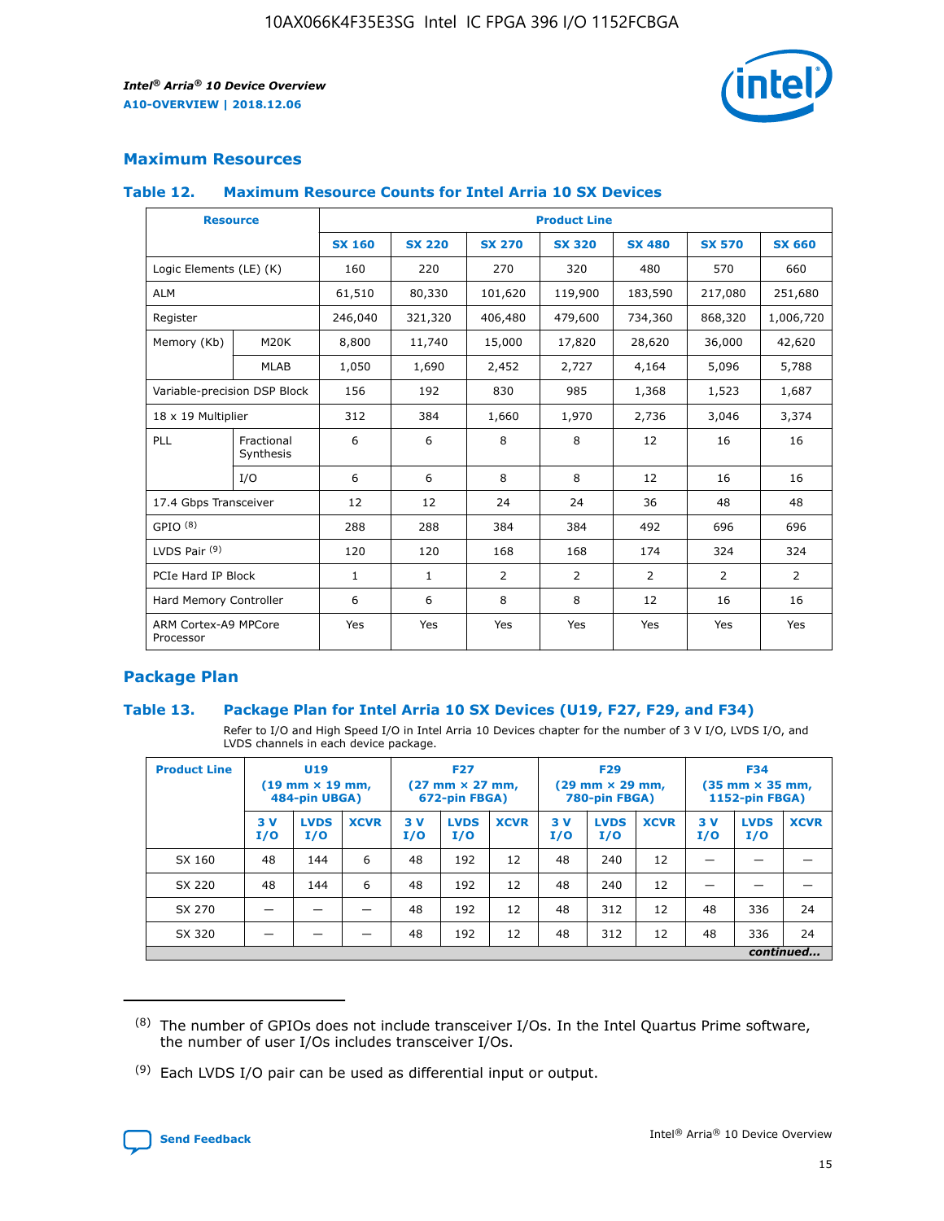## Maximum Resources

### Table 12. Maximum Resource Counts for Intel Arria 10 SX Devices

| Resource | | Product Line | | | | | | |
|---|---|---|---|---|---|---|---|---|
| | | SX 160 | SX 220 | SX 270 | SX 320 | SX 480 | SX 570 | SX 660 |
| Logic Elements (LE) (K) | | 160 | 220 | 270 | 320 | 480 | 570 | 660 |
| ALM | | 61,510 | 80,330 | 101,620 | 119,900 | 183,590 | 217,080 | 251,680 |
| Register | | 246,040 | 321,320 | 406,480 | 479,600 | 734,360 | 868,320 | 1,006,720 |
| Memory (Kb) | M20K | 8,800 | 11,740 | 15,000 | 17,820 | 28,620 | 36,000 | 42,620 |
| | MLAB | 1,050 | 1,690 | 2,452 | 2,727 | 4,164 | 5,096 | 5,788 |
| Variable-precision DSP Block | | 156 | 192 | 830 | 985 | 1,368 | 1,523 | 1,687 |
| 18 x 19 Multiplier | | 312 | 384 | 1,660 | 1,970 | 2,736 | 3,046 | 3,374 |
| PLL | Fractional Synthesis | 6 | 6 | 8 | 8 | 12 | 16 | 16 |
| | I/O | 6 | 6 | 8 | 8 | 12 | 16 | 16 |
| 17.4 Gbps Transceiver | | 12 | 12 | 24 | 24 | 36 | 48 | 48 |
| GPIO [8] | | 288 | 288 | 384 | 384 | 492 | 696 | 696 |
| LVDS Pair [9] | | 120 | 120 | 168 | 168 | 174 | 324 | 324 |
| PCIe Hard IP Block | | 1 | 1 | 2 | 2 | 2 | 2 | 2 |
| Hard Memory Controller | | 6 | 6 | 8 | 8 | 12 | 16 | 16 |
| ARM Cortex-A9 MPCore Processor | | Yes | Yes | Yes | Yes | Yes | Yes | Yes |

## Package Plan

### Table 13. Package Plan for Intel Arria 10 SX Devices (U19, F27, F29, and F34)

Refer to I/O and High Speed I/O in Intel Arria 10 Devices chapter for the number of 3 V I/O, LVDS I/O, and LVDS channels in each device package.

| Product Line | U19 (19 mm × 19 mm, 484-pin UBGA) | | | F27 (27 mm × 27 mm, 672-pin FBGA) | | | F29 (29 mm × 29 mm, 780-pin FBGA) | | | F34 (35 mm × 35 mm, 1152-pin FBGA) | | |
|---|---|---|---|---|---|---|---|---|---|---|---|---|
| | 3 V I/O | LVDS I/O | XCVR | 3 V I/O | LVDS I/O | XCVR | 3 V I/O | LVDS I/O | XCVR | 3 V I/O | LVDS I/O | XCVR |
| SX 160 | 48 | 144 | 6 | 48 | 192 | 12 | 48 | 240 | 12 | — | — | — |
| SX 220 | 48 | 144 | 6 | 48 | 192 | 12 | 48 | 240 | 12 | — | — | — |
| SX 270 | — | — | — | 48 | 192 | 12 | 48 | 312 | 12 | 48 | 336 | 24 |
| SX 320 | — | — | — | 48 | 192 | 12 | 48 | 312 | 12 | 48 | 336 | 24 |

*continued...*

(8) The number of GPIOs does not include transceiver I/Os. In the Intel Quartus Prime software, the number of user I/Os includes transceiver I/Os.

(9) Each LVDS I/O pair can be used as differential input or output.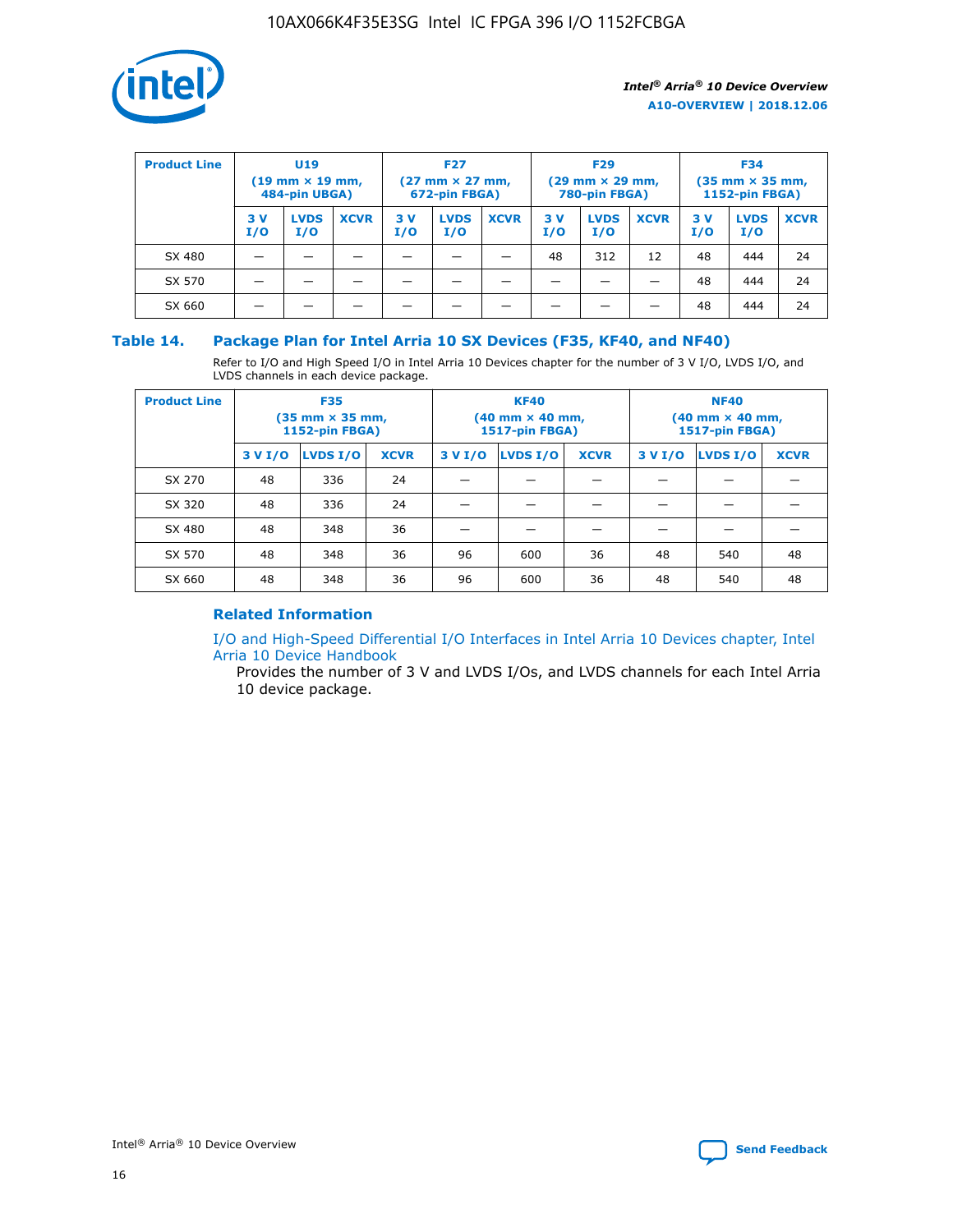| Product Line | U19 (19 mm × 19 mm, 484-pin UBGA) | | | F27 (27 mm × 27 mm, 672-pin FBGA) | | | F29 (29 mm × 29 mm, 780-pin FBGA) | | | F34 (35 mm × 35 mm, 1152-pin FBGA) | | |
|---|---|---|---|---|---|---|---|---|---|---|---|---|
| | 3 V I/O | LVDS I/O | XCVR | 3 V I/O | LVDS I/O | XCVR | 3 V I/O | LVDS I/O | XCVR | 3 V I/O | LVDS I/O | XCVR |
| SX 480 | — | — | — | — | — | — | 48 | 312 | 12 | 48 | 444 | 24 |
| SX 570 | — | — | — | — | — | — | — | — | — | 48 | 444 | 24 |
| SX 660 | — | — | — | — | — | — | — | — | — | 48 | 444 | 24 |

## Table 14. Package Plan for Intel Arria 10 SX Devices (F35, KF40, and NF40)

Refer to I/O and High Speed I/O in Intel Arria 10 Devices chapter for the number of 3 V I/O, LVDS I/O, and LVDS channels in each device package.

| Product Line | F35 (35 mm × 35 mm, 1152-pin FBGA) | | | KF40 (40 mm × 40 mm, 1517-pin FBGA) | | | NF40 (40 mm × 40 mm, 1517-pin FBGA) | | |
|---|---|---|---|---|---|---|---|---|---|
| | 3 V I/O | LVDS I/O | XCVR | 3 V I/O | LVDS I/O | XCVR | 3 V I/O | LVDS I/O | XCVR |
| SX 270 | 48 | 336 | 24 | — | — | — | — | — | — |
| SX 320 | 48 | 336 | 24 | — | — | — | — | — | — |
| SX 480 | 48 | 348 | 36 | — | — | — | — | — | — |
| SX 570 | 48 | 348 | 36 | 96 | 600 | 36 | 48 | 540 | 48 |
| SX 660 | 48 | 348 | 36 | 96 | 600 | 36 | 48 | 540 | 48 |

### Related Information

I/O and High-Speed Differential I/O Interfaces in Intel Arria 10 Devices chapter, Intel Arria 10 Device Handbook

Provides the number of 3 V and LVDS I/Os, and LVDS channels for each Intel Arria 10 device package.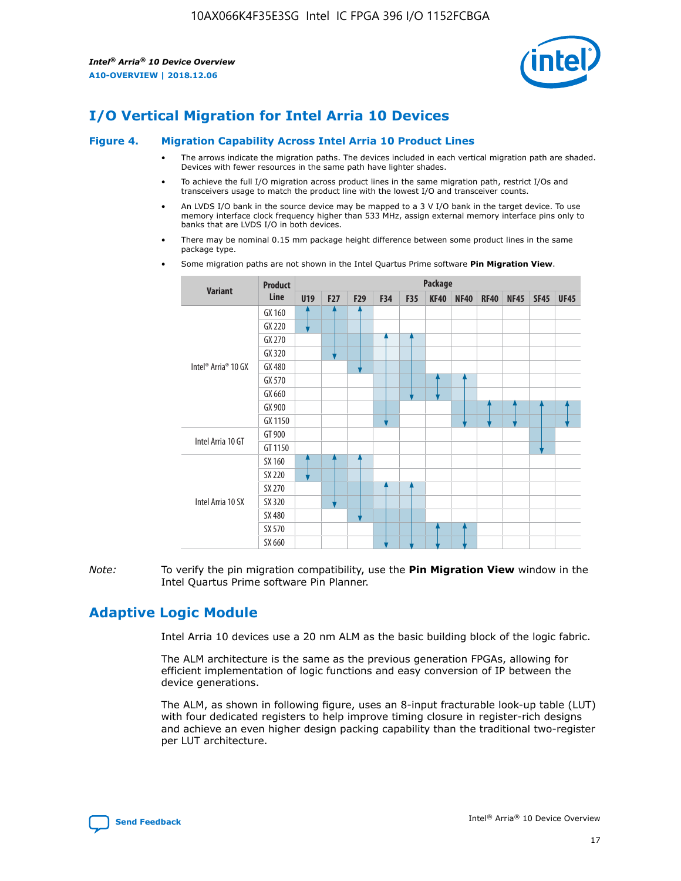# I/O Vertical Migration for Intel Arria 10 Devices

## Figure 4. Migration Capability Across Intel Arria 10 Product Lines

- The arrows indicate the migration paths. The devices included in each vertical migration path are shaded. Devices with fewer resources in the same path have lighter shades.
- To achieve the full I/O migration across product lines in the same migration path, restrict I/Os and transceivers usage to match the product line with the lowest I/O and transceiver counts.
- An LVDS I/O bank in the source device may be mapped to a 3 V I/O bank in the target device. To use memory interface clock frequency higher than 533 MHz, assign external memory interface pins only to banks that are LVDS I/O in both devices.
- There may be nominal 0.15 mm package height difference between some product lines in the same package type.
- Some migration paths are not shown in the Intel Quartus Prime software **Pin Migration View**.

| Variant | Product Line | Package | | | | | | | | | | |
|---|---|---|---|---|---|---|---|---|---|---|---|---|
| | | U19 | F27 | F29 | F34 | F35 | KF40 | NF40 | RF40 | NF45 | SF45 | UF45 |
| Intel® Arria® 10 GX | GX 160 | | | | | | | | | | | |
| | GX 220 | | | | | | | | | | | |
| | GX 270 | | | | | | | | | | | |
| | GX 320 | | | | | | | | | | | |
| | GX 480 | | | | | | | | | | | |
| | GX 570 | | | | | | | | | | | |
| | GX 660 | | | | | | | | | | | |
| | GX 900 | | | | | | | | | | | |
| | GX 1150 | | | | | | | | | | | |
| Intel Arria 10 GT | GT 900 | | | | | | | | | | | |
| | GT 1150 | | | | | | | | | | | |
| Intel Arria 10 SX | SX 160 | | | | | | | | | | | |
| | SX 220 | | | | | | | | | | | |
| | SX 270 | | | | | | | | | | | |
| | SX 320 | | | | | | | | | | | |
| | SX 480 | | | | | | | | | | | |
| | SX 570 | | | | | | | | | | | |
| | SX 660 | | | | | | | | | | | |

*Note:* To verify the pin migration compatibility, use the **Pin Migration View** window in the Intel Quartus Prime software Pin Planner.

# Adaptive Logic Module

Intel Arria 10 devices use a 20 nm ALM as the basic building block of the logic fabric.

The ALM architecture is the same as the previous generation FPGAs, allowing for efficient implementation of logic functions and easy conversion of IP between the device generations.

The ALM, as shown in following figure, uses an 8-input fracturable look-up table (LUT) with four dedicated registers to help improve timing closure in register-rich designs and achieve an even higher design packing capability than the traditional two-register per LUT architecture.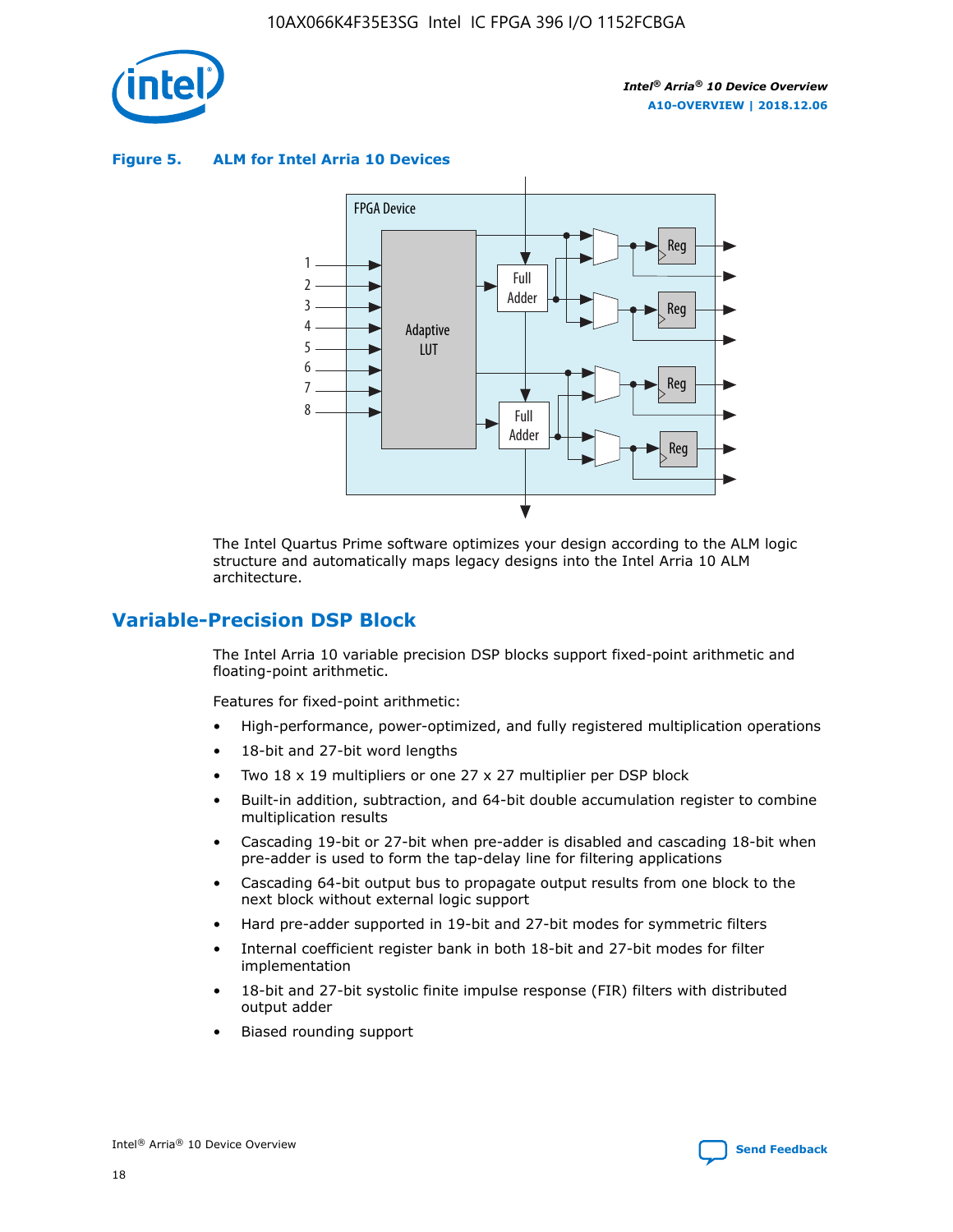**Figure 5. ALM for Intel Arria 10 Devices**

The Intel Quartus Prime software optimizes your design according to the ALM logic structure and automatically maps legacy designs into the Intel Arria 10 ALM architecture.

## Variable-Precision DSP Block

The Intel Arria 10 variable precision DSP blocks support fixed-point arithmetic and floating-point arithmetic.

Features for fixed-point arithmetic:

- High-performance, power-optimized, and fully registered multiplication operations
- 18-bit and 27-bit word lengths
- Two 18 x 19 multipliers or one 27 x 27 multiplier per DSP block
- Built-in addition, subtraction, and 64-bit double accumulation register to combine multiplication results
- Cascading 19-bit or 27-bit when pre-adder is disabled and cascading 18-bit when pre-adder is used to form the tap-delay line for filtering applications
- Cascading 64-bit output bus to propagate output results from one block to the next block without external logic support
- Hard pre-adder supported in 19-bit and 27-bit modes for symmetric filters
- Internal coefficient register bank in both 18-bit and 27-bit modes for filter implementation
- 18-bit and 27-bit systolic finite impulse response (FIR) filters with distributed output adder
- Biased rounding support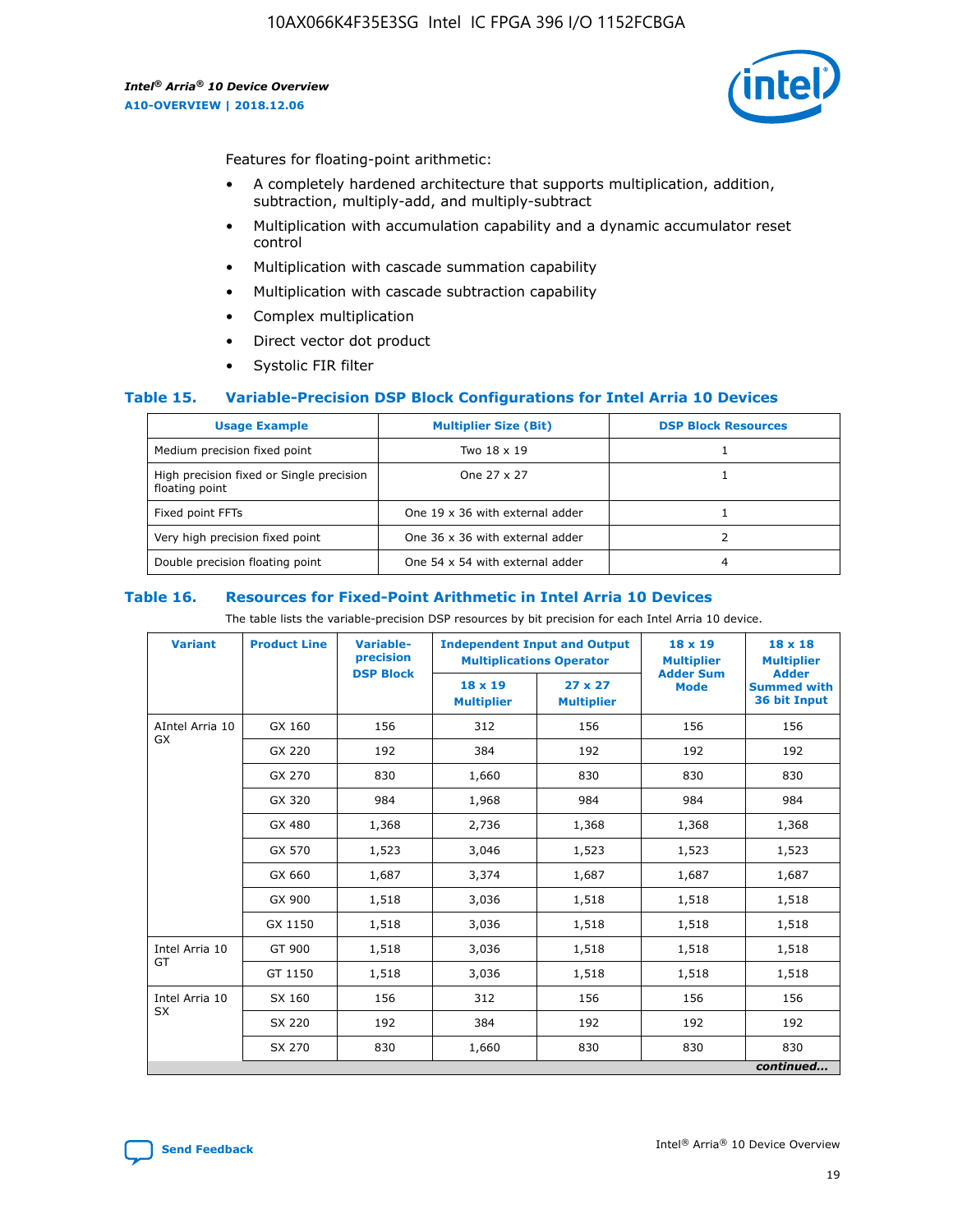Features for floating-point arithmetic:

- A completely hardened architecture that supports multiplication, addition, subtraction, multiply-add, and multiply-subtract
- Multiplication with accumulation capability and a dynamic accumulator reset control
- Multiplication with cascade summation capability
- Multiplication with cascade subtraction capability
- Complex multiplication
- Direct vector dot product
- Systolic FIR filter

### Table 15. Variable-Precision DSP Block Configurations for Intel Arria 10 Devices

| Usage Example | Multiplier Size (Bit) | DSP Block Resources |
| --- | --- | --- |
| Medium precision fixed point | Two 18 x 19 | 1 |
| High precision fixed or Single precision floating point | One 27 x 27 | 1 |
| Fixed point FFTs | One 19 x 36 with external adder | 1 |
| Very high precision fixed point | One 36 x 36 with external adder | 2 |
| Double precision floating point | One 54 x 54 with external adder | 4 |

### Table 16. Resources for Fixed-Point Arithmetic in Intel Arria 10 Devices

The table lists the variable-precision DSP resources by bit precision for each Intel Arria 10 device.

| Variant | Product Line | Variable-precision DSP Block | Independent Input and Output Multiplications Operator | | 18 x 19 Multiplier Adder Sum Mode | 18 x 18 Multiplier Adder Summed with 36 bit Input |
| --- | --- | --- | --- | --- | --- | --- |
| | | | 18 x 19 Multiplier | 27 x 27 Multiplier | | |
| AIntel Arria 10 GX | GX 160 | 156 | 312 | 156 | 156 | 156 |
| | GX 220 | 192 | 384 | 192 | 192 | 192 |
| | GX 270 | 830 | 1,660 | 830 | 830 | 830 |
| | GX 320 | 984 | 1,968 | 984 | 984 | 984 |
| | GX 480 | 1,368 | 2,736 | 1,368 | 1,368 | 1,368 |
| | GX 570 | 1,523 | 3,046 | 1,523 | 1,523 | 1,523 |
| | GX 660 | 1,687 | 3,374 | 1,687 | 1,687 | 1,687 |
| | GX 900 | 1,518 | 3,036 | 1,518 | 1,518 | 1,518 |
| | GX 1150 | 1,518 | 3,036 | 1,518 | 1,518 | 1,518 |
| Intel Arria 10 GT | GT 900 | 1,518 | 3,036 | 1,518 | 1,518 | 1,518 |
| | GT 1150 | 1,518 | 3,036 | 1,518 | 1,518 | 1,518 |
| Intel Arria 10 SX | SX 160 | 156 | 312 | 156 | 156 | 156 |
| | SX 220 | 192 | 384 | 192 | 192 | 192 |
| | SX 270 | 830 | 1,660 | 830 | 830 | 830 |

*continued...*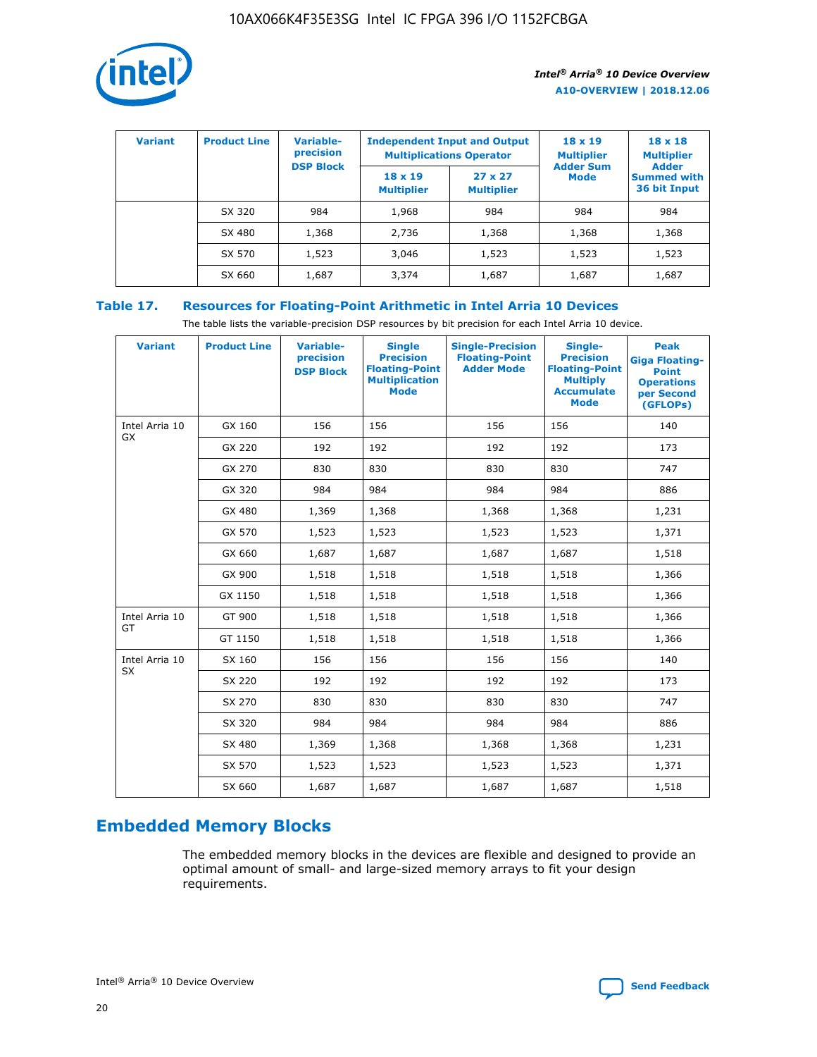| Variant | Product Line | Variable-precision DSP Block | Independent Input and Output Multiplications Operator | | 18 x 19 Multiplier Adder Sum Mode | 18 x 18 Multiplier Adder Summed with 36 bit Input |
|---|---|---|---|---|---|---|
| | | | 18 x 19 Multiplier | 27 x 27 Multiplier | | |
| | SX 320 | 984 | 1,968 | 984 | 984 | 984 |
| | SX 480 | 1,368 | 2,736 | 1,368 | 1,368 | 1,368 |
| | SX 570 | 1,523 | 3,046 | 1,523 | 1,523 | 1,523 |
| | SX 660 | 1,687 | 3,374 | 1,687 | 1,687 | 1,687 |

## Table 17. Resources for Floating-Point Arithmetic in Intel Arria 10 Devices

The table lists the variable-precision DSP resources by bit precision for each Intel Arria 10 device.

| Variant | Product Line | Variable-precision DSP Block | Single Precision Floating-Point Multiplication Mode | Single-Precision Floating-Point Adder Mode | Single-Precision Floating-Point Multiply Accumulate Mode | Peak Giga Floating-Point Operations per Second (GFLOPs) |
|---|---|---|---|---|---|---|
| Intel Arria 10 GX | GX 160 | 156 | 156 | 156 | 156 | 140 |
| | GX 220 | 192 | 192 | 192 | 192 | 173 |
| | GX 270 | 830 | 830 | 830 | 830 | 747 |
| | GX 320 | 984 | 984 | 984 | 984 | 886 |
| | GX 480 | 1,369 | 1,368 | 1,368 | 1,368 | 1,231 |
| | GX 570 | 1,523 | 1,523 | 1,523 | 1,523 | 1,371 |
| | GX 660 | 1,687 | 1,687 | 1,687 | 1,687 | 1,518 |
| | GX 900 | 1,518 | 1,518 | 1,518 | 1,518 | 1,366 |
| | GX 1150 | 1,518 | 1,518 | 1,518 | 1,518 | 1,366 |
| Intel Arria 10 GT | GT 900 | 1,518 | 1,518 | 1,518 | 1,518 | 1,366 |
| | GT 1150 | 1,518 | 1,518 | 1,518 | 1,518 | 1,366 |
| Intel Arria 10 SX | SX 160 | 156 | 156 | 156 | 156 | 140 |
| | SX 220 | 192 | 192 | 192 | 192 | 173 |
| | SX 270 | 830 | 830 | 830 | 830 | 747 |
| | SX 320 | 984 | 984 | 984 | 984 | 886 |
| | SX 480 | 1,369 | 1,368 | 1,368 | 1,368 | 1,231 |
| | SX 570 | 1,523 | 1,523 | 1,523 | 1,523 | 1,371 |
| | SX 660 | 1,687 | 1,687 | 1,687 | 1,687 | 1,518 |

# Embedded Memory Blocks

The embedded memory blocks in the devices are flexible and designed to provide an optimal amount of small- and large-sized memory arrays to fit your design requirements.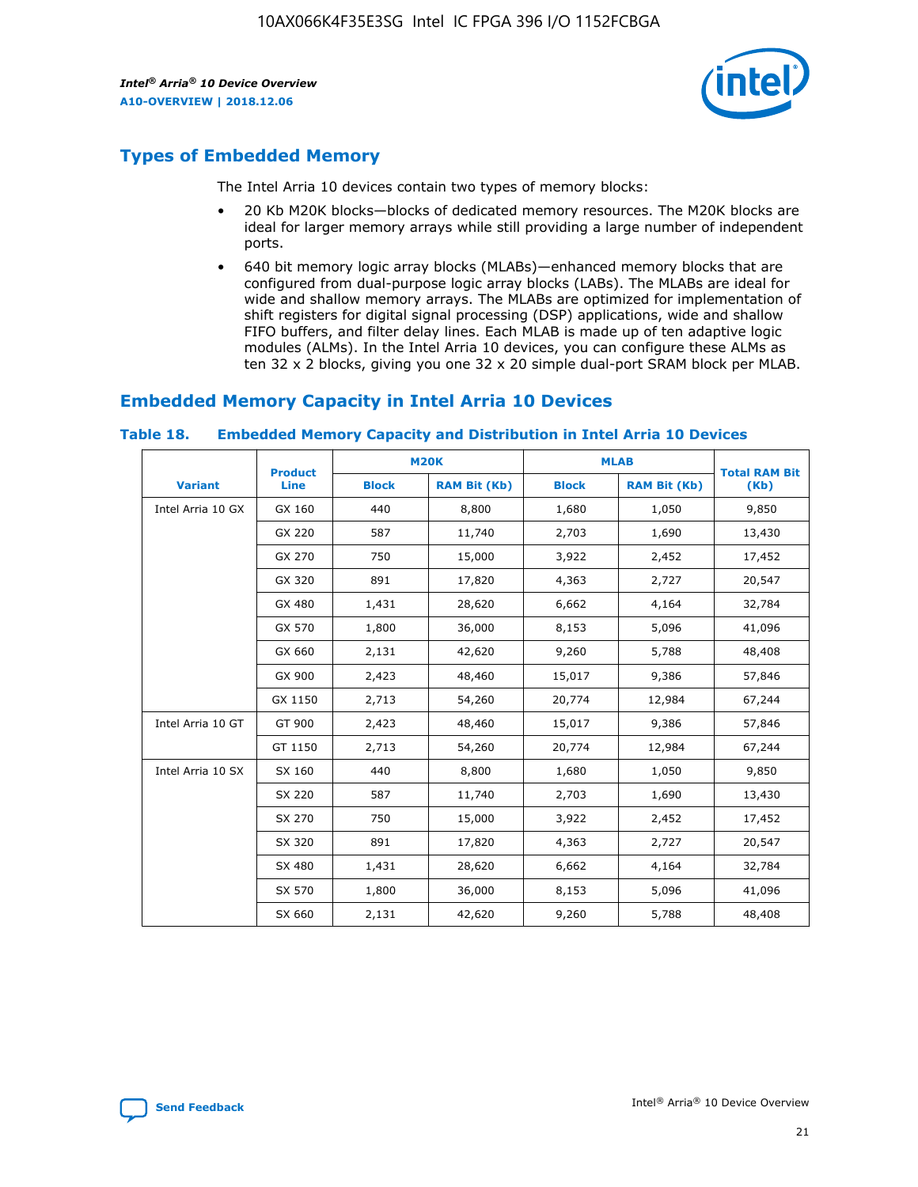## Types of Embedded Memory

The Intel Arria 10 devices contain two types of memory blocks:

- 20 Kb M20K blocks—blocks of dedicated memory resources. The M20K blocks are ideal for larger memory arrays while still providing a large number of independent ports.
- 640 bit memory logic array blocks (MLABs)—enhanced memory blocks that are configured from dual-purpose logic array blocks (LABs). The MLABs are ideal for wide and shallow memory arrays. The MLABs are optimized for implementation of shift registers for digital signal processing (DSP) applications, wide and shallow FIFO buffers, and filter delay lines. Each MLAB is made up of ten adaptive logic modules (ALMs). In the Intel Arria 10 devices, you can configure these ALMs as ten 32 x 2 blocks, giving you one 32 x 20 simple dual-port SRAM block per MLAB.

## Embedded Memory Capacity in Intel Arria 10 Devices

### Table 18. Embedded Memory Capacity and Distribution in Intel Arria 10 Devices

| Variant | Product Line | M20K | | MLAB | | Total RAM Bit (Kb) |
|---|---|---|---|---|---|---|
| | | Block | RAM Bit (Kb) | Block | RAM Bit (Kb) | |
| Intel Arria 10 GX | GX 160 | 440 | 8,800 | 1,680 | 1,050 | 9,850 |
| | GX 220 | 587 | 11,740 | 2,703 | 1,690 | 13,430 |
| | GX 270 | 750 | 15,000 | 3,922 | 2,452 | 17,452 |
| | GX 320 | 891 | 17,820 | 4,363 | 2,727 | 20,547 |
| | GX 480 | 1,431 | 28,620 | 6,662 | 4,164 | 32,784 |
| | GX 570 | 1,800 | 36,000 | 8,153 | 5,096 | 41,096 |
| | GX 660 | 2,131 | 42,620 | 9,260 | 5,788 | 48,408 |
| | GX 900 | 2,423 | 48,460 | 15,017 | 9,386 | 57,846 |
| | GX 1150 | 2,713 | 54,260 | 20,774 | 12,984 | 67,244 |
| Intel Arria 10 GT | GT 900 | 2,423 | 48,460 | 15,017 | 9,386 | 57,846 |
| | GT 1150 | 2,713 | 54,260 | 20,774 | 12,984 | 67,244 |
| Intel Arria 10 SX | SX 160 | 440 | 8,800 | 1,680 | 1,050 | 9,850 |
| | SX 220 | 587 | 11,740 | 2,703 | 1,690 | 13,430 |
| | SX 270 | 750 | 15,000 | 3,922 | 2,452 | 17,452 |
| | SX 320 | 891 | 17,820 | 4,363 | 2,727 | 20,547 |
| | SX 480 | 1,431 | 28,620 | 6,662 | 4,164 | 32,784 |
| | SX 570 | 1,800 | 36,000 | 8,153 | 5,096 | 41,096 |
| | SX 660 | 2,131 | 42,620 | 9,260 | 5,788 | 48,408 |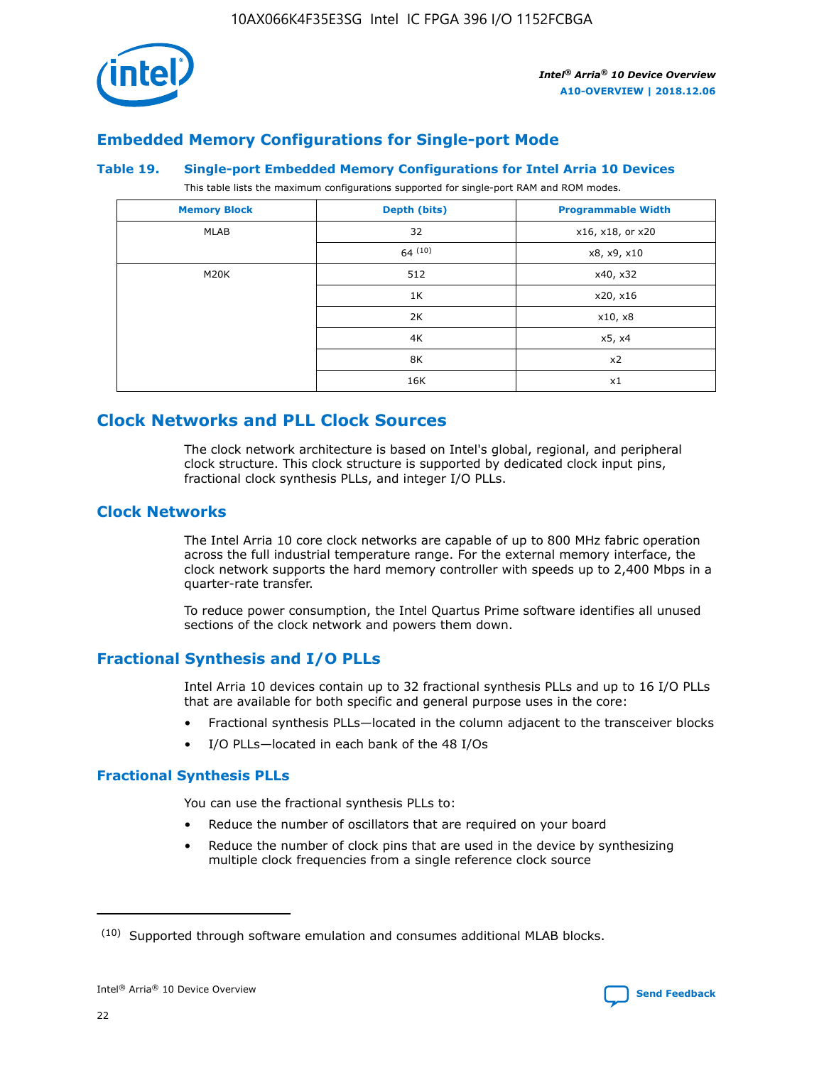## Embedded Memory Configurations for Single-port Mode

**Table 19. Single-port Embedded Memory Configurations for Intel Arria 10 Devices**

This table lists the maximum configurations supported for single-port RAM and ROM modes.

| Memory Block | Depth (bits) | Programmable Width |
|---|---|---|
| MLAB | 32 | x16, x18, or x20 |
| | 64 [(10)] | x8, x9, x10 |
| M20K | 512 | x40, x32 |
| | 1K | x20, x16 |
| | 2K | x10, x8 |
| | 4K | x5, x4 |
| | 8K | x2 |
| | 16K | x1 |

# Clock Networks and PLL Clock Sources

The clock network architecture is based on Intel's global, regional, and peripheral clock structure. This clock structure is supported by dedicated clock input pins, fractional clock synthesis PLLs, and integer I/O PLLs.

## Clock Networks

The Intel Arria 10 core clock networks are capable of up to 800 MHz fabric operation across the full industrial temperature range. For the external memory interface, the clock network supports the hard memory controller with speeds up to 2,400 Mbps in a quarter-rate transfer.

To reduce power consumption, the Intel Quartus Prime software identifies all unused sections of the clock network and powers them down.

## Fractional Synthesis and I/O PLLs

Intel Arria 10 devices contain up to 32 fractional synthesis PLLs and up to 16 I/O PLLs that are available for both specific and general purpose uses in the core:

- Fractional synthesis PLLs—located in the column adjacent to the transceiver blocks
- I/O PLLs—located in each bank of the 48 I/Os

### Fractional Synthesis PLLs

You can use the fractional synthesis PLLs to:

- Reduce the number of oscillators that are required on your board
- Reduce the number of clock pins that are used in the device by synthesizing multiple clock frequencies from a single reference clock source

(10) Supported through software emulation and consumes additional MLAB blocks.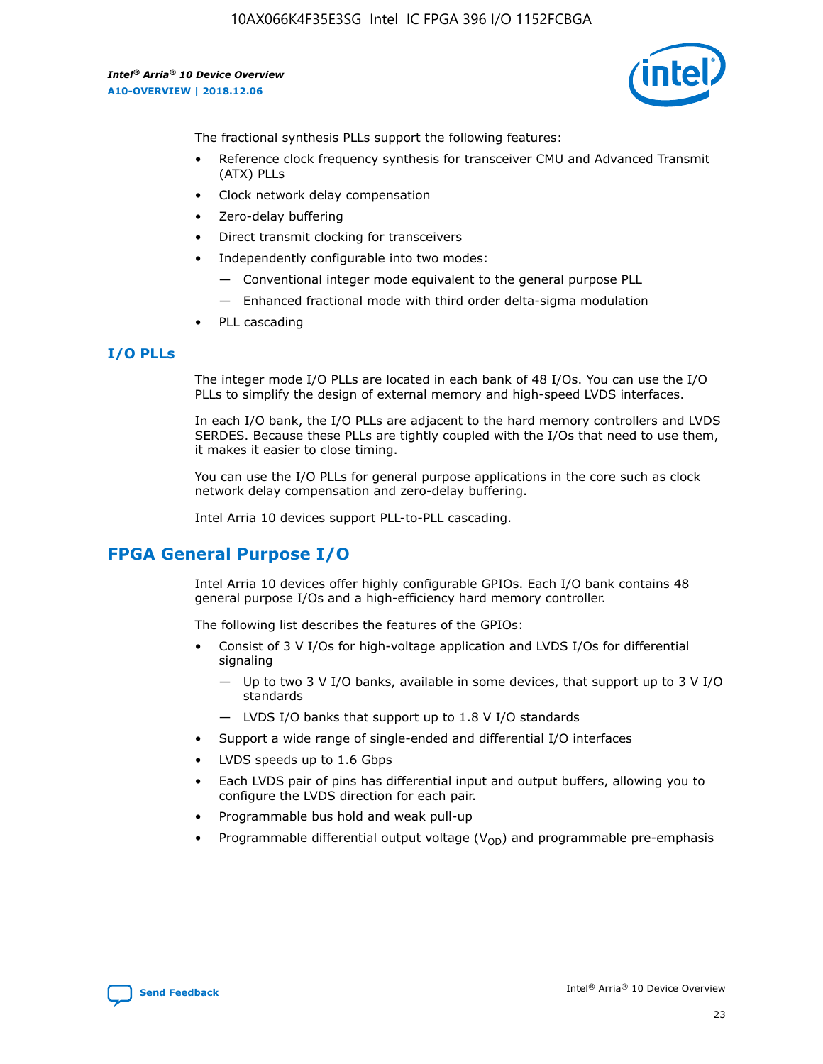The fractional synthesis PLLs support the following features:

- Reference clock frequency synthesis for transceiver CMU and Advanced Transmit (ATX) PLLs
- Clock network delay compensation
- Zero-delay buffering
- Direct transmit clocking for transceivers
- Independently configurable into two modes:
  - — Conventional integer mode equivalent to the general purpose PLL
  - — Enhanced fractional mode with third order delta-sigma modulation
- PLL cascading

### I/O PLLs

The integer mode I/O PLLs are located in each bank of 48 I/Os. You can use the I/O PLLs to simplify the design of external memory and high-speed LVDS interfaces.

In each I/O bank, the I/O PLLs are adjacent to the hard memory controllers and LVDS SERDES. Because these PLLs are tightly coupled with the I/Os that need to use them, it makes it easier to close timing.

You can use the I/O PLLs for general purpose applications in the core such as clock network delay compensation and zero-delay buffering.

Intel Arria 10 devices support PLL-to-PLL cascading.

## FPGA General Purpose I/O

Intel Arria 10 devices offer highly configurable GPIOs. Each I/O bank contains 48 general purpose I/Os and a high-efficiency hard memory controller.

The following list describes the features of the GPIOs:

- Consist of 3 V I/Os for high-voltage application and LVDS I/Os for differential signaling
  - — Up to two 3 V I/O banks, available in some devices, that support up to 3 V I/O standards
  - — LVDS I/O banks that support up to 1.8 V I/O standards
- Support a wide range of single-ended and differential I/O interfaces
- LVDS speeds up to 1.6 Gbps
- Each LVDS pair of pins has differential input and output buffers, allowing you to configure the LVDS direction for each pair.
- Programmable bus hold and weak pull-up
- Programmable differential output voltage ($V_{OD}$) and programmable pre-emphasis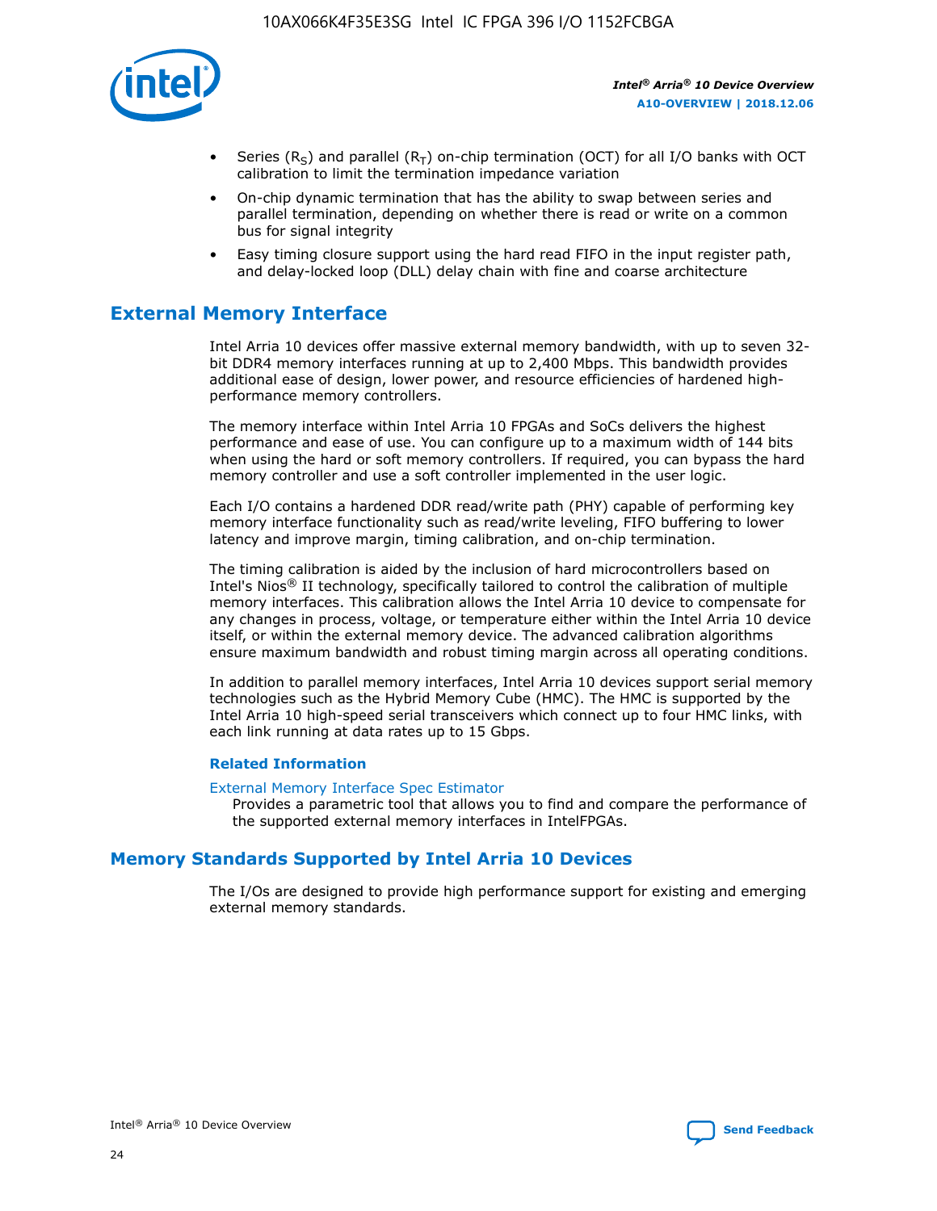- Series ($R_S$) and parallel ($R_T$) on-chip termination (OCT) for all I/O banks with OCT calibration to limit the termination impedance variation
- On-chip dynamic termination that has the ability to swap between series and parallel termination, depending on whether there is read or write on a common bus for signal integrity
- Easy timing closure support using the hard read FIFO in the input register path, and delay-locked loop (DLL) delay chain with fine and coarse architecture

## External Memory Interface

Intel Arria 10 devices offer massive external memory bandwidth, with up to seven 32-bit DDR4 memory interfaces running at up to 2,400 Mbps. This bandwidth provides additional ease of design, lower power, and resource efficiencies of hardened high-performance memory controllers.

The memory interface within Intel Arria 10 FPGAs and SoCs delivers the highest performance and ease of use. You can configure up to a maximum width of 144 bits when using the hard or soft memory controllers. If required, you can bypass the hard memory controller and use a soft controller implemented in the user logic.

Each I/O contains a hardened DDR read/write path (PHY) capable of performing key memory interface functionality such as read/write leveling, FIFO buffering to lower latency and improve margin, timing calibration, and on-chip termination.

The timing calibration is aided by the inclusion of hard microcontrollers based on Intel's Nios® II technology, specifically tailored to control the calibration of multiple memory interfaces. This calibration allows the Intel Arria 10 device to compensate for any changes in process, voltage, or temperature either within the Intel Arria 10 device itself, or within the external memory device. The advanced calibration algorithms ensure maximum bandwidth and robust timing margin across all operating conditions.

In addition to parallel memory interfaces, Intel Arria 10 devices support serial memory technologies such as the Hybrid Memory Cube (HMC). The HMC is supported by the Intel Arria 10 high-speed serial transceivers which connect up to four HMC links, with each link running at data rates up to 15 Gbps.

### Related Information

External Memory Interface Spec Estimator
Provides a parametric tool that allows you to find and compare the performance of the supported external memory interfaces in IntelFPGAs.

## Memory Standards Supported by Intel Arria 10 Devices

The I/Os are designed to provide high performance support for existing and emerging external memory standards.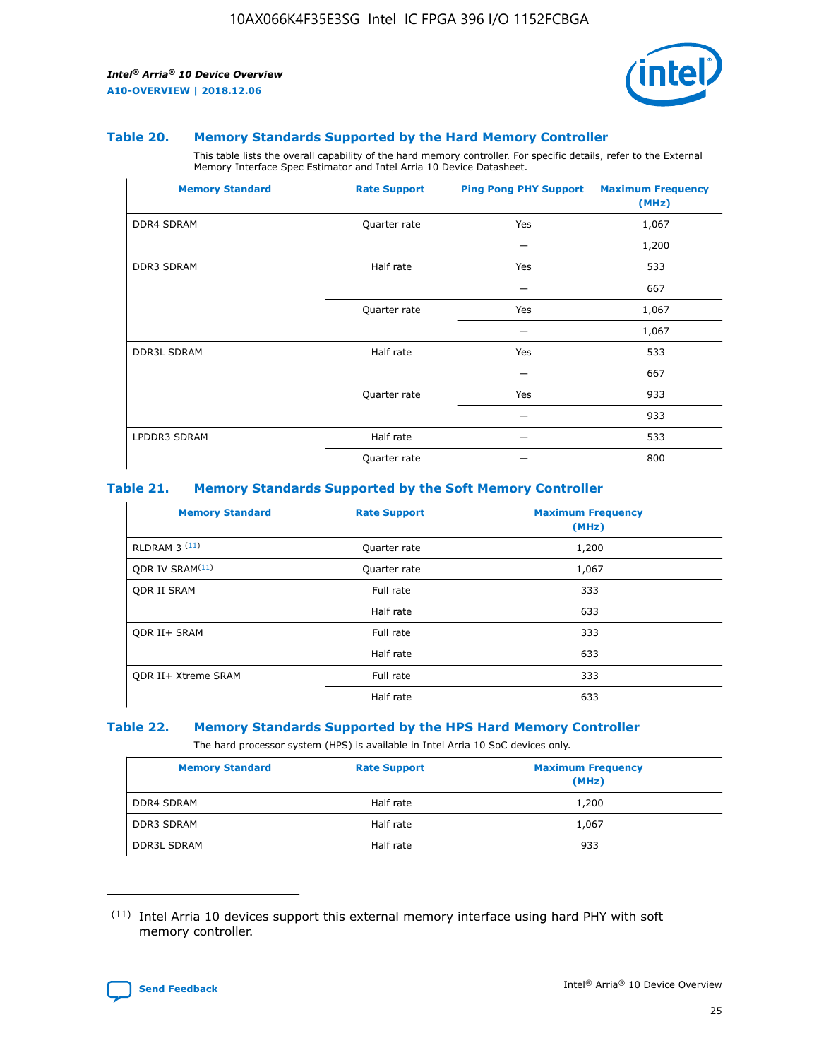### Table 20. Memory Standards Supported by the Hard Memory Controller

This table lists the overall capability of the hard memory controller. For specific details, refer to the External Memory Interface Spec Estimator and Intel Arria 10 Device Datasheet.

| Memory Standard | Rate Support | Ping Pong PHY Support | Maximum Frequency (MHz) |
|---|---|---|---|
| DDR4 SDRAM | Quarter rate | Yes | 1,067 |
| | | — | 1,200 |
| DDR3 SDRAM | Half rate | Yes | 533 |
| | | — | 667 |
| | Quarter rate | Yes | 1,067 |
| | | — | 1,067 |
| DDR3L SDRAM | Half rate | Yes | 533 |
| | | — | 667 |
| | Quarter rate | Yes | 933 |
| | | — | 933 |
| LPDDR3 SDRAM | Half rate | — | 533 |
| | Quarter rate | — | 800 |

### Table 21. Memory Standards Supported by the Soft Memory Controller

| Memory Standard | Rate Support | Maximum Frequency (MHz) |
|---|---|---|
| RLDRAM 3 [11] | Quarter rate | 1,200 |
| QDR IV SRAM[11] | Quarter rate | 1,067 |
| QDR II SRAM | Full rate | 333 |
| | Half rate | 633 |
| QDR II+ SRAM | Full rate | 333 |
| | Half rate | 633 |
| QDR II+ Xtreme SRAM | Full rate | 333 |
| | Half rate | 633 |

### Table 22. Memory Standards Supported by the HPS Hard Memory Controller

The hard processor system (HPS) is available in Intel Arria 10 SoC devices only.

| Memory Standard | Rate Support | Maximum Frequency (MHz) |
|---|---|---|
| DDR4 SDRAM | Half rate | 1,200 |
| DDR3 SDRAM | Half rate | 1,067 |
| DDR3L SDRAM | Half rate | 933 |

(11) Intel Arria 10 devices support this external memory interface using hard PHY with soft memory controller.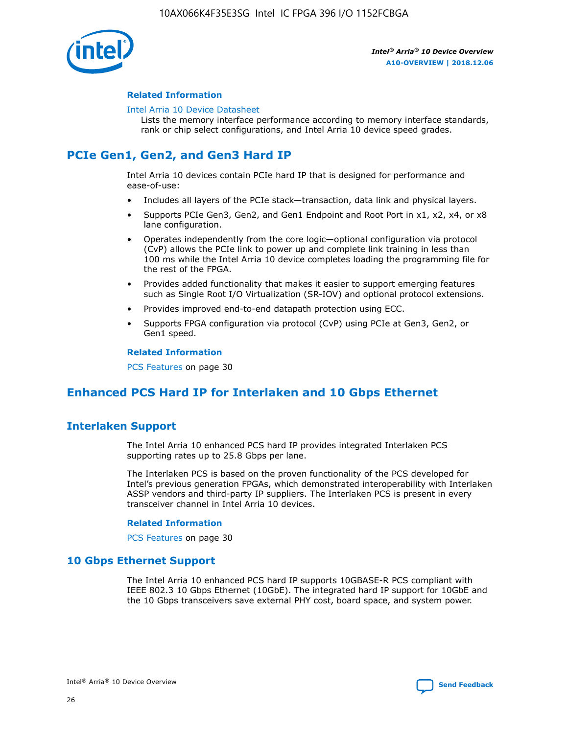**Related Information**

Intel Arria 10 Device Datasheet

Lists the memory interface performance according to memory interface standards, rank or chip select configurations, and Intel Arria 10 device speed grades.

## PCIe Gen1, Gen2, and Gen3 Hard IP

Intel Arria 10 devices contain PCIe hard IP that is designed for performance and ease-of-use:

- Includes all layers of the PCIe stack—transaction, data link and physical layers.
- Supports PCIe Gen3, Gen2, and Gen1 Endpoint and Root Port in x1, x2, x4, or x8 lane configuration.
- Operates independently from the core logic—optional configuration via protocol (CvP) allows the PCIe link to power up and complete link training in less than 100 ms while the Intel Arria 10 device completes loading the programming file for the rest of the FPGA.
- Provides added functionality that makes it easier to support emerging features such as Single Root I/O Virtualization (SR-IOV) and optional protocol extensions.
- Provides improved end-to-end datapath protection using ECC.
- Supports FPGA configuration via protocol (CvP) using PCIe at Gen3, Gen2, or Gen1 speed.

**Related Information**

PCS Features on page 30

## Enhanced PCS Hard IP for Interlaken and 10 Gbps Ethernet

### Interlaken Support

The Intel Arria 10 enhanced PCS hard IP provides integrated Interlaken PCS supporting rates up to 25.8 Gbps per lane.

The Interlaken PCS is based on the proven functionality of the PCS developed for Intel's previous generation FPGAs, which demonstrated interoperability with Interlaken ASSP vendors and third-party IP suppliers. The Interlaken PCS is present in every transceiver channel in Intel Arria 10 devices.

**Related Information**

PCS Features on page 30

### 10 Gbps Ethernet Support

The Intel Arria 10 enhanced PCS hard IP supports 10GBASE-R PCS compliant with IEEE 802.3 10 Gbps Ethernet (10GbE). The integrated hard IP support for 10GbE and the 10 Gbps transceivers save external PHY cost, board space, and system power.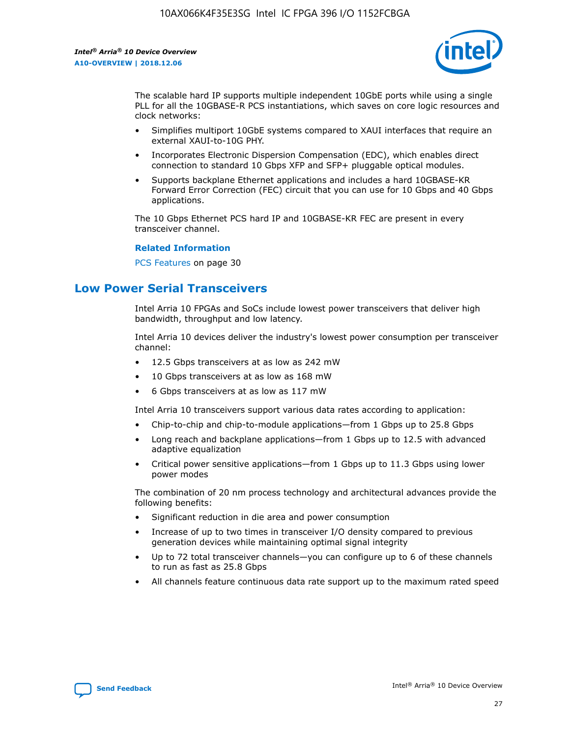The scalable hard IP supports multiple independent 10GbE ports while using a single PLL for all the 10GBASE-R PCS instantiations, which saves on core logic resources and clock networks:

- Simplifies multiport 10GbE systems compared to XAUI interfaces that require an external XAUI-to-10G PHY.
- Incorporates Electronic Dispersion Compensation (EDC), which enables direct connection to standard 10 Gbps XFP and SFP+ pluggable optical modules.
- Supports backplane Ethernet applications and includes a hard 10GBASE-KR Forward Error Correction (FEC) circuit that you can use for 10 Gbps and 40 Gbps applications.

The 10 Gbps Ethernet PCS hard IP and 10GBASE-KR FEC are present in every transceiver channel.

**Related Information**

PCS Features on page 30

## Low Power Serial Transceivers

Intel Arria 10 FPGAs and SoCs include lowest power transceivers that deliver high bandwidth, throughput and low latency.

Intel Arria 10 devices deliver the industry's lowest power consumption per transceiver channel:

- 12.5 Gbps transceivers at as low as 242 mW
- 10 Gbps transceivers at as low as 168 mW
- 6 Gbps transceivers at as low as 117 mW

Intel Arria 10 transceivers support various data rates according to application:

- Chip-to-chip and chip-to-module applications—from 1 Gbps up to 25.8 Gbps
- Long reach and backplane applications—from 1 Gbps up to 12.5 with advanced adaptive equalization
- Critical power sensitive applications—from 1 Gbps up to 11.3 Gbps using lower power modes

The combination of 20 nm process technology and architectural advances provide the following benefits:

- Significant reduction in die area and power consumption
- Increase of up to two times in transceiver I/O density compared to previous generation devices while maintaining optimal signal integrity
- Up to 72 total transceiver channels—you can configure up to 6 of these channels to run as fast as 25.8 Gbps
- All channels feature continuous data rate support up to the maximum rated speed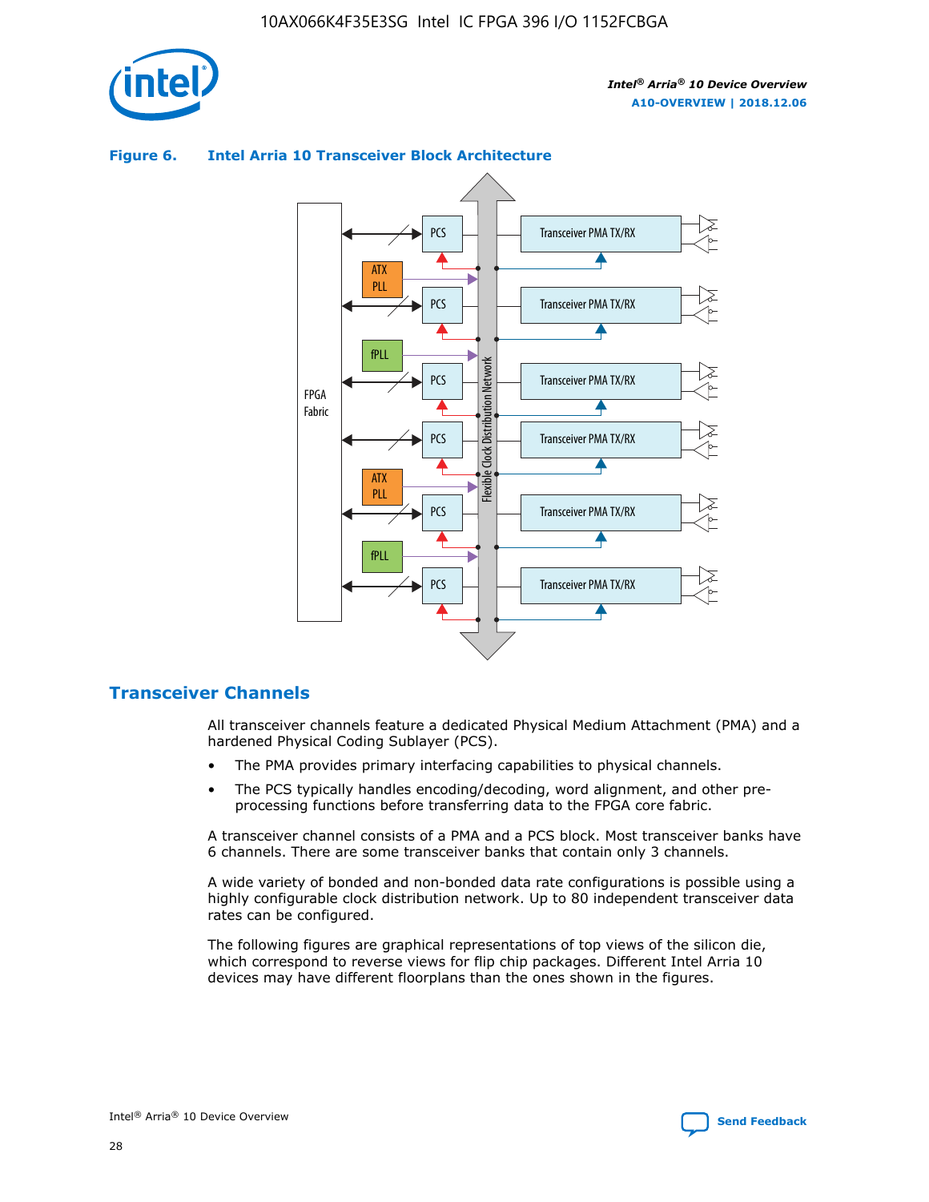**Figure 6. Intel Arria 10 Transceiver Block Architecture**

## Transceiver Channels

All transceiver channels feature a dedicated Physical Medium Attachment (PMA) and a hardened Physical Coding Sublayer (PCS).

- The PMA provides primary interfacing capabilities to physical channels.
- The PCS typically handles encoding/decoding, word alignment, and other pre-processing functions before transferring data to the FPGA core fabric.

A transceiver channel consists of a PMA and a PCS block. Most transceiver banks have 6 channels. There are some transceiver banks that contain only 3 channels.

A wide variety of bonded and non-bonded data rate configurations is possible using a highly configurable clock distribution network. Up to 80 independent transceiver data rates can be configured.

The following figures are graphical representations of top views of the silicon die, which correspond to reverse views for flip chip packages. Different Intel Arria 10 devices may have different floorplans than the ones shown in the figures.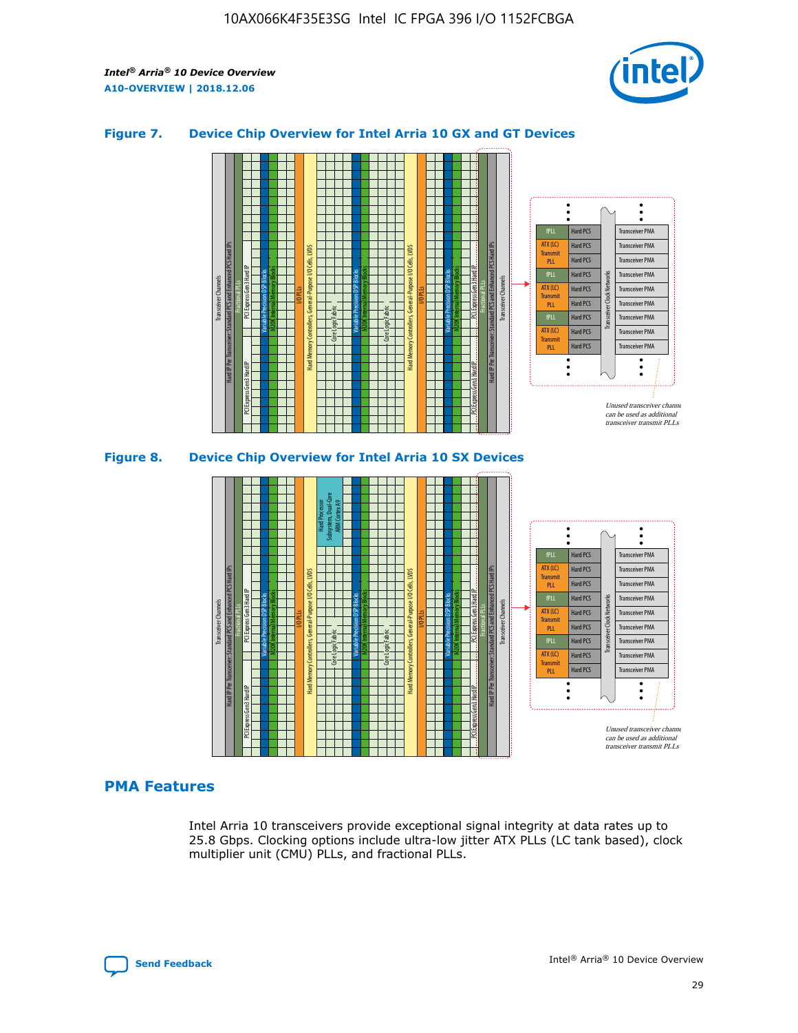## Figure 7. Device Chip Overview for Intel Arria 10 GX and GT Devices

## Figure 8. Device Chip Overview for Intel Arria 10 SX Devices

## PMA Features

Intel Arria 10 transceivers provide exceptional signal integrity at data rates up to 25.8 Gbps. Clocking options include ultra-low jitter ATX PLLs (LC tank based), clock multiplier unit (CMU) PLLs, and fractional PLLs.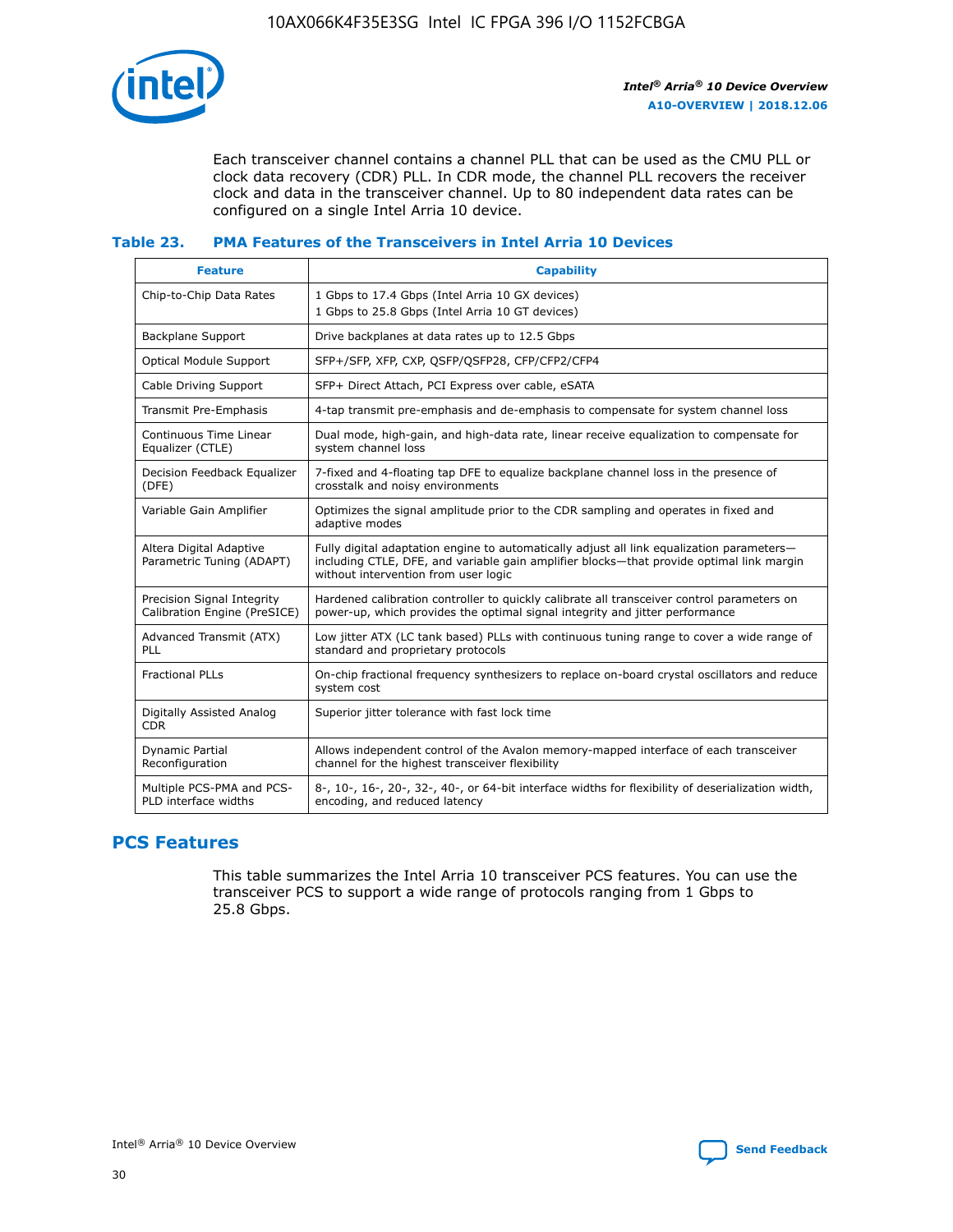Each transceiver channel contains a channel PLL that can be used as the CMU PLL or clock data recovery (CDR) PLL. In CDR mode, the channel PLL recovers the receiver clock and data in the transceiver channel. Up to 80 independent data rates can be configured on a single Intel Arria 10 device.

### Table 23. PMA Features of the Transceivers in Intel Arria 10 Devices

| Feature | Capability |
| --- | --- |
| Chip-to-Chip Data Rates | 1 Gbps to 17.4 Gbps (Intel Arria 10 GX devices)<br>1 Gbps to 25.8 Gbps (Intel Arria 10 GT devices) |
| Backplane Support | Drive backplanes at data rates up to 12.5 Gbps |
| Optical Module Support | SFP+/SFP, XFP, CXP, QSFP/QSFP28, CFP/CFP2/CFP4 |
| Cable Driving Support | SFP+ Direct Attach, PCI Express over cable, eSATA |
| Transmit Pre-Emphasis | 4-tap transmit pre-emphasis and de-emphasis to compensate for system channel loss |
| Continuous Time Linear Equalizer (CTLE) | Dual mode, high-gain, and high-data rate, linear receive equalization to compensate for system channel loss |
| Decision Feedback Equalizer (DFE) | 7-fixed and 4-floating tap DFE to equalize backplane channel loss in the presence of crosstalk and noisy environments |
| Variable Gain Amplifier | Optimizes the signal amplitude prior to the CDR sampling and operates in fixed and adaptive modes |
| Altera Digital Adaptive Parametric Tuning (ADAPT) | Fully digital adaptation engine to automatically adjust all link equalization parameters—including CTLE, DFE, and variable gain amplifier blocks—that provide optimal link margin without intervention from user logic |
| Precision Signal Integrity Calibration Engine (PreSICE) | Hardened calibration controller to quickly calibrate all transceiver control parameters on power-up, which provides the optimal signal integrity and jitter performance |
| Advanced Transmit (ATX) PLL | Low jitter ATX (LC tank based) PLLs with continuous tuning range to cover a wide range of standard and proprietary protocols |
| Fractional PLLs | On-chip fractional frequency synthesizers to replace on-board crystal oscillators and reduce system cost |
| Digitally Assisted Analog CDR | Superior jitter tolerance with fast lock time |
| Dynamic Partial Reconfiguration | Allows independent control of the Avalon memory-mapped interface of each transceiver channel for the highest transceiver flexibility |
| Multiple PCS-PMA and PCS-PLD interface widths | 8-, 10-, 16-, 20-, 32-, 40-, or 64-bit interface widths for flexibility of deserialization width, encoding, and reduced latency |

## PCS Features

This table summarizes the Intel Arria 10 transceiver PCS features. You can use the transceiver PCS to support a wide range of protocols ranging from 1 Gbps to 25.8 Gbps.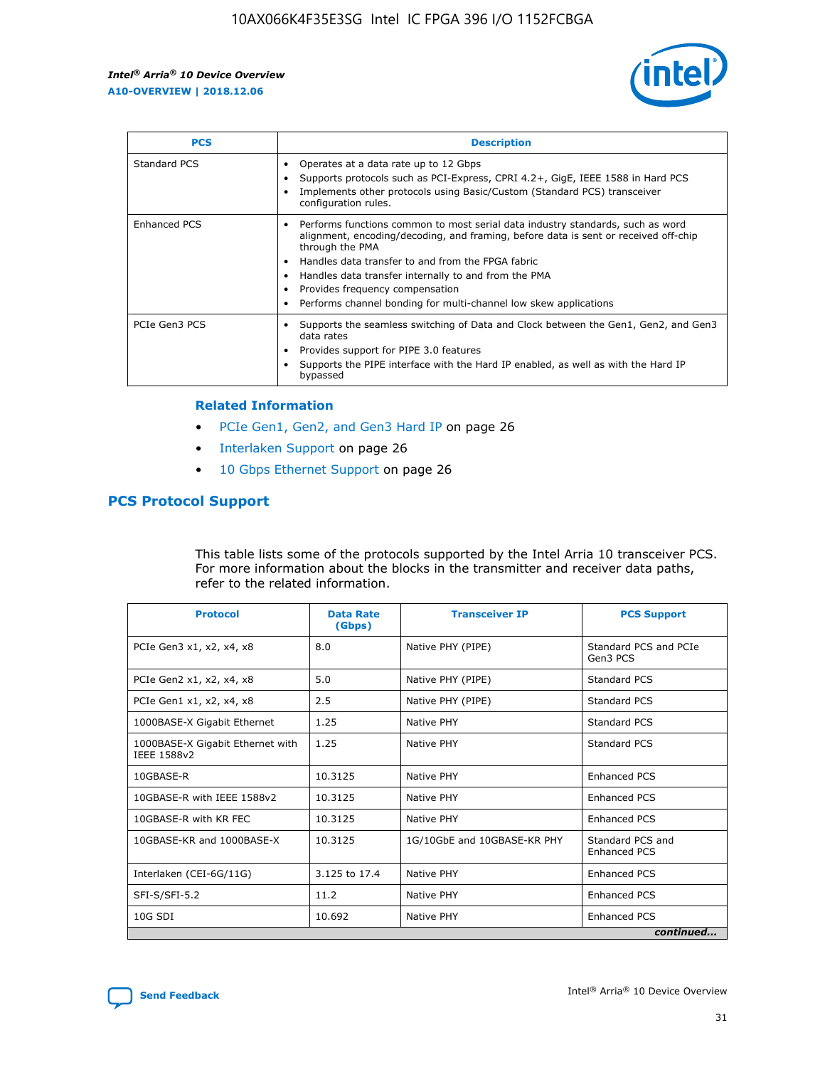| PCS | Description |
| --- | --- |
| Standard PCS | • Operates at a data rate up to 12 Gbps<br>• Supports protocols such as PCI-Express, CPRI 4.2+, GigE, IEEE 1588 in Hard PCS<br>• Implements other protocols using Basic/Custom (Standard PCS) transceiver configuration rules. |
| Enhanced PCS | • Performs functions common to most serial data industry standards, such as word alignment, encoding/decoding, and framing, before data is sent or received off-chip through the PMA<br>• Handles data transfer to and from the FPGA fabric<br>• Handles data transfer internally to and from the PMA<br>• Provides frequency compensation<br>• Performs channel bonding for multi-channel low skew applications |
| PCIe Gen3 PCS | • Supports the seamless switching of Data and Clock between the Gen1, Gen2, and Gen3 data rates<br>• Provides support for PIPE 3.0 features<br>• Supports the PIPE interface with the Hard IP enabled, as well as with the Hard IP bypassed |

### Related Information

- PCIe Gen1, Gen2, and Gen3 Hard IP on page 26
- Interlaken Support on page 26
- 10 Gbps Ethernet Support on page 26

## PCS Protocol Support

This table lists some of the protocols supported by the Intel Arria 10 transceiver PCS. For more information about the blocks in the transmitter and receiver data paths, refer to the related information.

| Protocol | Data Rate (Gbps) | Transceiver IP | PCS Support |
| --- | --- | --- | --- |
| PCIe Gen3 x1, x2, x4, x8 | 8.0 | Native PHY (PIPE) | Standard PCS and PCIe Gen3 PCS |
| PCIe Gen2 x1, x2, x4, x8 | 5.0 | Native PHY (PIPE) | Standard PCS |
| PCIe Gen1 x1, x2, x4, x8 | 2.5 | Native PHY (PIPE) | Standard PCS |
| 1000BASE-X Gigabit Ethernet | 1.25 | Native PHY | Standard PCS |
| 1000BASE-X Gigabit Ethernet with IEEE 1588v2 | 1.25 | Native PHY | Standard PCS |
| 10GBASE-R | 10.3125 | Native PHY | Enhanced PCS |
| 10GBASE-R with IEEE 1588v2 | 10.3125 | Native PHY | Enhanced PCS |
| 10GBASE-R with KR FEC | 10.3125 | Native PHY | Enhanced PCS |
| 10GBASE-KR and 1000BASE-X | 10.3125 | 1G/10GbE and 10GBASE-KR PHY | Standard PCS and Enhanced PCS |
| Interlaken (CEI-6G/11G) | 3.125 to 17.4 | Native PHY | Enhanced PCS |
| SFI-S/SFI-5.2 | 11.2 | Native PHY | Enhanced PCS |
| 10G SDI | 10.692 | Native PHY | Enhanced PCS |

*continued...*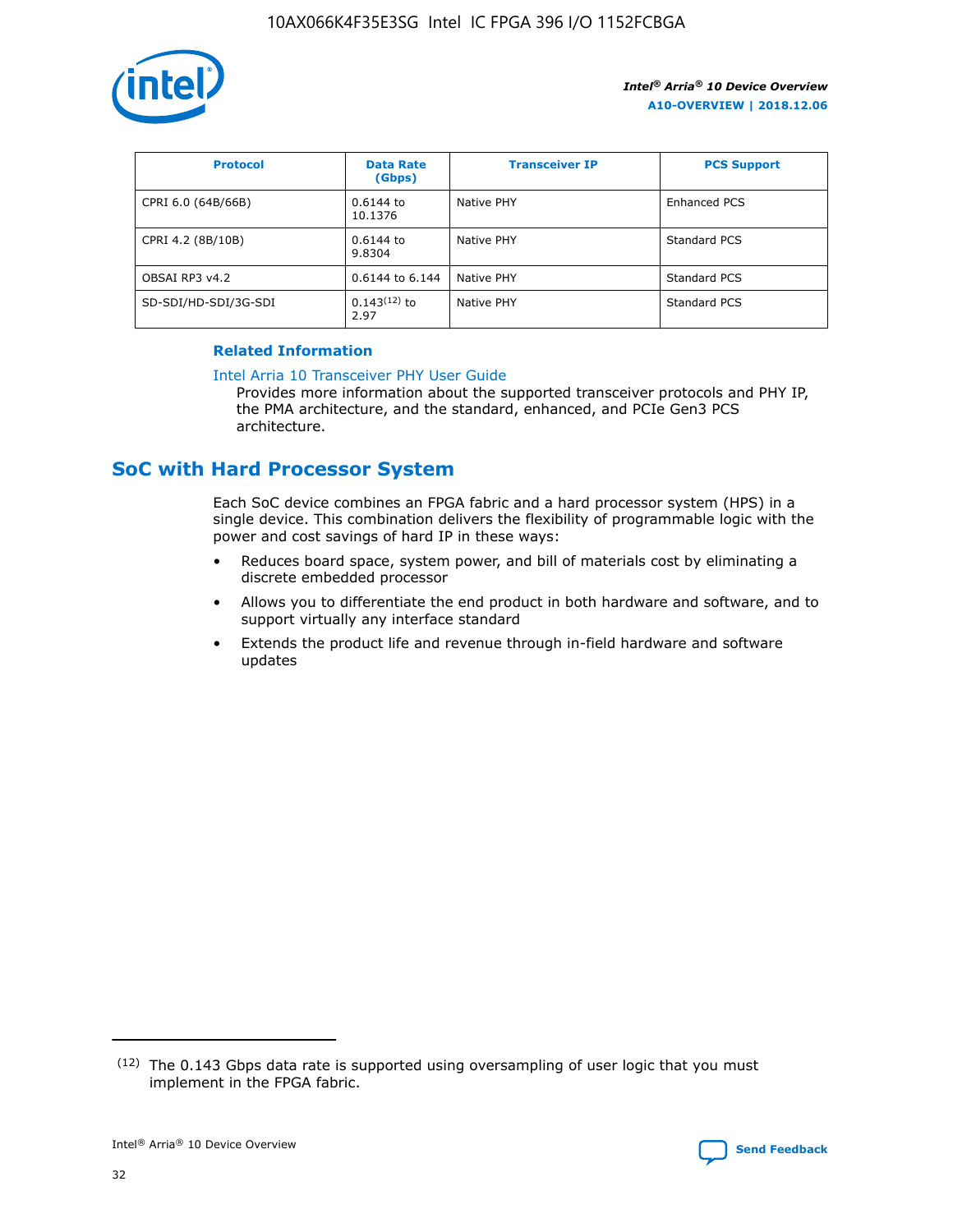| Protocol | Data Rate (Gbps) | Transceiver IP | PCS Support |
| --- | --- | --- | --- |
| CPRI 6.0 (64B/66B) | 0.6144 to 10.1376 | Native PHY | Enhanced PCS |
| CPRI 4.2 (8B/10B) | 0.6144 to 9.8304 | Native PHY | Standard PCS |
| OBSAI RP3 v4.2 | 0.6144 to 6.144 | Native PHY | Standard PCS |
| SD-SDI/HD-SDI/3G-SDI | 0.143[12] to 2.97 | Native PHY | Standard PCS |

**Related Information**

Intel Arria 10 Transceiver PHY User Guide

Provides more information about the supported transceiver protocols and PHY IP, the PMA architecture, and the standard, enhanced, and PCIe Gen3 PCS architecture.

## SoC with Hard Processor System

Each SoC device combines an FPGA fabric and a hard processor system (HPS) in a single device. This combination delivers the flexibility of programmable logic with the power and cost savings of hard IP in these ways:

- Reduces board space, system power, and bill of materials cost by eliminating a discrete embedded processor
- Allows you to differentiate the end product in both hardware and software, and to support virtually any interface standard
- Extends the product life and revenue through in-field hardware and software updates

(12) The 0.143 Gbps data rate is supported using oversampling of user logic that you must implement in the FPGA fabric.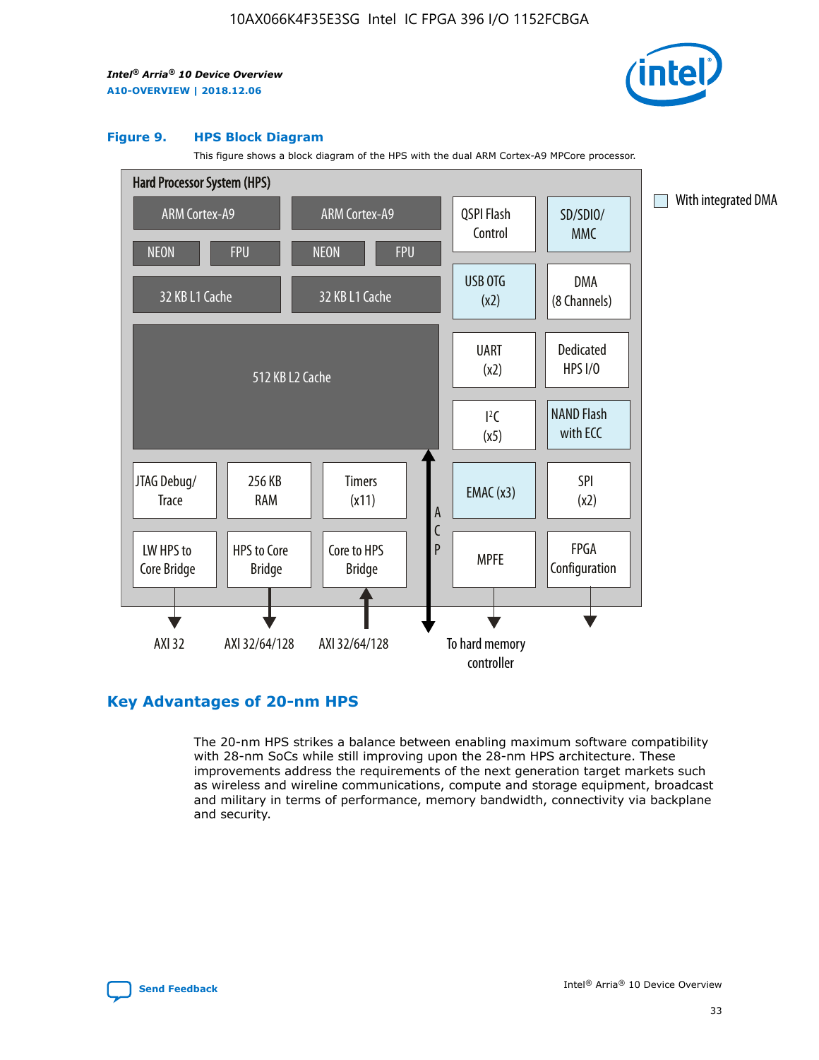**Figure 9. HPS Block Diagram**

This figure shows a block diagram of the HPS with the dual ARM Cortex-A9 MPCore processor.

Hard Processor System (HPS)

ARM Cortex-A9 | ARM Cortex-A9
NEON | FPU | NEON | FPU
32 KB L1 Cache | 32 KB L1 Cache
512 KB L2 Cache
JTAG Debug/Trace | 256 KB RAM | Timers (x11)
LW HPS to Core Bridge | HPS to Core Bridge | Core to HPS Bridge
ACP

QSPI Flash Control | SD/SDIO/MMC
USB OTG (x2) | DMA (8 Channels)
UART (x2) | Dedicated HPS I/O
I²C (x5) | NAND Flash with ECC
EMAC (x3) | SPI (x2)
MPFE | FPGA Configuration

With integrated DMA

AXI 32 | AXI 32/64/128 | AXI 32/64/128 | To hard memory controller

## Key Advantages of 20-nm HPS

The 20-nm HPS strikes a balance between enabling maximum software compatibility with 28-nm SoCs while still improving upon the 28-nm HPS architecture. These improvements address the requirements of the next generation target markets such as wireless and wireline communications, compute and storage equipment, broadcast and military in terms of performance, memory bandwidth, connectivity via backplane and security.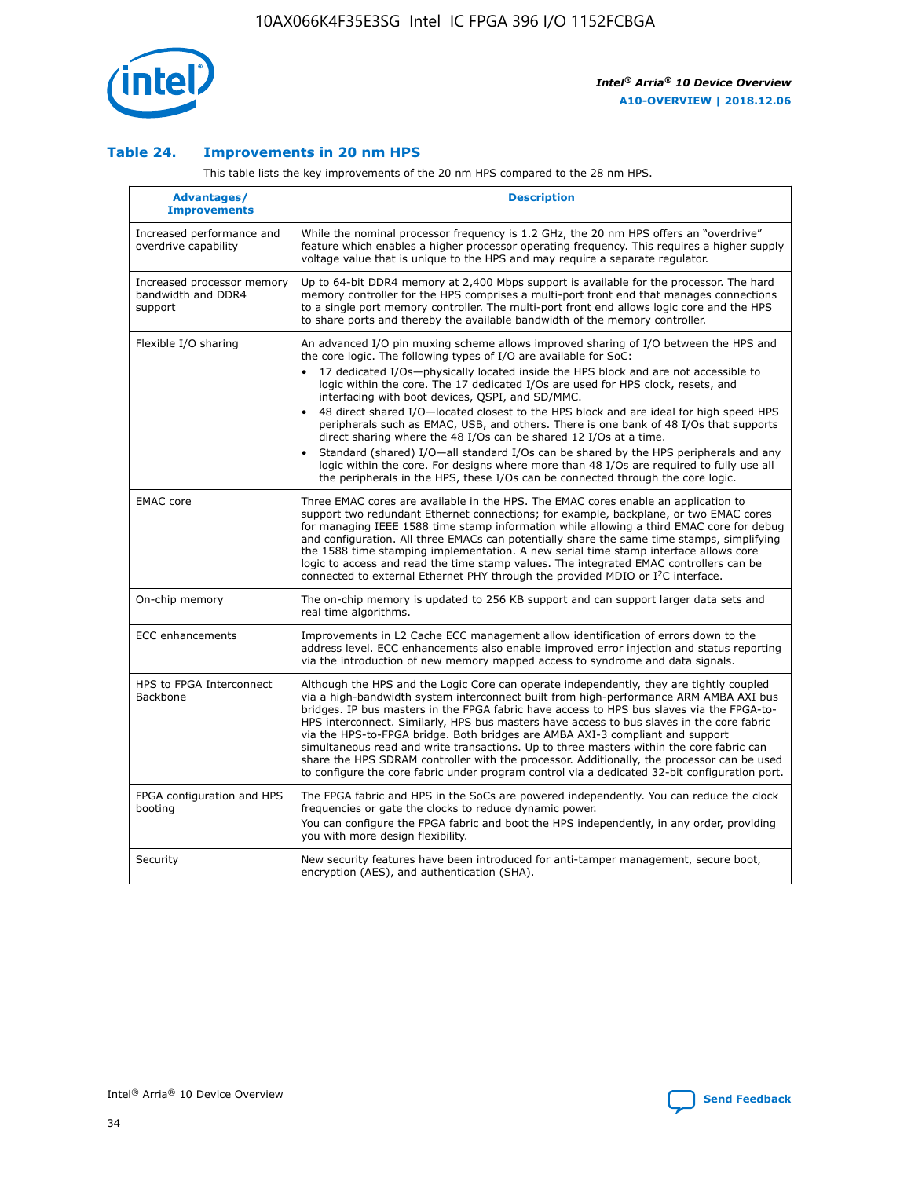### Table 24. Improvements in 20 nm HPS

This table lists the key improvements of the 20 nm HPS compared to the 28 nm HPS.

| Advantages/ Improvements | Description |
|---|---|
| Increased performance and overdrive capability | While the nominal processor frequency is 1.2 GHz, the 20 nm HPS offers an "overdrive" feature which enables a higher processor operating frequency. This requires a higher supply voltage value that is unique to the HPS and may require a separate regulator. |
| Increased processor memory bandwidth and DDR4 support | Up to 64-bit DDR4 memory at 2,400 Mbps support is available for the processor. The hard memory controller for the HPS comprises a multi-port front end that manages connections to a single port memory controller. The multi-port front end allows logic core and the HPS to share ports and thereby the available bandwidth of the memory controller. |
| Flexible I/O sharing | An advanced I/O pin muxing scheme allows improved sharing of I/O between the HPS and the core logic. The following types of I/O are available for SoC: • 17 dedicated I/Os—physically located inside the HPS block and are not accessible to logic within the core. The 17 dedicated I/Os are used for HPS clock, resets, and interfacing with boot devices, QSPI, and SD/MMC. • 48 direct shared I/O—located closest to the HPS block and are ideal for high speed HPS peripherals such as EMAC, USB, and others. There is one bank of 48 I/Os that supports direct sharing where the 48 I/Os can be shared 12 I/Os at a time. • Standard (shared) I/O—all standard I/Os can be shared by the HPS peripherals and any logic within the core. For designs where more than 48 I/Os are required to fully use all the peripherals in the HPS, these I/Os can be connected through the core logic. |
| EMAC core | Three EMAC cores are available in the HPS. The EMAC cores enable an application to support two redundant Ethernet connections; for example, backplane, or two EMAC cores for managing IEEE 1588 time stamp information while allowing a third EMAC core for debug and configuration. All three EMACs can potentially share the same time stamps, simplifying the 1588 time stamping implementation. A new serial time stamp interface allows core logic to access and read the time stamp values. The integrated EMAC controllers can be connected to external Ethernet PHY through the provided MDIO or I²C interface. |
| On-chip memory | The on-chip memory is updated to 256 KB support and can support larger data sets and real time algorithms. |
| ECC enhancements | Improvements in L2 Cache ECC management allow identification of errors down to the address level. ECC enhancements also enable improved error injection and status reporting via the introduction of new memory mapped access to syndrome and data signals. |
| HPS to FPGA Interconnect Backbone | Although the HPS and the Logic Core can operate independently, they are tightly coupled via a high-bandwidth system interconnect built from high-performance ARM AMBA AXI bus bridges. IP bus masters in the FPGA fabric have access to HPS bus slaves via the FPGA-to-HPS interconnect. Similarly, HPS bus masters have access to bus slaves in the core fabric via the HPS-to-FPGA bridge. Both bridges are AMBA AXI-3 compliant and support simultaneous read and write transactions. Up to three masters within the core fabric can share the HPS SDRAM controller with the processor. Additionally, the processor can be used to configure the core fabric under program control via a dedicated 32-bit configuration port. |
| FPGA configuration and HPS booting | The FPGA fabric and HPS in the SoCs are powered independently. You can reduce the clock frequencies or gate the clocks to reduce dynamic power. You can configure the FPGA fabric and boot the HPS independently, in any order, providing you with more design flexibility. |
| Security | New security features have been introduced for anti-tamper management, secure boot, encryption (AES), and authentication (SHA). |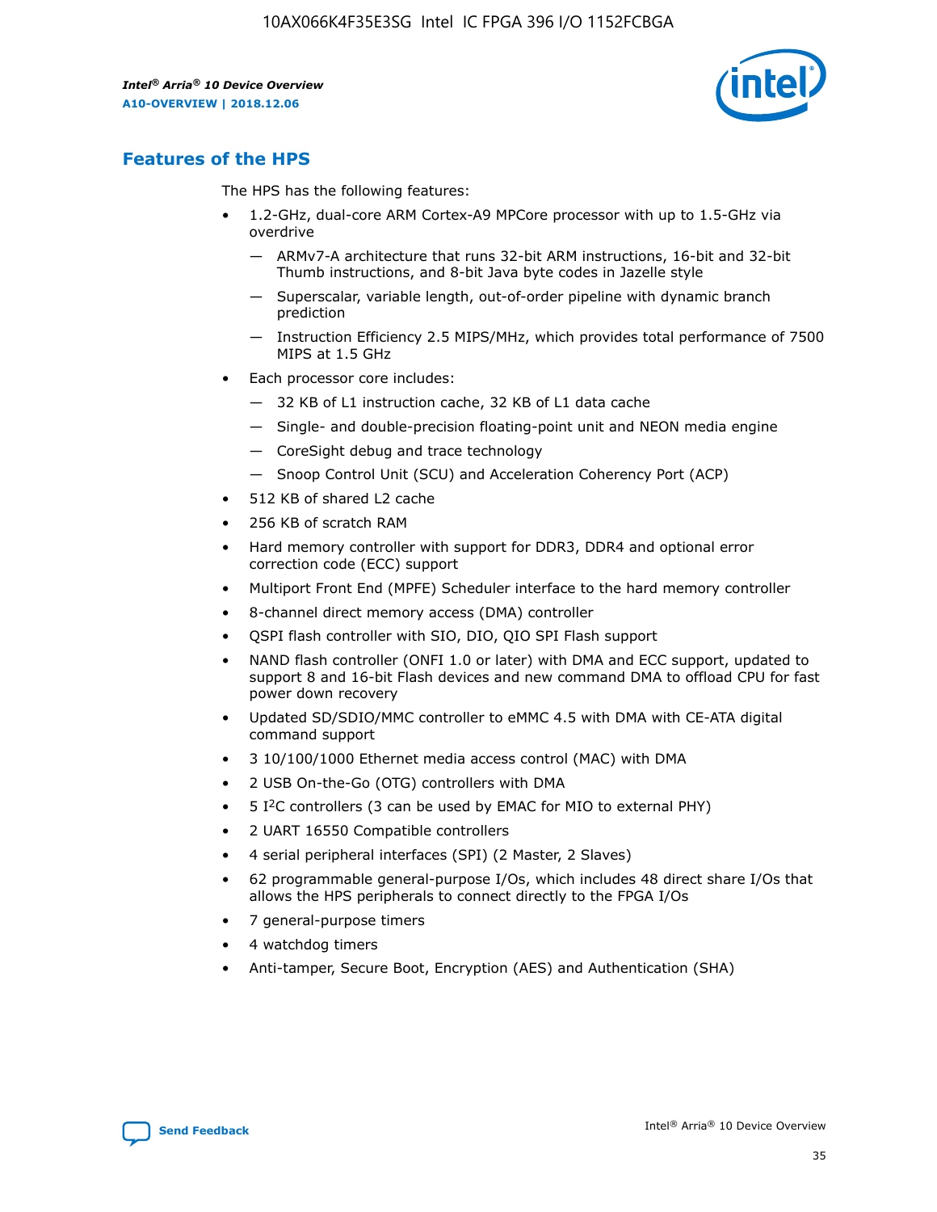## Features of the HPS

The HPS has the following features:

- 1.2-GHz, dual-core ARM Cortex-A9 MPCore processor with up to 1.5-GHz via overdrive
  - ARMv7-A architecture that runs 32-bit ARM instructions, 16-bit and 32-bit Thumb instructions, and 8-bit Java byte codes in Jazelle style
  - Superscalar, variable length, out-of-order pipeline with dynamic branch prediction
  - Instruction Efficiency 2.5 MIPS/MHz, which provides total performance of 7500 MIPS at 1.5 GHz
- Each processor core includes:
  - 32 KB of L1 instruction cache, 32 KB of L1 data cache
  - Single- and double-precision floating-point unit and NEON media engine
  - CoreSight debug and trace technology
  - Snoop Control Unit (SCU) and Acceleration Coherency Port (ACP)
- 512 KB of shared L2 cache
- 256 KB of scratch RAM
- Hard memory controller with support for DDR3, DDR4 and optional error correction code (ECC) support
- Multiport Front End (MPFE) Scheduler interface to the hard memory controller
- 8-channel direct memory access (DMA) controller
- QSPI flash controller with SIO, DIO, QIO SPI Flash support
- NAND flash controller (ONFI 1.0 or later) with DMA and ECC support, updated to support 8 and 16-bit Flash devices and new command DMA to offload CPU for fast power down recovery
- Updated SD/SDIO/MMC controller to eMMC 4.5 with DMA with CE-ATA digital command support
- 3 10/100/1000 Ethernet media access control (MAC) with DMA
- 2 USB On-the-Go (OTG) controllers with DMA
- 5 I²C controllers (3 can be used by EMAC for MIO to external PHY)
- 2 UART 16550 Compatible controllers
- 4 serial peripheral interfaces (SPI) (2 Master, 2 Slaves)
- 62 programmable general-purpose I/Os, which includes 48 direct share I/Os that allows the HPS peripherals to connect directly to the FPGA I/Os
- 7 general-purpose timers
- 4 watchdog timers
- Anti-tamper, Secure Boot, Encryption (AES) and Authentication (SHA)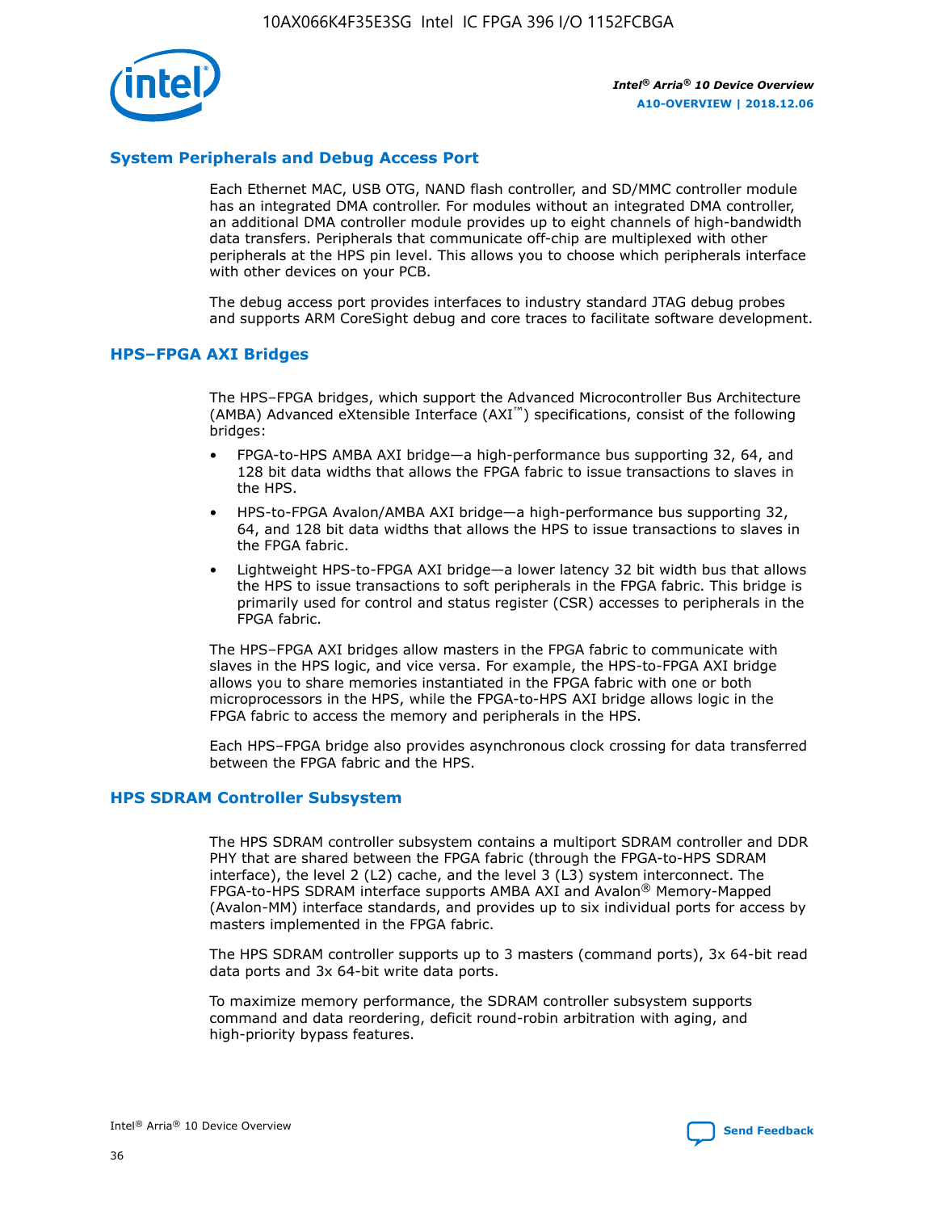## System Peripherals and Debug Access Port

Each Ethernet MAC, USB OTG, NAND flash controller, and SD/MMC controller module has an integrated DMA controller. For modules without an integrated DMA controller, an additional DMA controller module provides up to eight channels of high-bandwidth data transfers. Peripherals that communicate off-chip are multiplexed with other peripherals at the HPS pin level. This allows you to choose which peripherals interface with other devices on your PCB.

The debug access port provides interfaces to industry standard JTAG debug probes and supports ARM CoreSight debug and core traces to facilitate software development.

## HPS–FPGA AXI Bridges

The HPS–FPGA bridges, which support the Advanced Microcontroller Bus Architecture (AMBA) Advanced eXtensible Interface (AXI™) specifications, consist of the following bridges:

- FPGA-to-HPS AMBA AXI bridge—a high-performance bus supporting 32, 64, and 128 bit data widths that allows the FPGA fabric to issue transactions to slaves in the HPS.
- HPS-to-FPGA Avalon/AMBA AXI bridge—a high-performance bus supporting 32, 64, and 128 bit data widths that allows the HPS to issue transactions to slaves in the FPGA fabric.
- Lightweight HPS-to-FPGA AXI bridge—a lower latency 32 bit width bus that allows the HPS to issue transactions to soft peripherals in the FPGA fabric. This bridge is primarily used for control and status register (CSR) accesses to peripherals in the FPGA fabric.

The HPS–FPGA AXI bridges allow masters in the FPGA fabric to communicate with slaves in the HPS logic, and vice versa. For example, the HPS-to-FPGA AXI bridge allows you to share memories instantiated in the FPGA fabric with one or both microprocessors in the HPS, while the FPGA-to-HPS AXI bridge allows logic in the FPGA fabric to access the memory and peripherals in the HPS.

Each HPS–FPGA bridge also provides asynchronous clock crossing for data transferred between the FPGA fabric and the HPS.

## HPS SDRAM Controller Subsystem

The HPS SDRAM controller subsystem contains a multiport SDRAM controller and DDR PHY that are shared between the FPGA fabric (through the FPGA-to-HPS SDRAM interface), the level 2 (L2) cache, and the level 3 (L3) system interconnect. The FPGA-to-HPS SDRAM interface supports AMBA AXI and Avalon® Memory-Mapped (Avalon-MM) interface standards, and provides up to six individual ports for access by masters implemented in the FPGA fabric.

The HPS SDRAM controller supports up to 3 masters (command ports), 3x 64-bit read data ports and 3x 64-bit write data ports.

To maximize memory performance, the SDRAM controller subsystem supports command and data reordering, deficit round-robin arbitration with aging, and high-priority bypass features.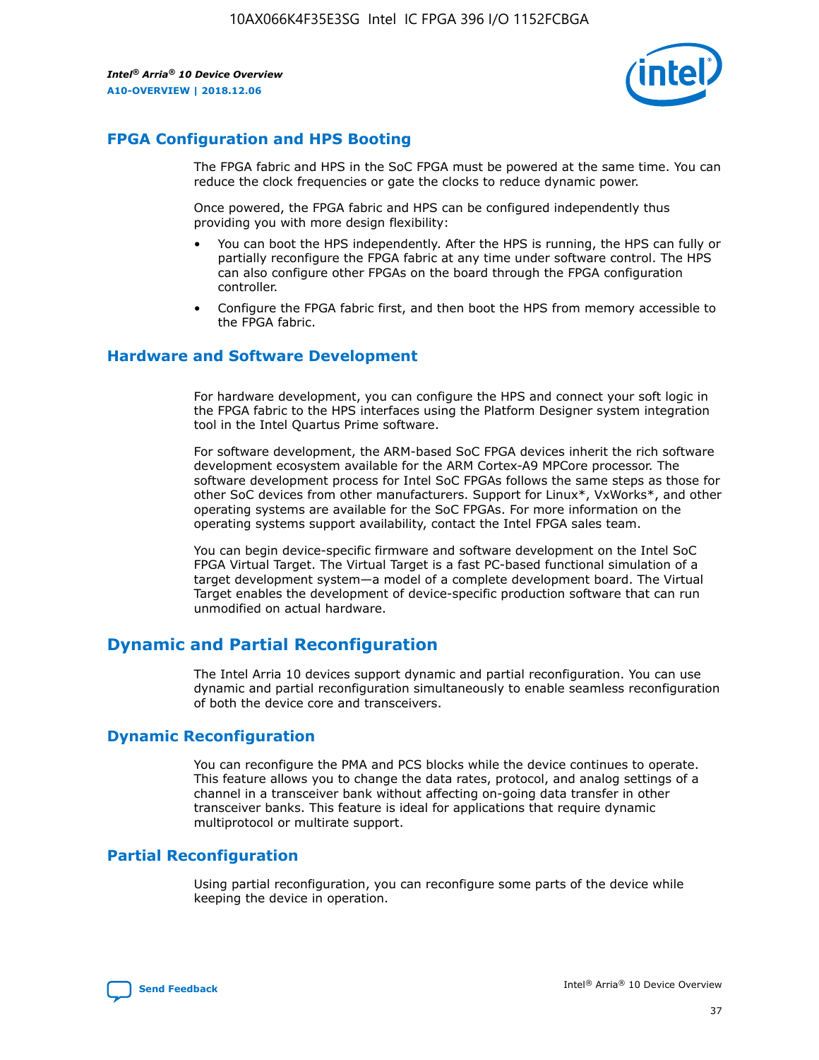## FPGA Configuration and HPS Booting

The FPGA fabric and HPS in the SoC FPGA must be powered at the same time. You can reduce the clock frequencies or gate the clocks to reduce dynamic power.

Once powered, the FPGA fabric and HPS can be configured independently thus providing you with more design flexibility:

- You can boot the HPS independently. After the HPS is running, the HPS can fully or partially reconfigure the FPGA fabric at any time under software control. The HPS can also configure other FPGAs on the board through the FPGA configuration controller.
- Configure the FPGA fabric first, and then boot the HPS from memory accessible to the FPGA fabric.

## Hardware and Software Development

For hardware development, you can configure the HPS and connect your soft logic in the FPGA fabric to the HPS interfaces using the Platform Designer system integration tool in the Intel Quartus Prime software.

For software development, the ARM-based SoC FPGA devices inherit the rich software development ecosystem available for the ARM Cortex-A9 MPCore processor. The software development process for Intel SoC FPGAs follows the same steps as those for other SoC devices from other manufacturers. Support for Linux*, VxWorks*, and other operating systems are available for the SoC FPGAs. For more information on the operating systems support availability, contact the Intel FPGA sales team.

You can begin device-specific firmware and software development on the Intel SoC FPGA Virtual Target. The Virtual Target is a fast PC-based functional simulation of a target development system—a model of a complete development board. The Virtual Target enables the development of device-specific production software that can run unmodified on actual hardware.

# Dynamic and Partial Reconfiguration

The Intel Arria 10 devices support dynamic and partial reconfiguration. You can use dynamic and partial reconfiguration simultaneously to enable seamless reconfiguration of both the device core and transceivers.

## Dynamic Reconfiguration

You can reconfigure the PMA and PCS blocks while the device continues to operate. This feature allows you to change the data rates, protocol, and analog settings of a channel in a transceiver bank without affecting on-going data transfer in other transceiver banks. This feature is ideal for applications that require dynamic multiprotocol or multirate support.

## Partial Reconfiguration

Using partial reconfiguration, you can reconfigure some parts of the device while keeping the device in operation.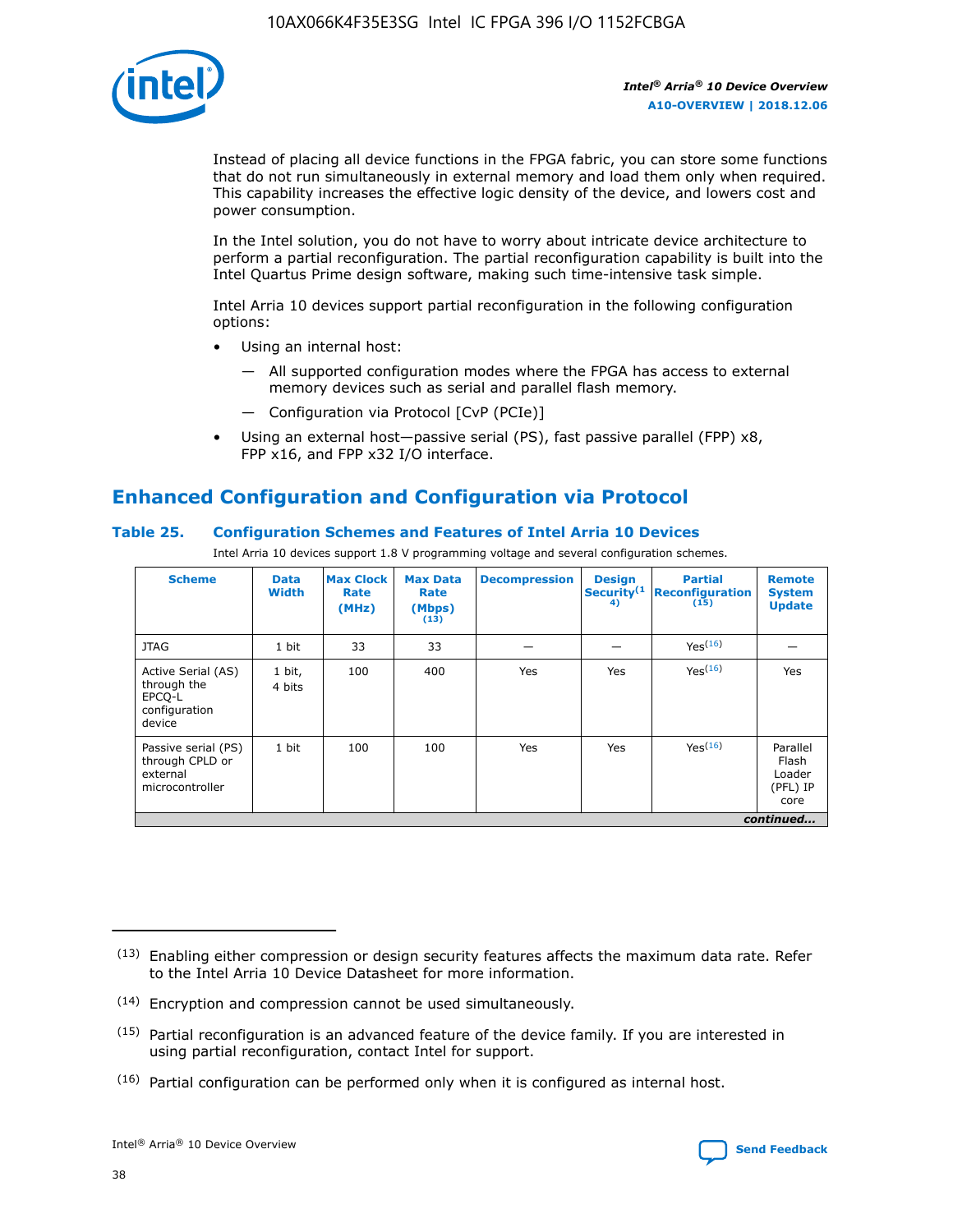Instead of placing all device functions in the FPGA fabric, you can store some functions that do not run simultaneously in external memory and load them only when required. This capability increases the effective logic density of the device, and lowers cost and power consumption.

In the Intel solution, you do not have to worry about intricate device architecture to perform a partial reconfiguration. The partial reconfiguration capability is built into the Intel Quartus Prime design software, making such time-intensive task simple.

Intel Arria 10 devices support partial reconfiguration in the following configuration options:

- Using an internal host:
  - — All supported configuration modes where the FPGA has access to external memory devices such as serial and parallel flash memory.
  - — Configuration via Protocol [CvP (PCIe)]
- Using an external host—passive serial (PS), fast passive parallel (FPP) x8, FPP x16, and FPP x32 I/O interface.

## Enhanced Configuration and Configuration via Protocol

### Table 25. Configuration Schemes and Features of Intel Arria 10 Devices

Intel Arria 10 devices support 1.8 V programming voltage and several configuration schemes.

| Scheme | Data Width | Max Clock Rate (MHz) | Max Data Rate (Mbps) (13) | Decompression | Design Security (14) | Partial Reconfiguration (15) | Remote System Update |
|---|---|---|---|---|---|---|---|
| JTAG | 1 bit | 33 | 33 | — | — | Yes(16) | — |
| Active Serial (AS) through the EPCQ-L configuration device | 1 bit, 4 bits | 100 | 400 | Yes | Yes | Yes(16) | Yes |
| Passive serial (PS) through CPLD or external microcontroller | 1 bit | 100 | 100 | Yes | Yes | Yes(16) | Parallel Flash Loader (PFL) IP core |

*continued...*

(13) Enabling either compression or design security features affects the maximum data rate. Refer to the Intel Arria 10 Device Datasheet for more information.

(14) Encryption and compression cannot be used simultaneously.

(15) Partial reconfiguration is an advanced feature of the device family. If you are interested in using partial reconfiguration, contact Intel for support.

(16) Partial configuration can be performed only when it is configured as internal host.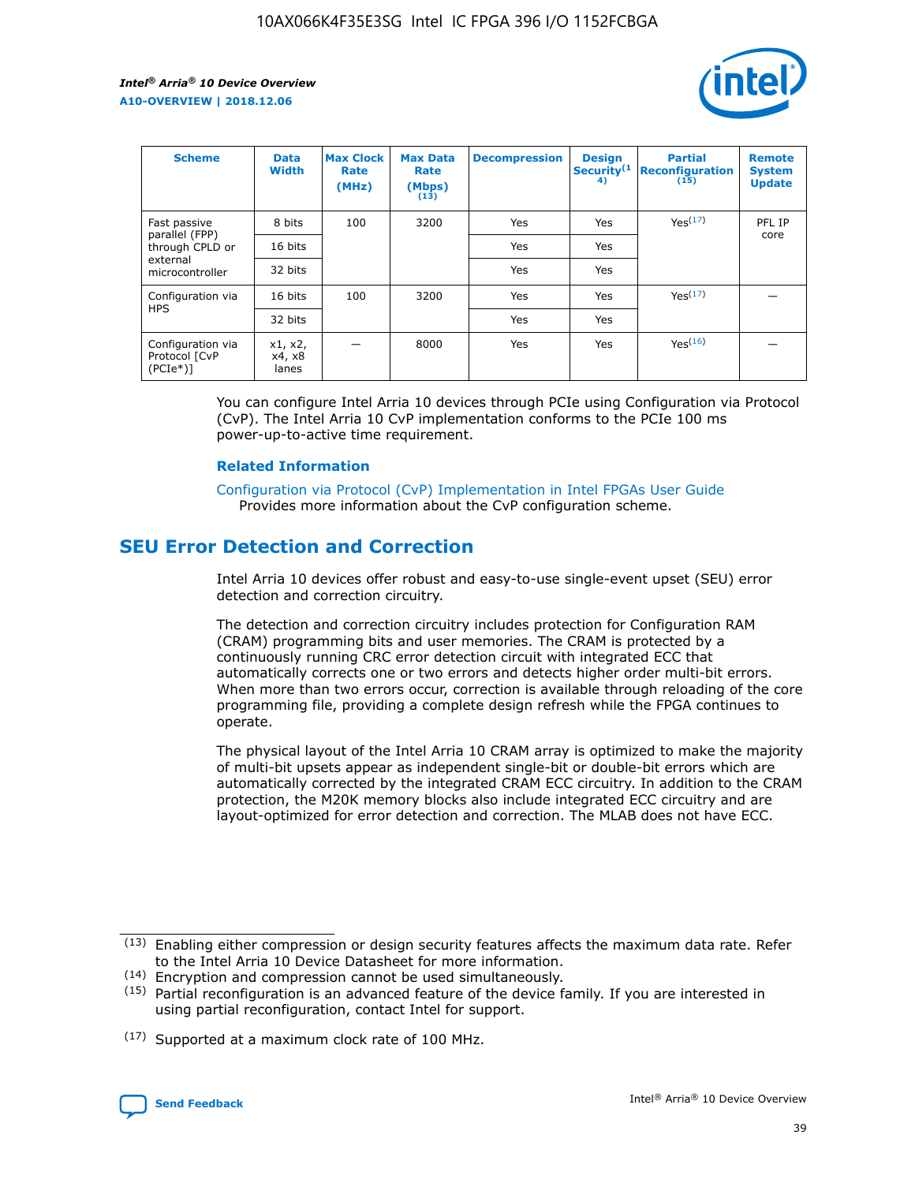| Scheme | Data Width | Max Clock Rate (MHz) | Max Data Rate (Mbps) (13) | Decompression | Design Security(14) | Partial Reconfiguration (15) | Remote System Update |
| --- | --- | --- | --- | --- | --- | --- | --- |
| Fast passive parallel (FPP) through CPLD or external microcontroller | 8 bits | 100 | 3200 | Yes | Yes | Yes(17) | PFL IP core |
| | 16 bits | | | Yes | Yes | | |
| | 32 bits | | | Yes | Yes | | |
| Configuration via HPS | 16 bits | 100 | 3200 | Yes | Yes | Yes(17) | — |
| | 32 bits | | | Yes | Yes | | |
| Configuration via Protocol [CvP (PCIe*)] | x1, x2, x4, x8 lanes | — | 8000 | Yes | Yes | Yes(16) | — |

You can configure Intel Arria 10 devices through PCIe using Configuration via Protocol (CvP). The Intel Arria 10 CvP implementation conforms to the PCIe 100 ms power-up-to-active time requirement.

### Related Information

Configuration via Protocol (CvP) Implementation in Intel FPGAs User Guide
Provides more information about the CvP configuration scheme.

## SEU Error Detection and Correction

Intel Arria 10 devices offer robust and easy-to-use single-event upset (SEU) error detection and correction circuitry.

The detection and correction circuitry includes protection for Configuration RAM (CRAM) programming bits and user memories. The CRAM is protected by a continuously running CRC error detection circuit with integrated ECC that automatically corrects one or two errors and detects higher order multi-bit errors. When more than two errors occur, correction is available through reloading of the core programming file, providing a complete design refresh while the FPGA continues to operate.

The physical layout of the Intel Arria 10 CRAM array is optimized to make the majority of multi-bit upsets appear as independent single-bit or double-bit errors which are automatically corrected by the integrated CRAM ECC circuitry. In addition to the CRAM protection, the M20K memory blocks also include integrated ECC circuitry and are layout-optimized for error detection and correction. The MLAB does not have ECC.

(13) Enabling either compression or design security features affects the maximum data rate. Refer to the Intel Arria 10 Device Datasheet for more information.

(14) Encryption and compression cannot be used simultaneously.

(15) Partial reconfiguration is an advanced feature of the device family. If you are interested in using partial reconfiguration, contact Intel for support.

(17) Supported at a maximum clock rate of 100 MHz.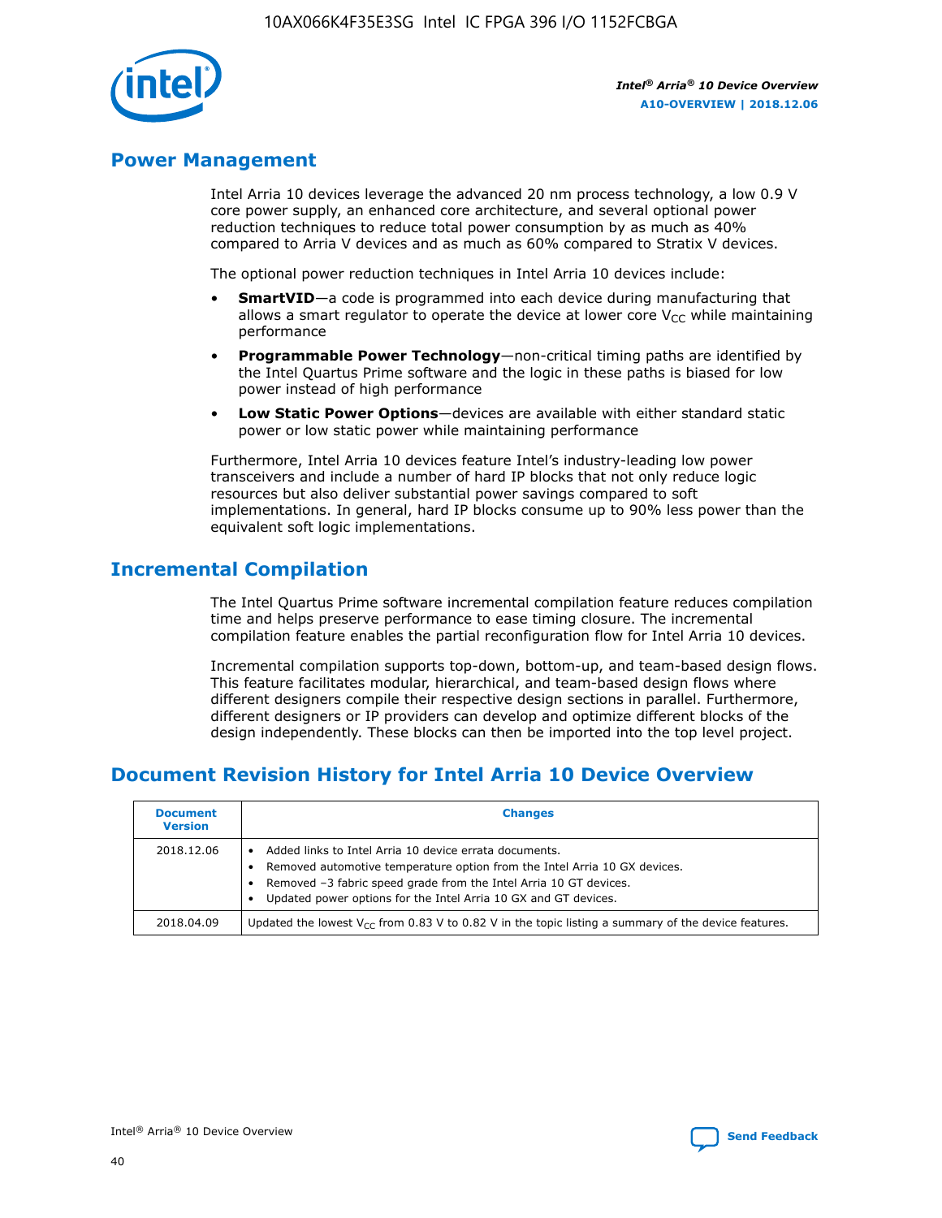## Power Management

Intel Arria 10 devices leverage the advanced 20 nm process technology, a low 0.9 V core power supply, an enhanced core architecture, and several optional power reduction techniques to reduce total power consumption by as much as 40% compared to Arria V devices and as much as 60% compared to Stratix V devices.

The optional power reduction techniques in Intel Arria 10 devices include:

- **SmartVID**—a code is programmed into each device during manufacturing that allows a smart regulator to operate the device at lower core $V_{CC}$ while maintaining performance
- **Programmable Power Technology**—non-critical timing paths are identified by the Intel Quartus Prime software and the logic in these paths is biased for low power instead of high performance
- **Low Static Power Options**—devices are available with either standard static power or low static power while maintaining performance

Furthermore, Intel Arria 10 devices feature Intel's industry-leading low power transceivers and include a number of hard IP blocks that not only reduce logic resources but also deliver substantial power savings compared to soft implementations. In general, hard IP blocks consume up to 90% less power than the equivalent soft logic implementations.

## Incremental Compilation

The Intel Quartus Prime software incremental compilation feature reduces compilation time and helps preserve performance to ease timing closure. The incremental compilation feature enables the partial reconfiguration flow for Intel Arria 10 devices.

Incremental compilation supports top-down, bottom-up, and team-based design flows. This feature facilitates modular, hierarchical, and team-based design flows where different designers compile their respective design sections in parallel. Furthermore, different designers or IP providers can develop and optimize different blocks of the design independently. These blocks can then be imported into the top level project.

## Document Revision History for Intel Arria 10 Device Overview

| Document Version | Changes |
| --- | --- |
| 2018.12.06 | • Added links to Intel Arria 10 device errata documents.<br>• Removed automotive temperature option from the Intel Arria 10 GX devices.<br>• Removed –3 fabric speed grade from the Intel Arria 10 GT devices.<br>• Updated power options for the Intel Arria 10 GX and GT devices. |
| 2018.04.09 | Updated the lowest $V_{CC}$ from 0.83 V to 0.82 V in the topic listing a summary of the device features. |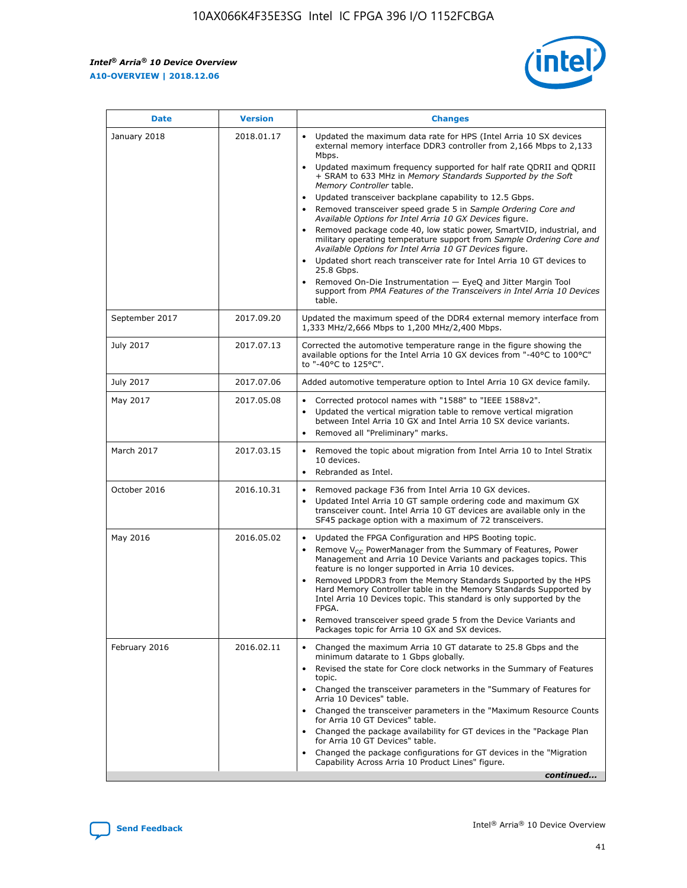| Date | Version | Changes |
| --- | --- | --- |
| January 2018 | 2018.01.17 | • Updated the maximum data rate for HPS (Intel Arria 10 SX devices external memory interface DDR3 controller from 2,166 Mbps to 2,133 Mbps.<br>• Updated maximum frequency supported for half rate QDRII and QDRII + SRAM to 633 MHz in *Memory Standards Supported by the Soft Memory Controller* table.<br>• Updated transceiver backplane capability to 12.5 Gbps.<br>• Removed transceiver speed grade 5 in *Sample Ordering Core and Available Options for Intel Arria 10 GX Devices* figure.<br>• Removed package code 40, low static power, SmartVID, industrial, and military operating temperature support from *Sample Ordering Core and Available Options for Intel Arria 10 GT Devices* figure.<br>• Updated short reach transceiver rate for Intel Arria 10 GT devices to 25.8 Gbps.<br>• Removed On-Die Instrumentation — EyeQ and Jitter Margin Tool support from *PMA Features of the Transceivers in Intel Arria 10 Devices* table. |
| September 2017 | 2017.09.20 | Updated the maximum speed of the DDR4 external memory interface from 1,333 MHz/2,666 Mbps to 1,200 MHz/2,400 Mbps. |
| July 2017 | 2017.07.13 | Corrected the automotive temperature range in the figure showing the available options for the Intel Arria 10 GX devices from "-40°C to 100°C" to "-40°C to 125°C". |
| July 2017 | 2017.07.06 | Added automotive temperature option to Intel Arria 10 GX device family. |
| May 2017 | 2017.05.08 | • Corrected protocol names with "1588" to "IEEE 1588v2".<br>• Updated the vertical migration table to remove vertical migration between Intel Arria 10 GX and Intel Arria 10 SX device variants.<br>• Removed all "Preliminary" marks. |
| March 2017 | 2017.03.15 | • Removed the topic about migration from Intel Arria 10 to Intel Stratix 10 devices.<br>• Rebranded as Intel. |
| October 2016 | 2016.10.31 | • Removed package F36 from Intel Arria 10 GX devices.<br>• Updated Intel Arria 10 GT sample ordering code and maximum GX transceiver count. Intel Arria 10 GT devices are available only in the SF45 package option with a maximum of 72 transceivers. |
| May 2016 | 2016.05.02 | • Updated the FPGA Configuration and HPS Booting topic.<br>• Remove $V_{CC}$ PowerManager from the Summary of Features, Power Management and Arria 10 Device Variants and packages topics. This feature is no longer supported in Arria 10 devices.<br>• Removed LPDDR3 from the Memory Standards Supported by the HPS Hard Memory Controller table in the Memory Standards Supported by Intel Arria 10 Devices topic. This standard is only supported by the FPGA.<br>• Removed transceiver speed grade 5 from the Device Variants and Packages topic for Arria 10 GX and SX devices. |
| February 2016 | 2016.02.11 | • Changed the maximum Arria 10 GT datarate to 25.8 Gbps and the minimum datarate to 1 Gbps globally.<br>• Revised the state for Core clock networks in the Summary of Features topic.<br>• Changed the transceiver parameters in the "Summary of Features for Arria 10 Devices" table.<br>• Changed the transceiver parameters in the "Maximum Resource Counts for Arria 10 GT Devices" table.<br>• Changed the package availability for GT devices in the "Package Plan for Arria 10 GT Devices" table.<br>• Changed the package configurations for GT devices in the "Migration Capability Across Arria 10 Product Lines" figure. |

*continued...*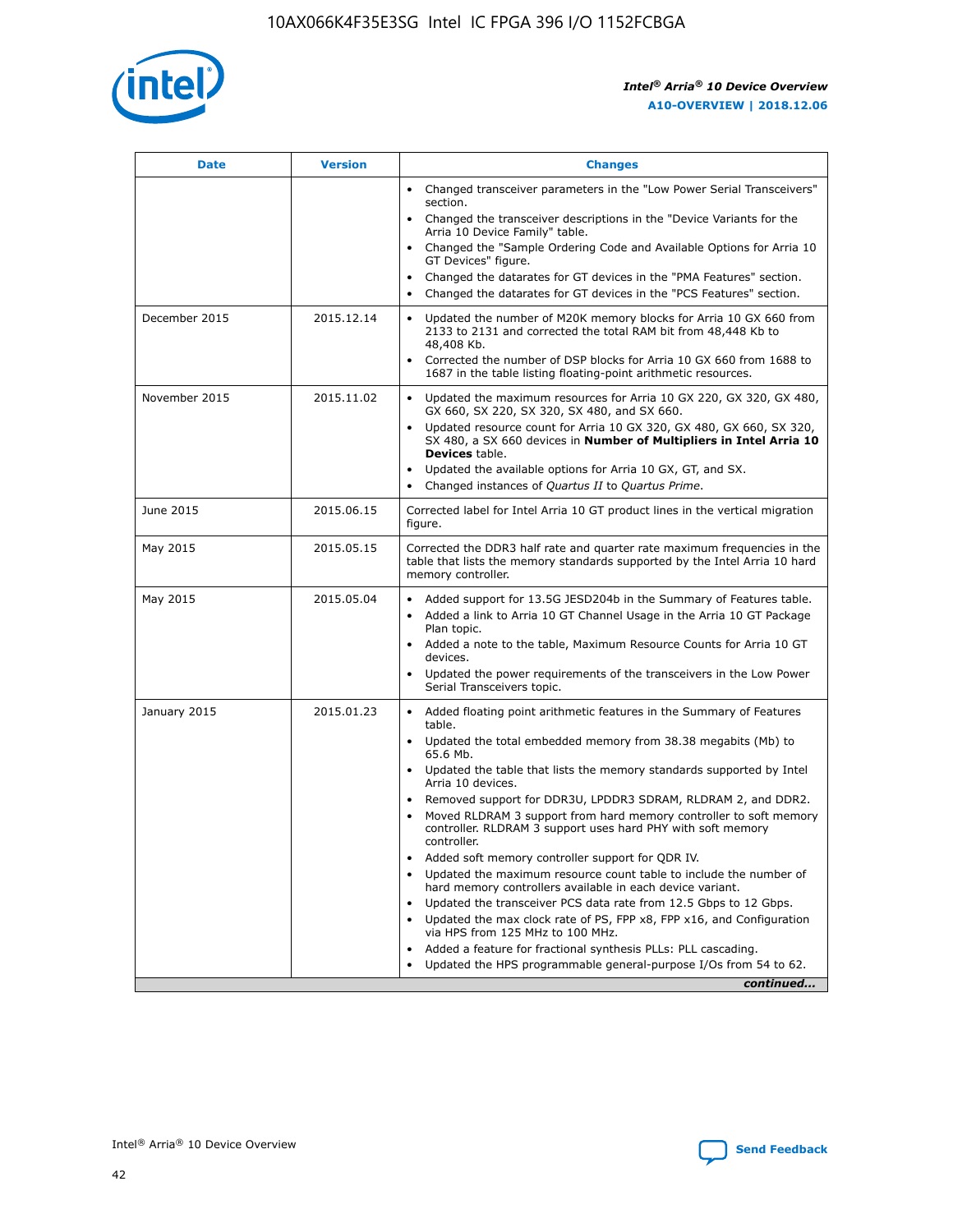| Date | Version | Changes |
| --- | --- | --- |
| | | • Changed transceiver parameters in the "Low Power Serial Transceivers" section.<br>• Changed the transceiver descriptions in the "Device Variants for the Arria 10 Device Family" table.<br>• Changed the "Sample Ordering Code and Available Options for Arria 10 GT Devices" figure.<br>• Changed the datarates for GT devices in the "PMA Features" section.<br>• Changed the datarates for GT devices in the "PCS Features" section. |
| December 2015 | 2015.12.14 | • Updated the number of M20K memory blocks for Arria 10 GX 660 from 2133 to 2131 and corrected the total RAM bit from 48,448 Kb to 48,408 Kb.<br>• Corrected the number of DSP blocks for Arria 10 GX 660 from 1688 to 1687 in the table listing floating-point arithmetic resources. |
| November 2015 | 2015.11.02 | • Updated the maximum resources for Arria 10 GX 220, GX 320, GX 480, GX 660, SX 220, SX 320, SX 480, and SX 660.<br>• Updated resource count for Arria 10 GX 320, GX 480, GX 660, SX 320, SX 480, a SX 660 devices in **Number of Multipliers in Intel Arria 10 Devices** table.<br>• Updated the available options for Arria 10 GX, GT, and SX.<br>• Changed instances of *Quartus II* to *Quartus Prime*. |
| June 2015 | 2015.06.15 | Corrected label for Intel Arria 10 GT product lines in the vertical migration figure. |
| May 2015 | 2015.05.15 | Corrected the DDR3 half rate and quarter rate maximum frequencies in the table that lists the memory standards supported by the Intel Arria 10 hard memory controller. |
| May 2015 | 2015.05.04 | • Added support for 13.5G JESD204b in the Summary of Features table.<br>• Added a link to Arria 10 GT Channel Usage in the Arria 10 GT Package Plan topic.<br>• Added a note to the table, Maximum Resource Counts for Arria 10 GT devices.<br>• Updated the power requirements of the transceivers in the Low Power Serial Transceivers topic. |
| January 2015 | 2015.01.23 | • Added floating point arithmetic features in the Summary of Features table.<br>• Updated the total embedded memory from 38.38 megabits (Mb) to 65.6 Mb.<br>• Updated the table that lists the memory standards supported by Intel Arria 10 devices.<br>• Removed support for DDR3U, LPDDR3 SDRAM, RLDRAM 2, and DDR2.<br>• Moved RLDRAM 3 support from hard memory controller to soft memory controller. RLDRAM 3 support uses hard PHY with soft memory controller.<br>• Added soft memory controller support for QDR IV.<br>• Updated the maximum resource count table to include the number of hard memory controllers available in each device variant.<br>• Updated the transceiver PCS data rate from 12.5 Gbps to 12 Gbps.<br>• Updated the max clock rate of PS, FPP x8, FPP x16, and Configuration via HPS from 125 MHz to 100 MHz.<br>• Added a feature for fractional synthesis PLLs: PLL cascading.<br>• Updated the HPS programmable general-purpose I/Os from 54 to 62. |

*continued...*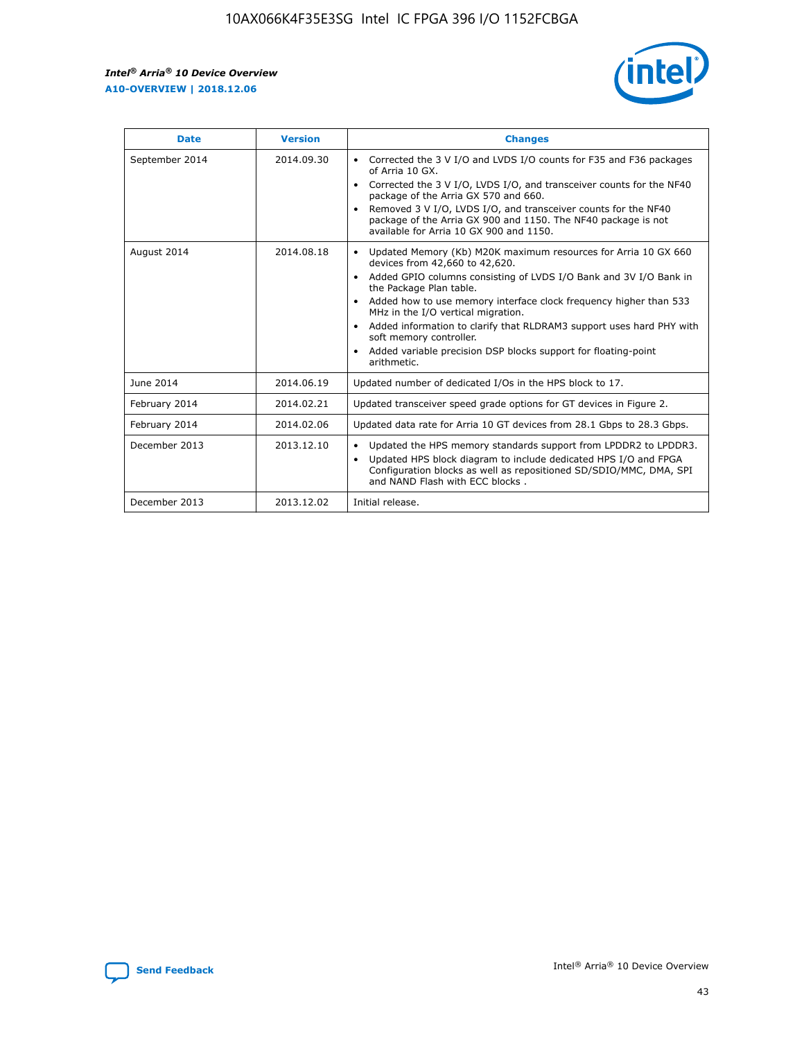| Date | Version | Changes |
| --- | --- | --- |
| September 2014 | 2014.09.30 | • Corrected the 3 V I/O and LVDS I/O counts for F35 and F36 packages of Arria 10 GX.<br>• Corrected the 3 V I/O, LVDS I/O, and transceiver counts for the NF40 package of the Arria GX 570 and 660.<br>• Removed 3 V I/O, LVDS I/O, and transceiver counts for the NF40 package of the Arria GX 900 and 1150. The NF40 package is not available for Arria 10 GX 900 and 1150. |
| August 2014 | 2014.08.18 | • Updated Memory (Kb) M20K maximum resources for Arria 10 GX 660 devices from 42,660 to 42,620.<br>• Added GPIO columns consisting of LVDS I/O Bank and 3V I/O Bank in the Package Plan table.<br>• Added how to use memory interface clock frequency higher than 533 MHz in the I/O vertical migration.<br>• Added information to clarify that RLDRAM3 support uses hard PHY with soft memory controller.<br>• Added variable precision DSP blocks support for floating-point arithmetic. |
| June 2014 | 2014.06.19 | Updated number of dedicated I/Os in the HPS block to 17. |
| February 2014 | 2014.02.21 | Updated transceiver speed grade options for GT devices in Figure 2. |
| February 2014 | 2014.02.06 | Updated data rate for Arria 10 GT devices from 28.1 Gbps to 28.3 Gbps. |
| December 2013 | 2013.12.10 | • Updated the HPS memory standards support from LPDDR2 to LPDDR3.<br>• Updated HPS block diagram to include dedicated HPS I/O and FPGA Configuration blocks as well as repositioned SD/SDIO/MMC, DMA, SPI and NAND Flash with ECC blocks . |
| December 2013 | 2013.12.02 | Initial release. |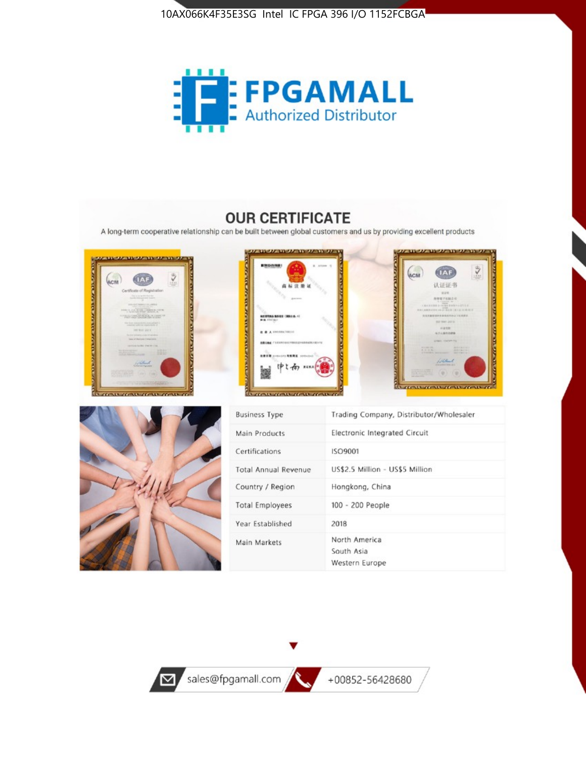FPGAMALL

Authorized Distributor

# OUR CERTIFICATE

A long-term cooperative relationship can be built between global customers and us by providing excellent products

| | |
|---|---|
| Business Type | Trading Company, Distributor/Wholesaler |
| Main Products | Electronic Integrated Circuit |
| Certifications | ISO9001 |
| Total Annual Revenue | US$2.5 Million - US$5 Million |
| Country / Region | Hongkong, China |
| Total Employees | 100 - 200 People |
| Year Established | 2018 |
| Main Markets | North America<br>South Asia<br>Western Europe |

sales@fpgamall.com

+00852-56428680